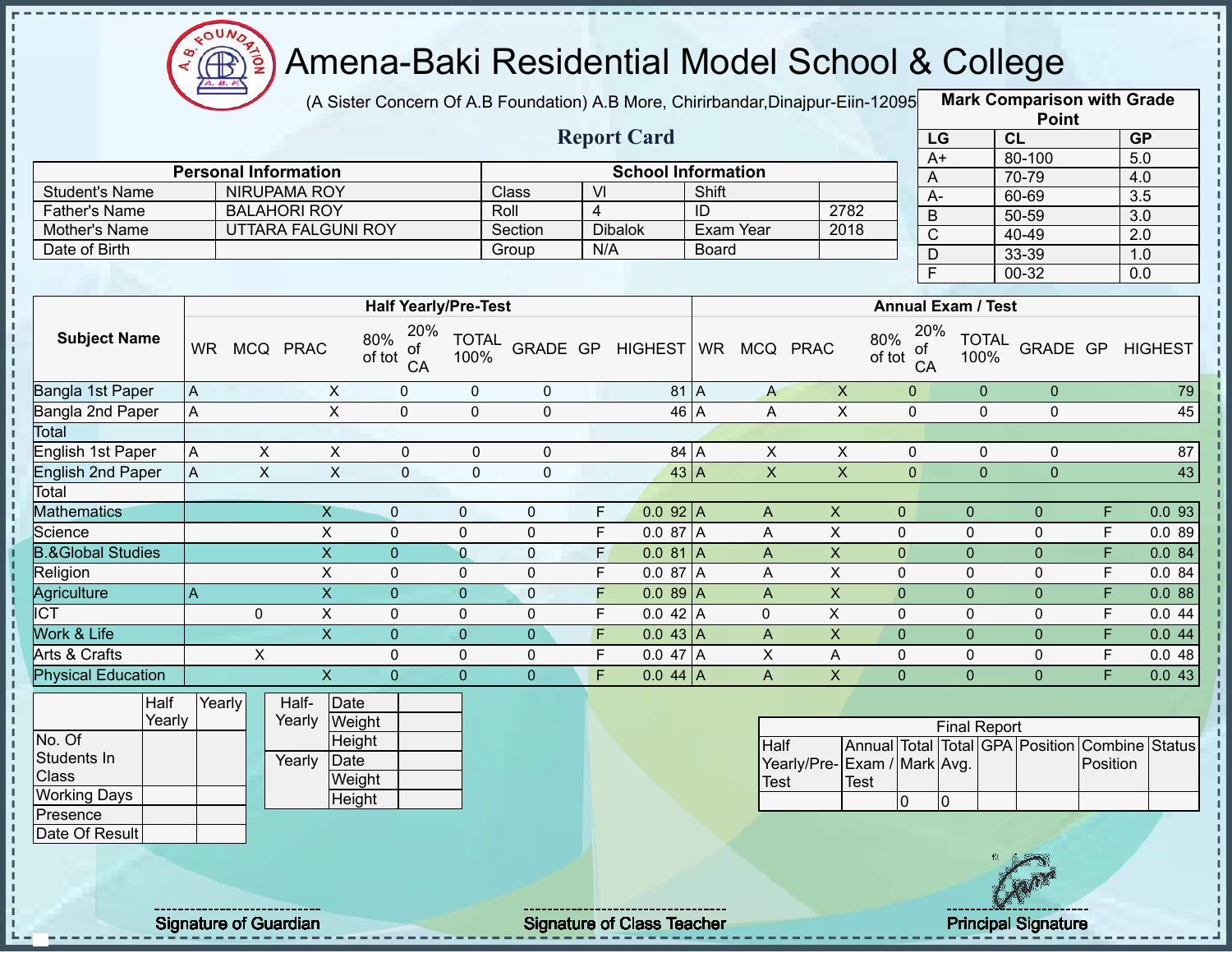# Amena-Baki Residential Model School & College

(A Sister Concern Of A.B Foundation) A.B More, Chirirbandar,Dinajpur-Eiin-120950

## Report Card

| Mark Comparison with Grade Point | | |
|---|---|---|
| LG | CL | GP |
| A+ | 80-100 | 5.0 |
| A | 70-79 | 4.0 |
| A- | 60-69 | 3.5 |
| B | 50-59 | 3.0 |
| C | 40-49 | 2.0 |
| D | 33-39 | 1.0 |
| F | 00-32 | 0.0 |

| Personal Information | | School Information | | | |
|---|---|---|---|---|---|
| Student's Name | NIRUPAMA ROY | Class | VI | Shift | |
| Father's Name | BALAHORI ROY | Roll | 4 | ID | 2782 |
| Mother's Name | UTTARA FALGUNI ROY | Section | Dibalok | Exam Year | 2018 |
| Date of Birth | | Group | N/A | Board | |

| Subject Name | Half Yearly/Pre-Test | | | | | | | | | Annual Exam / Test | | | | | | | | |
|---|---|---|---|---|---|---|---|---|---|---|---|---|---|---|---|---|---|---|
| | WR | MCQ | PRAC | 80% of tot | 20% of CA | TOTAL 100% | GRADE | GP | HIGHEST | WR | MCQ | PRAC | 80% of tot | 20% of CA | TOTAL 100% | GRADE | GP | HIGHEST |
| Bangla 1st Paper | A | | X | 0 | 0 | 0 | | | 81 | A | A | X | 0 | 0 | 0 | | | 79 |
| Bangla 2nd Paper | A | | X | 0 | 0 | 0 | | | 46 | A | A | X | 0 | 0 | 0 | | | 45 |
| Total | | | | | | | | | | | | | | | | | | |
| English 1st Paper | A | X | X | 0 | 0 | 0 | | | 84 | A | X | X | 0 | 0 | 0 | | | 87 |
| English 2nd Paper | A | X | X | 0 | 0 | 0 | | | 43 | A | X | X | 0 | 0 | 0 | | | 43 |
| Total | | | | | | | | | | | | | | | | | | |
| Mathematics | | | X | 0 | 0 | 0 | F | 0.0 | 92 | A | A | X | 0 | 0 | 0 | F | 0.0 | 93 |
| Science | | | X | 0 | 0 | 0 | F | 0.0 | 87 | A | A | X | 0 | 0 | 0 | F | 0.0 | 89 |
| B.&Global Studies | | | X | 0 | 0 | 0 | F | 0.0 | 81 | A | A | X | 0 | 0 | 0 | F | 0.0 | 84 |
| Religion | | | X | 0 | 0 | 0 | F | 0.0 | 87 | A | A | X | 0 | 0 | 0 | F | 0.0 | 84 |
| Agriculture | A | | X | 0 | 0 | 0 | F | 0.0 | 89 | A | A | X | 0 | 0 | 0 | F | 0.0 | 88 |
| ICT | | 0 | X | 0 | 0 | 0 | F | 0.0 | 42 | A | 0 | X | 0 | 0 | 0 | F | 0.0 | 44 |
| Work & Life | | | X | 0 | 0 | 0 | F | 0.0 | 43 | A | A | X | 0 | 0 | 0 | F | 0.0 | 44 |
| Arts & Crafts | | X | | 0 | 0 | 0 | F | 0.0 | 47 | A | X | A | 0 | 0 | 0 | F | 0.0 | 48 |
| Physical Education | | | X | 0 | 0 | 0 | F | 0.0 | 44 | A | A | X | 0 | 0 | 0 | F | 0.0 | 43 |

| | Half Yearly | Yearly |
|---|---|---|
| No. Of Students In Class | | |
| Working Days | | |
| Presence | | |
| Date Of Result | | |

| | | |
|---|---|---|
| Half-Yearly | Date | |
| | Weight | |
| | Height | |
| Yearly | Date | |
| | Weight | |
| | Height | |

| Final Report | | | | | | | |
|---|---|---|---|---|---|---|---|
| Half Yearly/Pre-Test | Annual Exam / Test | Total Mark | Total Avg. | GPA | Position | Combine Position | Status |
| | | 0 | 0 | | | | |

Signature of Guardian

Signature of Class Teacher

Principal Signature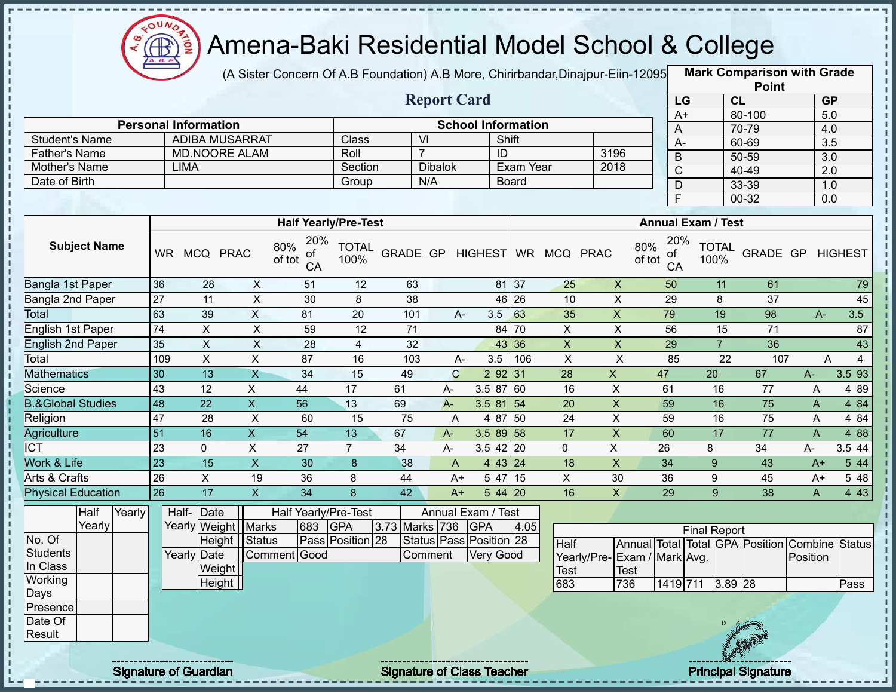# Amena-Baki Residential Model School & College

(A Sister Concern Of A.B Foundation) A.B More, Chirirbandar,Dinajpur-Eiin-120950

## Report Card

| Mark Comparison with Grade Point | | |
|---|---|---|
| LG | CL | GP |
| A+ | 80-100 | 5.0 |
| A | 70-79 | 4.0 |
| A- | 60-69 | 3.5 |
| B | 50-59 | 3.0 |
| C | 40-49 | 2.0 |
| D | 33-39 | 1.0 |
| F | 00-32 | 0.0 |

| Personal Information | | School Information | | | |
|---|---|---|---|---|---|
| Student's Name | ADIBA MUSARRAT | Class | VI | Shift | |
| Father's Name | MD.NOORE ALAM | Roll | 7 | ID | 3196 |
| Mother's Name | LIMA | Section | Dibalok | Exam Year | 2018 |
| Date of Birth | | Group | N/A | Board | |

| Subject Name | Half Yearly/Pre-Test | | | | | | | | | Annual Exam / Test | | | | | | | | |
|---|---|---|---|---|---|---|---|---|---|---|---|---|---|---|---|---|---|---|
| | WR | MCQ | PRAC | 80% of tot | 20% of CA | TOTAL 100% | GRADE | GP | HIGHEST | WR | MCQ | PRAC | 80% of tot | 20% of CA | TOTAL 100% | GRADE | GP | HIGHEST |
| Bangla 1st Paper | 36 | 28 | X | 51 | 12 | 63 | | | 81 | 37 | 25 | X | 50 | 11 | 61 | | | 79 |
| Bangla 2nd Paper | 27 | 11 | X | 30 | 8 | 38 | | | 46 | 26 | 10 | X | 29 | 8 | 37 | | | 45 |
| Total | 63 | 39 | X | 81 | 20 | 101 | A- | 3.5 | | 63 | 35 | X | 79 | 19 | 98 | A- | 3.5 | |
| English 1st Paper | 74 | X | X | 59 | 12 | 71 | | | 84 | 70 | X | X | 56 | 15 | 71 | | | 87 |
| English 2nd Paper | 35 | X | X | 28 | 4 | 32 | | | 43 | 36 | X | X | 29 | 7 | 36 | | | 43 |
| Total | 109 | X | X | 87 | 16 | 103 | A- | 3.5 | | 106 | X | X | 85 | 22 | 107 | A | 4 | |
| Mathematics | 30 | 13 | X | 34 | 15 | 49 | C | 2 | 92 | 31 | 28 | X | 47 | 20 | 67 | A- | 3.5 | 93 |
| Science | 43 | 12 | X | 44 | 17 | 61 | A- | 3.5 | 87 | 60 | 16 | X | 61 | 16 | 77 | A | 4 | 89 |
| B.&Global Studies | 48 | 22 | X | 56 | 13 | 69 | A- | 3.5 | 81 | 54 | 20 | X | 59 | 16 | 75 | A | 4 | 84 |
| Religion | 47 | 28 | X | 60 | 15 | 75 | A | 4 | 87 | 50 | 24 | X | 59 | 16 | 75 | A | 4 | 84 |
| Agriculture | 51 | 16 | X | 54 | 13 | 67 | A- | 3.5 | 89 | 58 | 17 | X | 60 | 17 | 77 | A | 4 | 88 |
| ICT | 23 | 0 | X | 27 | 7 | 34 | A- | 3.5 | 42 | 20 | 0 | X | 26 | 8 | 34 | A- | 3.5 | 44 |
| Work & Life | 23 | 15 | X | 30 | 8 | 38 | A | 4 | 43 | 24 | 18 | X | 34 | 9 | 43 | A+ | 5 | 44 |
| Arts & Crafts | 26 | X | 19 | 36 | 8 | 44 | A+ | 5 | 47 | 15 | X | 30 | 36 | 9 | 45 | A+ | 5 | 48 |
| Physical Education | 26 | 17 | X | 34 | 8 | 42 | A+ | 5 | 44 | 20 | 16 | X | 29 | 9 | 38 | A | 4 | 43 |

| | Half Yearly | Yearly |
|---|---|---|
| No. Of Students In Class | | |
| Working Days | | |
| Presence | | |
| Date Of Result | | |

| | | |
|---|---|---|
| Half-Yearly | Date | |
| | Weight | |
| | Height | |
| Yearly | Date | |
| | Weight | |
| | Height | |

| Half Yearly/Pre-Test | | | | Annual Exam / Test | | | |
|---|---|---|---|---|---|---|---|
| Marks | 683 | GPA | 3.73 | Marks | 736 | GPA | 4.05 |
| Status | Pass | Position | 28 | Status | Pass | Position | 28 |
| Comment | Good | | | Comment | Very Good | | |

| Final Report | | | | | | | |
|---|---|---|---|---|---|---|---|
| Half Yearly/Pre-Test | Annual Exam / Test | Total Mark | Total Avg. | GPA | Position | Combine Position | Status |
| 683 | 736 | 1419 | 711 | 3.89 | 28 | | Pass |

Signature of Guardian — Signature of Class Teacher — Principal Signature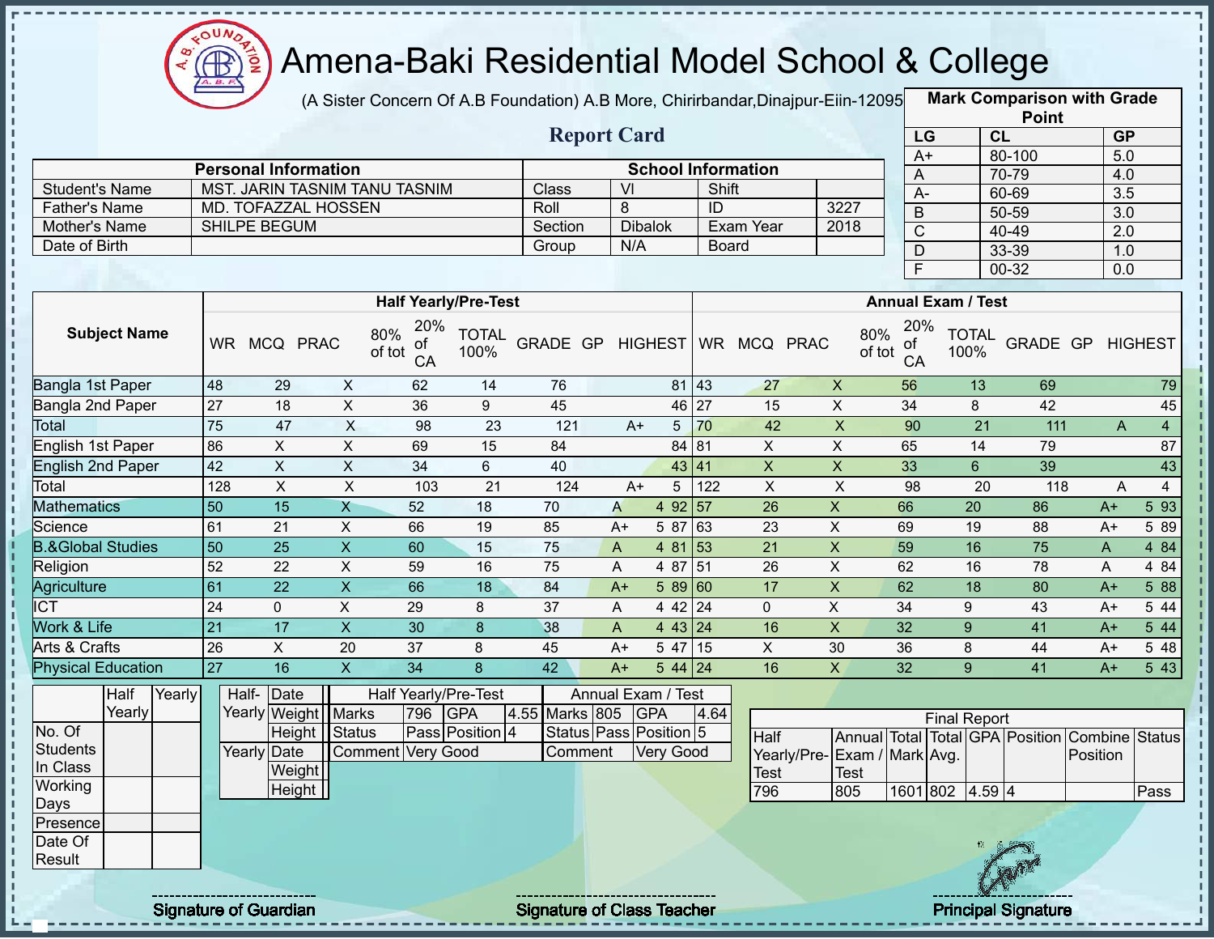# Amena-Baki Residential Model School & College

(A Sister Concern Of A.B Foundation) A.B More, Chirirbandar,Dinajpur-Eiin-120950

## Report Card

| Mark Comparison with Grade Point | | |
|---|---|---|
| LG | CL | GP |
| A+ | 80-100 | 5.0 |
| A | 70-79 | 4.0 |
| A- | 60-69 | 3.5 |
| B | 50-59 | 3.0 |
| C | 40-49 | 2.0 |
| D | 33-39 | 1.0 |
| F | 00-32 | 0.0 |

| Personal Information | | School Information | | | |
|---|---|---|---|---|---|
| Student's Name | MST. JARIN TASNIM TANU TASNIM | Class | VI | Shift | |
| Father's Name | MD. TOFAZZAL HOSSEN | Roll | 8 | ID | 3227 |
| Mother's Name | SHILPE BEGUM | Section | Dibalok | Exam Year | 2018 |
| Date of Birth | | Group | N/A | Board | |

| Subject Name | Half Yearly/Pre-Test | | | | | | | | | Annual Exam / Test | | | | | | | | |
|---|---|---|---|---|---|---|---|---|---|---|---|---|---|---|---|---|---|---|
| | WR | MCQ | PRAC | 80% of tot | 20% of CA | TOTAL 100% | GRADE | GP | HIGHEST | WR | MCQ | PRAC | 80% of tot | 20% of CA | TOTAL 100% | GRADE | GP | HIGHEST |
| Bangla 1st Paper | 48 | 29 | X | 62 | 14 | 76 | | | 81 | 43 | 27 | X | 56 | 13 | 69 | | | 79 |
| Bangla 2nd Paper | 27 | 18 | X | 36 | 9 | 45 | | | 46 | 27 | 15 | X | 34 | 8 | 42 | | | 45 |
| Total | 75 | 47 | X | 98 | 23 | 121 | A+ | 5 | | 70 | 42 | X | 90 | 21 | 111 | A | 4 | |
| English 1st Paper | 86 | X | X | 69 | 15 | 84 | | | 84 | 81 | X | X | 65 | 14 | 79 | | | 87 |
| English 2nd Paper | 42 | X | X | 34 | 6 | 40 | | | 43 | 41 | X | X | 33 | 6 | 39 | | | 43 |
| Total | 128 | X | X | 103 | 21 | 124 | A+ | 5 | | 122 | X | X | 98 | 20 | 118 | A | 4 | |
| Mathematics | 50 | 15 | X | 52 | 18 | 70 | A | 4 | 92 | 57 | 26 | X | 66 | 20 | 86 | A+ | 5 | 93 |
| Science | 61 | 21 | X | 66 | 19 | 85 | A+ | 5 | 87 | 63 | 23 | X | 69 | 19 | 88 | A+ | 5 | 89 |
| B.&Global Studies | 50 | 25 | X | 60 | 15 | 75 | A | 4 | 81 | 53 | 21 | X | 59 | 16 | 75 | A | 4 | 84 |
| Religion | 52 | 22 | X | 59 | 16 | 75 | A | 4 | 87 | 51 | 26 | X | 62 | 16 | 78 | A | 4 | 84 |
| Agriculture | 61 | 22 | X | 66 | 18 | 84 | A+ | 5 | 89 | 60 | 17 | X | 62 | 18 | 80 | A+ | 5 | 88 |
| ICT | 24 | 0 | X | 29 | 8 | 37 | A | 4 | 42 | 24 | 0 | X | 34 | 9 | 43 | A+ | 5 | 44 |
| Work & Life | 21 | 17 | X | 30 | 8 | 38 | A | 4 | 43 | 24 | 16 | X | 32 | 9 | 41 | A+ | 5 | 44 |
| Arts & Crafts | 26 | X | 20 | 37 | 8 | 45 | A+ | 5 | 47 | 15 | X | 30 | 36 | 8 | 44 | A+ | 5 | 48 |
| Physical Education | 27 | 16 | X | 34 | 8 | 42 | A+ | 5 | 44 | 24 | 16 | X | 32 | 9 | 41 | A+ | 5 | 43 |

| | Half Yearly | Yearly |
|---|---|---|
| No. Of Students In Class | | |
| Working Days | | |
| Presence | | |
| Date Of Result | | |

| | | |
|---|---|---|
| Half-Yearly | Date | |
| | Weight | |
| | Height | |
| Yearly | Date | |
| | Weight | |
| | Height | |

| Half Yearly/Pre-Test | | | | Annual Exam / Test | | | |
|---|---|---|---|---|---|---|---|
| Marks | 796 | GPA | 4.55 | Marks | 805 | GPA | 4.64 |
| Status | Pass | Position | 4 | Status | Pass | Position | 5 |
| Comment | Very Good | | | Comment | Very Good | | |

| Final Report | | | | | | | |
|---|---|---|---|---|---|---|---|
| Half Yearly/Pre-Test | Annual Exam / Test | Total Mark | Total Avg. | GPA | Position | Combine Position | Status |
| 796 | 805 | 1601 | 802 | 4.59 | 4 | | Pass |

Signature of Guardian    Signature of Class Teacher    Principal Signature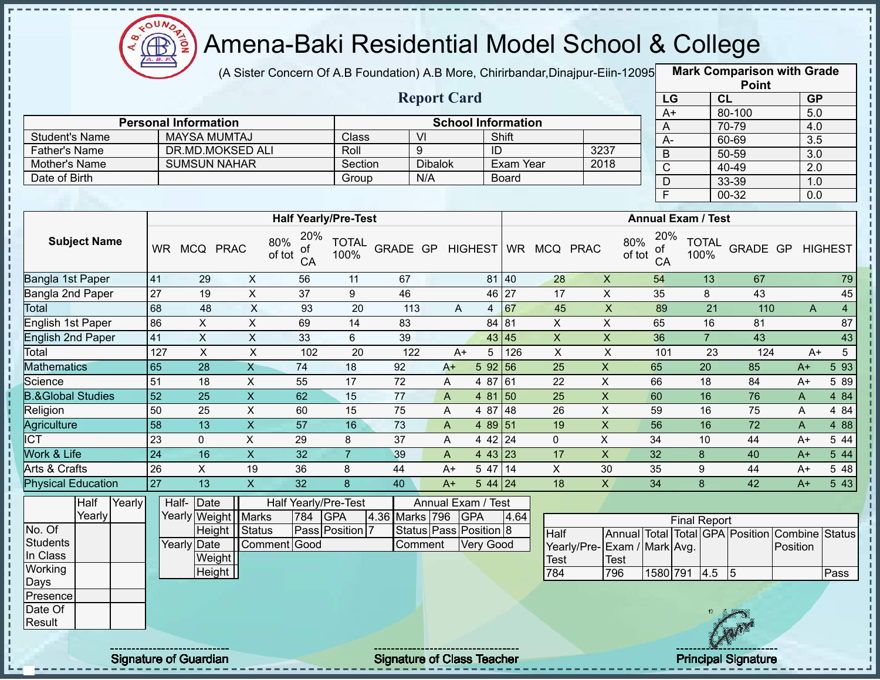# Amena-Baki Residential Model School & College

(A Sister Concern Of A.B Foundation) A.B More, Chirirbandar,Dinajpur-Eiin-120950

## Report Card

| Personal Information | | School Information | | | |
|---|---|---|---|---|---|
| Student's Name | MAYSA MUMTAJ | Class | VI | Shift | |
| Father's Name | DR.MD.MOKSED ALI | Roll | 9 | ID | 3237 |
| Mother's Name | SUMSUN NAHAR | Section | Dibalok | Exam Year | 2018 |
| Date of Birth | | Group | N/A | Board | |

**Mark Comparison with Grade Point**

| LG | CL | GP |
|---|---|---|
| A+ | 80-100 | 5.0 |
| A | 70-79 | 4.0 |
| A- | 60-69 | 3.5 |
| B | 50-59 | 3.0 |
| C | 40-49 | 2.0 |
| D | 33-39 | 1.0 |
| F | 00-32 | 0.0 |

| Subject Name | Half Yearly/Pre-Test | | | | | | | | | Annual Exam / Test | | | | | | | | |
|---|---|---|---|---|---|---|---|---|---|---|---|---|---|---|---|---|---|---|
| | WR | MCQ | PRAC | 80% of tot | 20% of CA | TOTAL 100% | GRADE | GP | HIGHEST | WR | MCQ | PRAC | 80% of tot | 20% of CA | TOTAL 100% | GRADE | GP | HIGHEST |
| Bangla 1st Paper | 41 | 29 | X | 56 | 11 | 67 | | | 81 | 40 | 28 | X | 54 | 13 | 67 | | | 79 |
| Bangla 2nd Paper | 27 | 19 | X | 37 | 9 | 46 | | | 46 | 27 | 17 | X | 35 | 8 | 43 | | | 45 |
| Total | 68 | 48 | X | 93 | 20 | 113 | A | 4 | | 67 | 45 | X | 89 | 21 | 110 | A | 4 | |
| English 1st Paper | 86 | X | X | 69 | 14 | 83 | | | 84 | 81 | X | X | 65 | 16 | 81 | | | 87 |
| English 2nd Paper | 41 | X | X | 33 | 6 | 39 | | | 43 | 45 | X | X | 36 | 7 | 43 | | | 43 |
| Total | 127 | X | X | 102 | 20 | 122 | A+ | 5 | | 126 | X | X | 101 | 23 | 124 | A+ | 5 | |
| Mathematics | 65 | 28 | X | 74 | 18 | 92 | A+ | 5 | 92 | 56 | 25 | X | 65 | 20 | 85 | A+ | 5 | 93 |
| Science | 51 | 18 | X | 55 | 17 | 72 | A | 4 | 87 | 61 | 22 | X | 66 | 18 | 84 | A+ | 5 | 89 |
| B.&Global Studies | 52 | 25 | X | 62 | 15 | 77 | A | 4 | 81 | 50 | 25 | X | 60 | 16 | 76 | A | 4 | 84 |
| Religion | 50 | 25 | X | 60 | 15 | 75 | A | 4 | 87 | 48 | 26 | X | 59 | 16 | 75 | A | 4 | 84 |
| Agriculture | 58 | 13 | X | 57 | 16 | 73 | A | 4 | 89 | 51 | 19 | X | 56 | 16 | 72 | A | 4 | 88 |
| ICT | 23 | 0 | X | 29 | 8 | 37 | A | 4 | 42 | 24 | 0 | X | 34 | 10 | 44 | A+ | 5 | 44 |
| Work & Life | 24 | 16 | X | 32 | 7 | 39 | A | 4 | 43 | 23 | 17 | X | 32 | 8 | 40 | A+ | 5 | 44 |
| Arts & Crafts | 26 | X | 19 | 36 | 8 | 44 | A+ | 5 | 47 | 14 | X | 30 | 35 | 9 | 44 | A+ | 5 | 48 |
| Physical Education | 27 | 13 | X | 32 | 8 | 40 | A+ | 5 | 44 | 24 | 18 | X | 34 | 8 | 42 | A+ | 5 | 43 |

| | Half Yearly | Yearly |
|---|---|---|
| No. Of Students In Class | | |
| Working Days | | |
| Presence | | |
| Date Of Result | | |

| | | |
|---|---|---|
| Half-Yearly | Date | |
| | Weight | |
| | Height | |
| Yearly | Date | |
| | Weight | |
| | Height | |

| Half Yearly/Pre-Test | | | | Annual Exam / Test | | | |
|---|---|---|---|---|---|---|---|
| Marks | 784 | GPA | 4.36 | Marks | 796 | GPA | 4.64 |
| Status | Pass | Position | 7 | Status | Pass | Position | 8 |
| Comment | Good | | | Comment | Very Good | | |

**Final Report**

| Half Yearly/Pre-Test | Annual Exam / Test | Total Mark | Total Avg. | GPA | Position | Combine Position | Status |
|---|---|---|---|---|---|---|---|
| 784 | 796 | 1580 | 791 | 4.5 | 5 | | Pass |

Signature of Guardian | Signature of Class Teacher | Principal Signature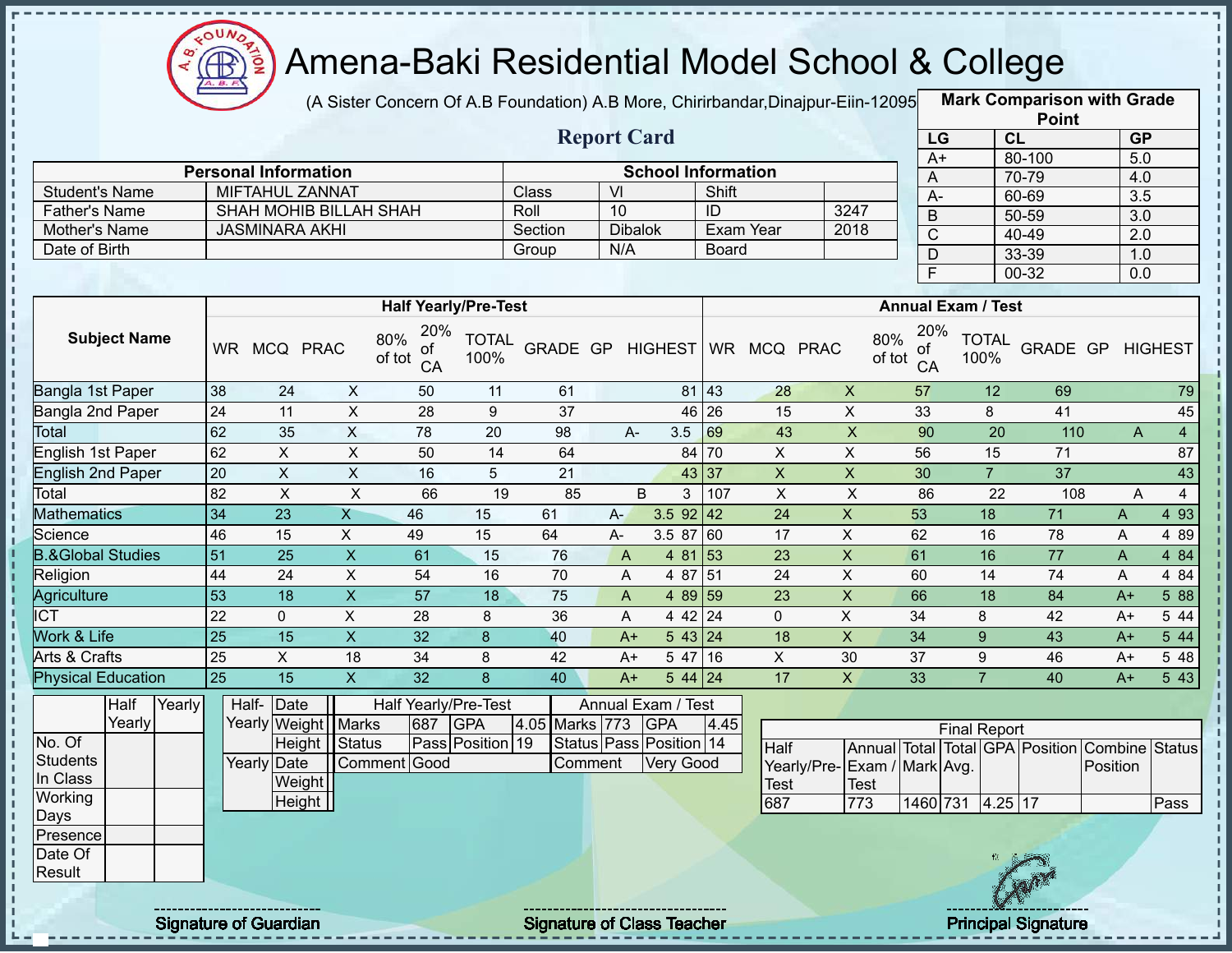# Amena-Baki Residential Model School & College

(A Sister Concern Of A.B Foundation) A.B More, Chirirbandar,Dinajpur-Eiin-120950

## Report Card

| Personal Information | | School Information | | | |
|---|---|---|---|---|---|
| Student's Name | MIFTAHUL ZANNAT | Class | VI | Shift | |
| Father's Name | SHAH MOHIB BILLAH SHAH | Roll | 10 | ID | 3247 |
| Mother's Name | JASMINARA AKHI | Section | Dibalok | Exam Year | 2018 |
| Date of Birth | | Group | N/A | Board | |

**Mark Comparison with Grade Point**

| LG | CL | GP |
|---|---|---|
| A+ | 80-100 | 5.0 |
| A | 70-79 | 4.0 |
| A- | 60-69 | 3.5 |
| B | 50-59 | 3.0 |
| C | 40-49 | 2.0 |
| D | 33-39 | 1.0 |
| F | 00-32 | 0.0 |

| Subject Name | Half Yearly/Pre-Test | | | | | | | | | Annual Exam / Test | | | | | | | | |
|---|---|---|---|---|---|---|---|---|---|---|---|---|---|---|---|---|---|---|
| | WR | MCQ | PRAC | 80% of tot | 20% of CA | TOTAL 100% | GRADE | GP | HIGHEST | WR | MCQ | PRAC | 80% of tot | 20% of CA | TOTAL 100% | GRADE | GP | HIGHEST |
| Bangla 1st Paper | 38 | 24 | X | 50 | 11 | 61 | | | 81 | 43 | 28 | X | 57 | 12 | 69 | | | 79 |
| Bangla 2nd Paper | 24 | 11 | X | 28 | 9 | 37 | | | 46 | 26 | 15 | X | 33 | 8 | 41 | | | 45 |
| Total | 62 | 35 | X | 78 | 20 | 98 | A- | 3.5 | | 69 | 43 | X | 90 | 20 | 110 | A | 4 | |
| English 1st Paper | 62 | X | X | 50 | 14 | 64 | | | 84 | 70 | X | X | 56 | 15 | 71 | | | 87 |
| English 2nd Paper | 20 | X | X | 16 | 5 | 21 | | | 43 | 37 | X | X | 30 | 7 | 37 | | | 43 |
| Total | 82 | X | X | 66 | 19 | 85 | B | 3 | | 107 | X | X | 86 | 22 | 108 | A | 4 | |
| Mathematics | 34 | 23 | X | 46 | 15 | 61 | A- | 3.5 | 92 | 42 | 24 | X | 53 | 18 | 71 | A | 4 | 93 |
| Science | 46 | 15 | X | 49 | 15 | 64 | A- | 3.5 | 87 | 60 | 17 | X | 62 | 16 | 78 | A | 4 | 89 |
| B.&Global Studies | 51 | 25 | X | 61 | 15 | 76 | A | 4 | 81 | 53 | 23 | X | 61 | 16 | 77 | A | 4 | 84 |
| Religion | 44 | 24 | X | 54 | 16 | 70 | A | 4 | 87 | 51 | 24 | X | 60 | 14 | 74 | A | 4 | 84 |
| Agriculture | 53 | 18 | X | 57 | 18 | 75 | A | 4 | 89 | 59 | 23 | X | 66 | 18 | 84 | A+ | 5 | 88 |
| ICT | 22 | 0 | X | 28 | 8 | 36 | A | 4 | 42 | 24 | 0 | X | 34 | 8 | 42 | A+ | 5 | 44 |
| Work & Life | 25 | 15 | X | 32 | 8 | 40 | A+ | 5 | 43 | 24 | 18 | X | 34 | 9 | 43 | A+ | 5 | 44 |
| Arts & Crafts | 25 | X | 18 | 34 | 8 | 42 | A+ | 5 | 47 | 16 | X | 30 | 37 | 9 | 46 | A+ | 5 | 48 |
| Physical Education | 25 | 15 | X | 32 | 8 | 40 | A+ | 5 | 44 | 24 | 17 | X | 33 | 7 | 40 | A+ | 5 | 43 |

| | Half Yearly | Yearly |
|---|---|---|
| No. Of Students In Class | | |
| Working Days | | |
| Presence | | |
| Date Of Result | | |

| | | |
|---|---|---|
| Half-Yearly | Date | |
| | Weight | |
| | Height | |
| Yearly | Date | |
| | Weight | |
| | Height | |

| Half Yearly/Pre-Test | | | | Annual Exam / Test | | | |
|---|---|---|---|---|---|---|---|
| Marks | 687 | GPA | 4.05 | Marks | 773 | GPA | 4.45 |
| Status | Pass | Position | 19 | Status | Pass | Position | 14 |
| Comment | Good | | | Comment | Very Good | | |

**Final Report**

| Half Yearly/Pre-Test | Annual Exam / Test | Total Mark | Total Avg. | GPA | Position | Combine Position | Status |
|---|---|---|---|---|---|---|---|
| 687 | 773 | 1460 | 731 | 4.25 | 17 | | Pass |

Signature of Guardian | Signature of Class Teacher | Principal Signature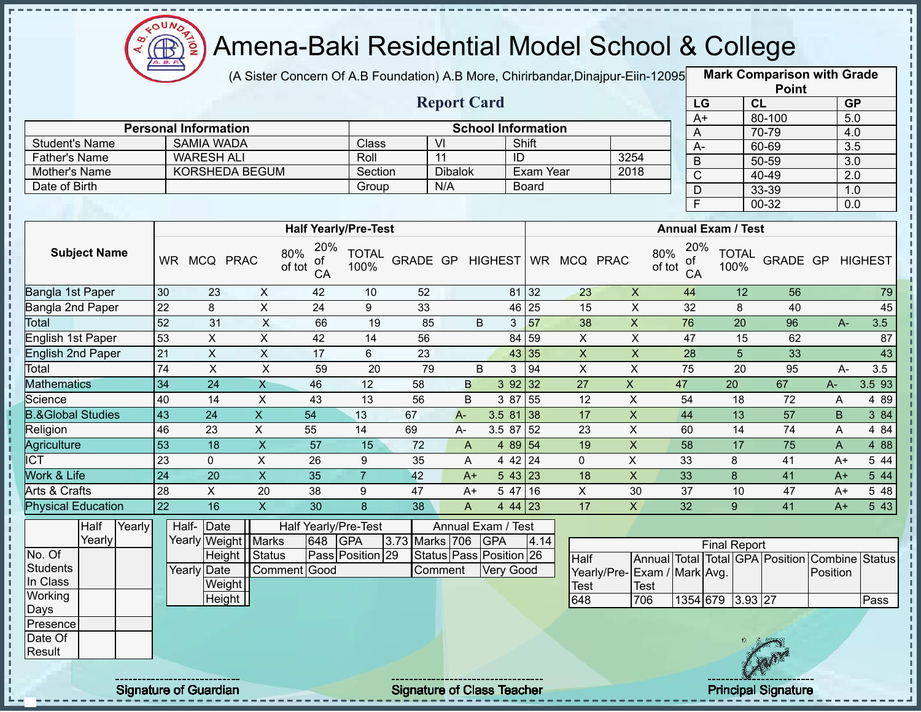# Amena-Baki Residential Model School & College

(A Sister Concern Of A.B Foundation) A.B More, Chirirbandar,Dinajpur-Eiin-120950

## Report Card

| Mark Comparison with Grade Point | | |
|---|---|---|
| LG | CL | GP |
| A+ | 80-100 | 5.0 |
| A | 70-79 | 4.0 |
| A- | 60-69 | 3.5 |
| B | 50-59 | 3.0 |
| C | 40-49 | 2.0 |
| D | 33-39 | 1.0 |
| F | 00-32 | 0.0 |

| Personal Information | | School Information | | | |
|---|---|---|---|---|---|
| Student's Name | SAMIA WADA | Class | VI | Shift | |
| Father's Name | WARESH ALI | Roll | 11 | ID | 3254 |
| Mother's Name | KORSHEDA BEGUM | Section | Dibalok | Exam Year | 2018 |
| Date of Birth | | Group | N/A | Board | |

| Subject Name | Half Yearly/Pre-Test | | | | | | | | | Annual Exam / Test | | | | | | | | |
|---|---|---|---|---|---|---|---|---|---|---|---|---|---|---|---|---|---|---|
| | WR | MCQ | PRAC | 80% of tot | 20% of CA | TOTAL 100% | GRADE | GP | HIGHEST | WR | MCQ | PRAC | 80% of tot | 20% of CA | TOTAL 100% | GRADE | GP | HIGHEST |
| Bangla 1st Paper | 30 | 23 | X | 42 | 10 | 52 | | | 81 | 32 | 23 | X | 44 | 12 | 56 | | | 79 |
| Bangla 2nd Paper | 22 | 8 | X | 24 | 9 | 33 | | | 46 | 25 | 15 | X | 32 | 8 | 40 | | | 45 |
| Total | 52 | 31 | X | 66 | 19 | 85 | B | 3 | | 57 | 38 | X | 76 | 20 | 96 | A- | 3.5 | |
| English 1st Paper | 53 | X | X | 42 | 14 | 56 | | | 84 | 59 | X | X | 47 | 15 | 62 | | | 87 |
| English 2nd Paper | 21 | X | X | 17 | 6 | 23 | | | 43 | 35 | X | X | 28 | 5 | 33 | | | 43 |
| Total | 74 | X | X | 59 | 20 | 79 | B | 3 | | 94 | X | X | 75 | 20 | 95 | A- | 3.5 | |
| Mathematics | 34 | 24 | X | 46 | 12 | 58 | B | 3 | 92 | 32 | 27 | X | 47 | 20 | 67 | A- | 3.5 | 93 |
| Science | 40 | 14 | X | 43 | 13 | 56 | B | 3 | 87 | 55 | 12 | X | 54 | 18 | 72 | A | 4 | 89 |
| B.&Global Studies | 43 | 24 | X | 54 | 13 | 67 | A- | 3.5 | 81 | 38 | 17 | X | 44 | 13 | 57 | B | 3 | 84 |
| Religion | 46 | 23 | X | 55 | 14 | 69 | A- | 3.5 | 87 | 52 | 23 | X | 60 | 14 | 74 | A | 4 | 84 |
| Agriculture | 53 | 18 | X | 57 | 15 | 72 | A | 4 | 89 | 54 | 19 | X | 58 | 17 | 75 | A | 4 | 88 |
| ICT | 23 | 0 | X | 26 | 9 | 35 | A | 4 | 42 | 24 | 0 | X | 33 | 8 | 41 | A+ | 5 | 44 |
| Work & Life | 24 | 20 | X | 35 | 7 | 42 | A+ | 5 | 43 | 23 | 18 | X | 33 | 8 | 41 | A+ | 5 | 44 |
| Arts & Crafts | 28 | X | 20 | 38 | 9 | 47 | A+ | 5 | 47 | 16 | X | 30 | 37 | 10 | 47 | A+ | 5 | 48 |
| Physical Education | 22 | 16 | X | 30 | 8 | 38 | A | 4 | 44 | 23 | 17 | X | 32 | 9 | 41 | A+ | 5 | 43 |

| | Half Yearly | Yearly |
|---|---|---|
| No. Of Students In Class | | |
| Working Days | | |
| Presence | | |
| Date Of Result | | |

| Half-Yearly | Date | |
|---|---|---|
| | Weight | |
| | Height | |
| Yearly | Date | |
| | Weight | |
| | Height | |

| Half Yearly/Pre-Test | | | | Annual Exam / Test | | | |
|---|---|---|---|---|---|---|---|
| Marks | 648 | GPA | 3.73 | Marks | 706 | GPA | 4.14 |
| Status | Pass | Position | 29 | Status | Pass | Position | 26 |
| Comment | Good | | | Comment | Very Good | | |

| Final Report | | | | | | | |
|---|---|---|---|---|---|---|---|
| Half Yearly/Pre-Test | Annual Exam / Test | Total Mark | Total Avg. | GPA | Position | Combine Position | Status |
| 648 | 706 | 1354 | 679 | 3.93 | 27 | | Pass |

Signature of Guardian | Signature of Class Teacher | Principal Signature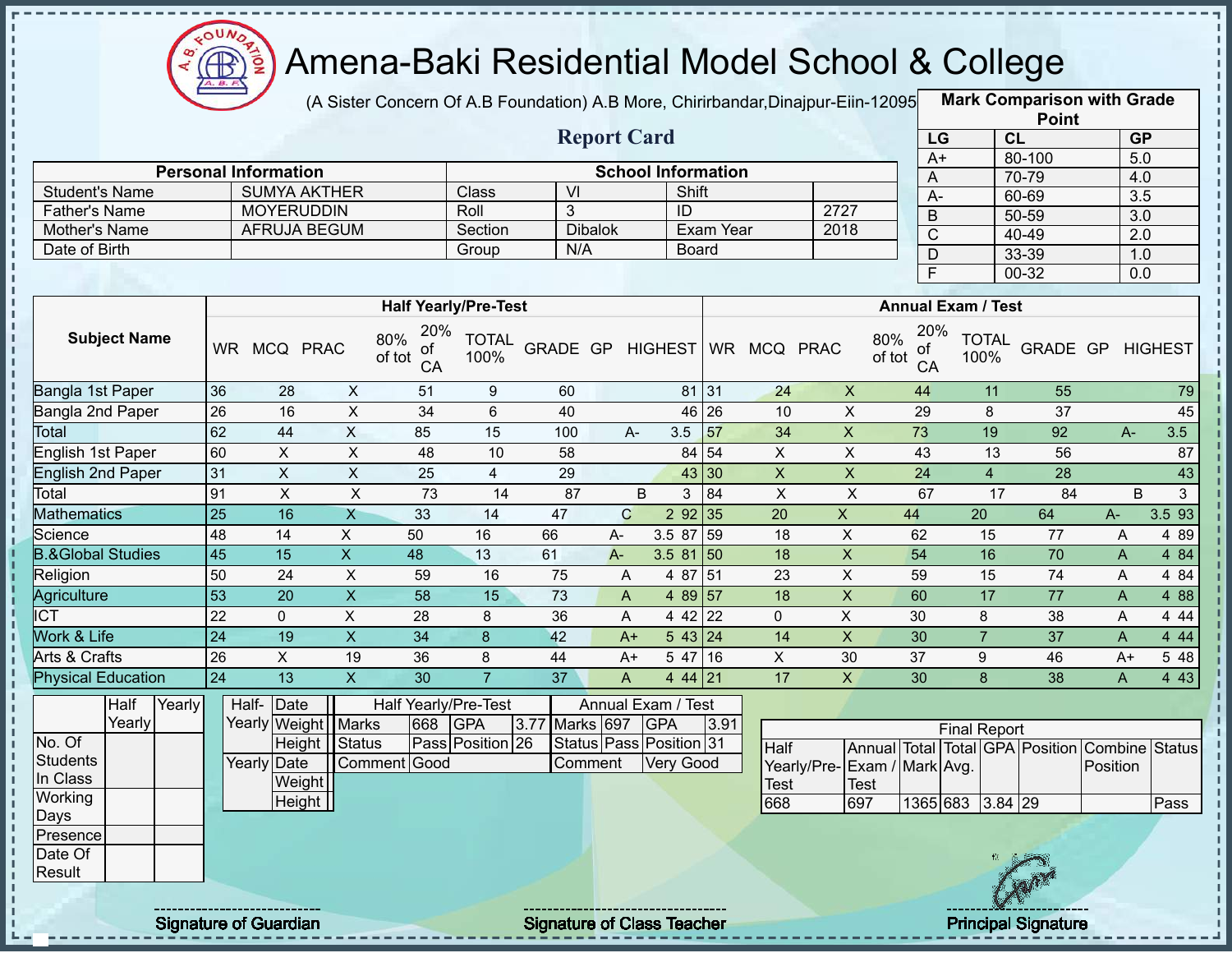# Amena-Baki Residential Model School & College

(A Sister Concern Of A.B Foundation) A.B More, Chirirbandar,Dinajpur-Eiin-120950

## Report Card

| Mark Comparison with Grade Point | | |
|---|---|---|
| LG | CL | GP |
| A+ | 80-100 | 5.0 |
| A | 70-79 | 4.0 |
| A- | 60-69 | 3.5 |
| B | 50-59 | 3.0 |
| C | 40-49 | 2.0 |
| D | 33-39 | 1.0 |
| F | 00-32 | 0.0 |

| Personal Information | | School Information | | | |
|---|---|---|---|---|---|
| Student's Name | SUMYA AKTHER | Class | VI | Shift | |
| Father's Name | MOYERUDDIN | Roll | 3 | ID | 2727 |
| Mother's Name | AFRUJA BEGUM | Section | Dibalok | Exam Year | 2018 |
| Date of Birth | | Group | N/A | Board | |

| Subject Name | Half Yearly/Pre-Test | | | | | | | | | Annual Exam / Test | | | | | | | | |
|---|---|---|---|---|---|---|---|---|---|---|---|---|---|---|---|---|---|---|
| | WR | MCQ | PRAC | 80% of tot | 20% of CA | TOTAL 100% | GRADE | GP | HIGHEST | WR | MCQ | PRAC | 80% of tot | 20% of CA | TOTAL 100% | GRADE | GP | HIGHEST |
| Bangla 1st Paper | 36 | 28 | X | 51 | 9 | 60 | | | 81 | 31 | 24 | X | 44 | 11 | 55 | | | 79 |
| Bangla 2nd Paper | 26 | 16 | X | 34 | 6 | 40 | | | 46 | 26 | 10 | X | 29 | 8 | 37 | | | 45 |
| Total | 62 | 44 | X | 85 | 15 | 100 | A- | 3.5 | | 57 | 34 | X | 73 | 19 | 92 | A- | 3.5 | |
| English 1st Paper | 60 | X | X | 48 | 10 | 58 | | | 84 | 54 | X | X | 43 | 13 | 56 | | | 87 |
| English 2nd Paper | 31 | X | X | 25 | 4 | 29 | | | 43 | 30 | X | X | 24 | 4 | 28 | | | 43 |
| Total | 91 | X | X | 73 | 14 | 87 | B | 3 | | 84 | X | X | 67 | 17 | 84 | B | 3 | |
| Mathematics | 25 | 16 | X | 33 | 14 | 47 | C | 2 | 92 | 35 | 20 | X | 44 | 20 | 64 | A- | 3.5 | 93 |
| Science | 48 | 14 | X | 50 | 16 | 66 | A- | 3.5 | 87 | 59 | 18 | X | 62 | 15 | 77 | A | 4 | 89 |
| B.&Global Studies | 45 | 15 | X | 48 | 13 | 61 | A- | 3.5 | 81 | 50 | 18 | X | 54 | 16 | 70 | A | 4 | 84 |
| Religion | 50 | 24 | X | 59 | 16 | 75 | A | 4 | 87 | 51 | 23 | X | 59 | 15 | 74 | A | 4 | 84 |
| Agriculture | 53 | 20 | X | 58 | 15 | 73 | A | 4 | 89 | 57 | 18 | X | 60 | 17 | 77 | A | 4 | 88 |
| ICT | 22 | 0 | X | 28 | 8 | 36 | A | 4 | 42 | 22 | 0 | X | 30 | 8 | 38 | A | 4 | 44 |
| Work & Life | 24 | 19 | X | 34 | 8 | 42 | A+ | 5 | 43 | 24 | 14 | X | 30 | 7 | 37 | A | 4 | 44 |
| Arts & Crafts | 26 | X | 19 | 36 | 8 | 44 | A+ | 5 | 47 | 16 | X | 30 | 37 | 9 | 46 | A+ | 5 | 48 |
| Physical Education | 24 | 13 | X | 30 | 7 | 37 | A | 4 | 44 | 21 | 17 | X | 30 | 8 | 38 | A | 4 | 43 |

| | Half Yearly | Yearly |
|---|---|---|
| No. Of Students In Class | | |
| Working Days | | |
| Presence | | |
| Date Of Result | | |

| Half-Yearly | Date | |
|---|---|---|
| | Weight | |
| | Height | |
| Yearly | Date | |
| | Weight | |
| | Height | |

| Half Yearly/Pre-Test | | | | Annual Exam / Test | | | |
|---|---|---|---|---|---|---|---|
| Marks | 668 | GPA | 3.77 | Marks | 697 | GPA | 3.91 |
| Status | Pass | Position | 26 | Status | Pass | Position | 31 |
| Comment | Good | | | Comment | Very Good | | |

| Final Report | | | | | | | |
|---|---|---|---|---|---|---|---|
| Half Yearly/Pre-Test | Annual Exam / Test | Total Mark | Total Avg. | GPA | Position | Combine Position | Status |
| 668 | 697 | 1365 | 683 | 3.84 | 29 | | Pass |

Signature of Guardian | Signature of Class Teacher | Principal Signature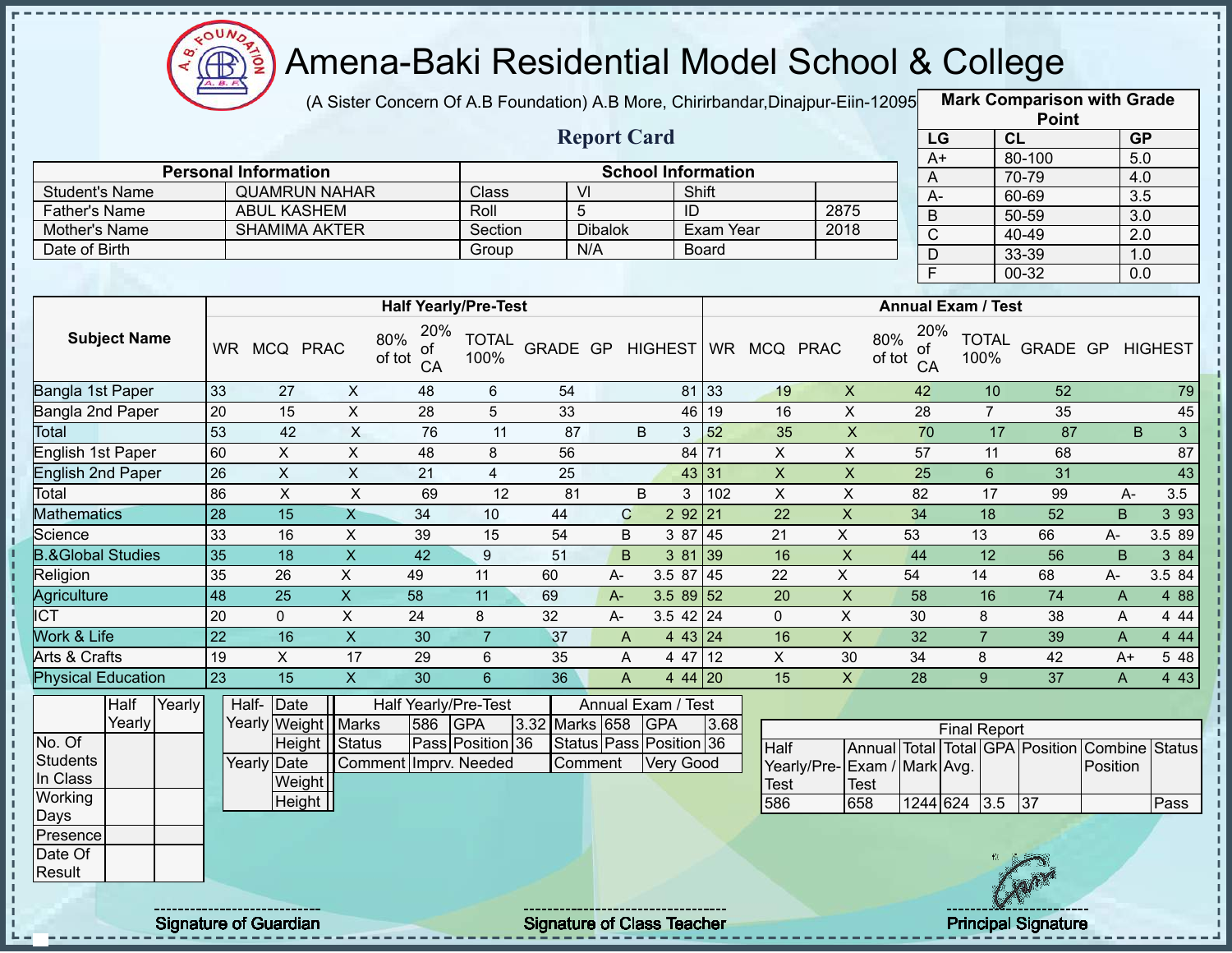# Amena-Baki Residential Model School & College

(A Sister Concern Of A.B Foundation) A.B More, Chirirbandar,Dinajpur-Eiin-120950

## Report Card

| Mark Comparison with Grade Point | | |
|---|---|---|
| LG | CL | GP |
| A+ | 80-100 | 5.0 |
| A | 70-79 | 4.0 |
| A- | 60-69 | 3.5 |
| B | 50-59 | 3.0 |
| C | 40-49 | 2.0 |
| D | 33-39 | 1.0 |
| F | 00-32 | 0.0 |

| Personal Information | | School Information | | | |
|---|---|---|---|---|---|
| Student's Name | QUAMRUN NAHAR | Class | VI | Shift | |
| Father's Name | ABUL KASHEM | Roll | 5 | ID | 2875 |
| Mother's Name | SHAMIMA AKTER | Section | Dibalok | Exam Year | 2018 |
| Date of Birth | | Group | N/A | Board | |

| Subject Name | Half Yearly/Pre-Test | | | | | | | | | Annual Exam / Test | | | | | | | | |
|---|---|---|---|---|---|---|---|---|---|---|---|---|---|---|---|---|---|---|
| | WR | MCQ | PRAC | 80% of tot | 20% of CA | TOTAL 100% | GRADE | GP | HIGHEST | WR | MCQ | PRAC | 80% of tot | 20% of CA | TOTAL 100% | GRADE | GP | HIGHEST |
| Bangla 1st Paper | 33 | 27 | X | 48 | 6 | 54 | | | 81 | 33 | 19 | X | 42 | 10 | 52 | | | 79 |
| Bangla 2nd Paper | 20 | 15 | X | 28 | 5 | 33 | | | 46 | 19 | 16 | X | 28 | 7 | 35 | | | 45 |
| Total | 53 | 42 | X | 76 | 11 | 87 | B | 3 | | 52 | 35 | X | 70 | 17 | 87 | B | 3 | |
| English 1st Paper | 60 | X | X | 48 | 8 | 56 | | | 84 | 71 | X | X | 57 | 11 | 68 | | | 87 |
| English 2nd Paper | 26 | X | X | 21 | 4 | 25 | | | 43 | 31 | X | X | 25 | 6 | 31 | | | 43 |
| Total | 86 | X | X | 69 | 12 | 81 | B | 3 | | 102 | X | X | 82 | 17 | 99 | A- | 3.5 | |
| Mathematics | 28 | 15 | X | 34 | 10 | 44 | C | 2 | 92 | 21 | 22 | X | 34 | 18 | 52 | B | 3 | 93 |
| Science | 33 | 16 | X | 39 | 15 | 54 | B | 3 | 87 | 45 | 21 | X | 53 | 13 | 66 | A- | 3.5 | 89 |
| B.&Global Studies | 35 | 18 | X | 42 | 9 | 51 | B | 3 | 81 | 39 | 16 | X | 44 | 12 | 56 | B | 3 | 84 |
| Religion | 35 | 26 | X | 49 | 11 | 60 | A- | 3.5 | 87 | 45 | 22 | X | 54 | 14 | 68 | A- | 3.5 | 84 |
| Agriculture | 48 | 25 | X | 58 | 11 | 69 | A- | 3.5 | 89 | 52 | 20 | X | 58 | 16 | 74 | A | 4 | 88 |
| ICT | 20 | 0 | X | 24 | 8 | 32 | A- | 3.5 | 42 | 24 | 0 | X | 30 | 8 | 38 | A | 4 | 44 |
| Work & Life | 22 | 16 | X | 30 | 7 | 37 | A | 4 | 43 | 24 | 16 | X | 32 | 7 | 39 | A | 4 | 44 |
| Arts & Crafts | 19 | X | 17 | 29 | 6 | 35 | A | 4 | 47 | 12 | X | 30 | 34 | 8 | 42 | A+ | 5 | 48 |
| Physical Education | 23 | 15 | X | 30 | 6 | 36 | A | 4 | 44 | 20 | 15 | X | 28 | 9 | 37 | A | 4 | 43 |

| | Half Yearly | Yearly |
|---|---|---|
| No. Of Students In Class | | |
| Working Days | | |
| Presence | | |
| Date Of Result | | |

| | | |
|---|---|---|
| Half-Yearly | Date | |
| | Weight | |
| | Height | |
| Yearly | Date | |
| | Weight | |
| | Height | |

| Half Yearly/Pre-Test | | | | Annual Exam / Test | | | |
|---|---|---|---|---|---|---|---|
| Marks | 586 | GPA | 3.32 | Marks | 658 | GPA | 3.68 |
| Status | Pass | Position | 36 | Status | Pass | Position | 36 |
| Comment | Imprv. Needed | | | Comment | Very Good | | |

| Final Report | | | | | | | |
|---|---|---|---|---|---|---|---|
| Half Yearly/Pre-Test | Annual Exam / Test | Total Mark | Total Avg. | GPA | Position | Combine Position | Status |
| 586 | 658 | 1244 | 624 | 3.5 | 37 | | Pass |

Signature of Guardian

Signature of Class Teacher

Principal Signature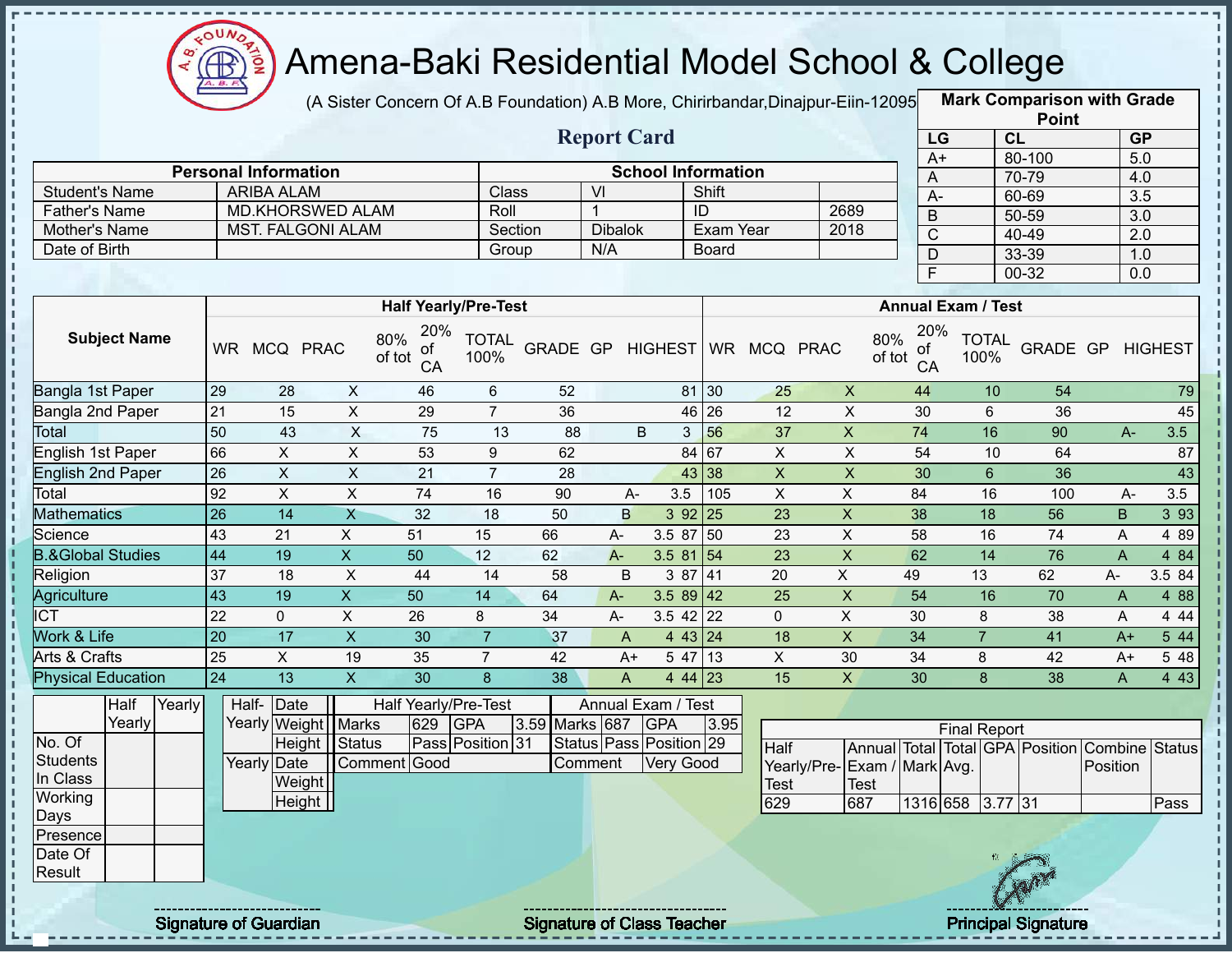# Amena-Baki Residential Model School & College

(A Sister Concern Of A.B Foundation) A.B More, Chirirbandar,Dinajpur-Eiin-120950

## Report Card

| Mark Comparison with Grade Point | | |
|---|---|---|
| LG | CL | GP |
| A+ | 80-100 | 5.0 |
| A | 70-79 | 4.0 |
| A- | 60-69 | 3.5 |
| B | 50-59 | 3.0 |
| C | 40-49 | 2.0 |
| D | 33-39 | 1.0 |
| F | 00-32 | 0.0 |

| Personal Information | | School Information | | | |
|---|---|---|---|---|---|
| Student's Name | ARIBA ALAM | Class | VI | Shift | |
| Father's Name | MD.KHORSWED ALAM | Roll | 1 | ID | 2689 |
| Mother's Name | MST. FALGONI ALAM | Section | Dibalok | Exam Year | 2018 |
| Date of Birth | | Group | N/A | Board | |

| Subject Name | Half Yearly/Pre-Test | | | | | | | | | Annual Exam / Test | | | | | | | | |
|---|---|---|---|---|---|---|---|---|---|---|---|---|---|---|---|---|---|---|
| | WR | MCQ | PRAC | 80% of tot | 20% of CA | TOTAL 100% | GRADE | GP | HIGHEST | WR | MCQ | PRAC | 80% of tot | 20% of CA | TOTAL 100% | GRADE | GP | HIGHEST |
| Bangla 1st Paper | 29 | 28 | X | 46 | 6 | 52 | | | 81 | 30 | 25 | X | 44 | 10 | 54 | | | 79 |
| Bangla 2nd Paper | 21 | 15 | X | 29 | 7 | 36 | | | 46 | 26 | 12 | X | 30 | 6 | 36 | | | 45 |
| Total | 50 | 43 | X | 75 | 13 | 88 | B | 3 | | 56 | 37 | X | 74 | 16 | 90 | A- | 3.5 | |
| English 1st Paper | 66 | X | X | 53 | 9 | 62 | | | 84 | 67 | X | X | 54 | 10 | 64 | | | 87 |
| English 2nd Paper | 26 | X | X | 21 | 7 | 28 | | | 43 | 38 | X | X | 30 | 6 | 36 | | | 43 |
| Total | 92 | X | X | 74 | 16 | 90 | A- | 3.5 | | 105 | X | X | 84 | 16 | 100 | A- | 3.5 | |
| Mathematics | 26 | 14 | X | 32 | 18 | 50 | B | 3 | 92 | 25 | 23 | X | 38 | 18 | 56 | B | 3 | 93 |
| Science | 43 | 21 | X | 51 | 15 | 66 | A- | 3.5 | 87 | 50 | 23 | X | 58 | 16 | 74 | A | 4 | 89 |
| B.&Global Studies | 44 | 19 | X | 50 | 12 | 62 | A- | 3.5 | 81 | 54 | 23 | X | 62 | 14 | 76 | A | 4 | 84 |
| Religion | 37 | 18 | X | 44 | 14 | 58 | B | 3 | 87 | 41 | 20 | X | 49 | 13 | 62 | A- | 3.5 | 84 |
| Agriculture | 43 | 19 | X | 50 | 14 | 64 | A- | 3.5 | 89 | 42 | 25 | X | 54 | 16 | 70 | A | 4 | 88 |
| ICT | 22 | 0 | X | 26 | 8 | 34 | A- | 3.5 | 42 | 22 | 0 | X | 30 | 8 | 38 | A | 4 | 44 |
| Work & Life | 20 | 17 | X | 30 | 7 | 37 | A | 4 | 43 | 24 | 18 | X | 34 | 7 | 41 | A+ | 5 | 44 |
| Arts & Crafts | 25 | X | 19 | 35 | 7 | 42 | A+ | 5 | 47 | 13 | X | 30 | 34 | 8 | 42 | A+ | 5 | 48 |
| Physical Education | 24 | 13 | X | 30 | 8 | 38 | A | 4 | 44 | 23 | 15 | X | 30 | 8 | 38 | A | 4 | 43 |

| | Half Yearly | Yearly |
|---|---|---|
| No. Of Students In Class | | |
| Working Days | | |
| Presence | | |
| Date Of Result | | |

| | | |
|---|---|---|
| Half-Yearly | Date | |
| | Weight | |
| | Height | |
| Yearly | Date | |
| | Weight | |
| | Height | |

| Half Yearly/Pre-Test | | | | Annual Exam / Test | | | |
|---|---|---|---|---|---|---|---|
| Marks | 629 | GPA | 3.59 | Marks | 687 | GPA | 3.95 |
| Status | Pass | Position | 31 | Status | Pass | Position | 29 |
| Comment | Good | | | Comment | Very Good | | |

| Final Report | | | | | | | |
|---|---|---|---|---|---|---|---|
| Half Yearly/Pre-Test | Annual Exam / Test | Total Mark | Total Avg. | GPA | Position | Combine Position | Status |
| 629 | 687 | 1316 | 658 | 3.77 | 31 | | Pass |

Signature of Guardian | Signature of Class Teacher | Principal Signature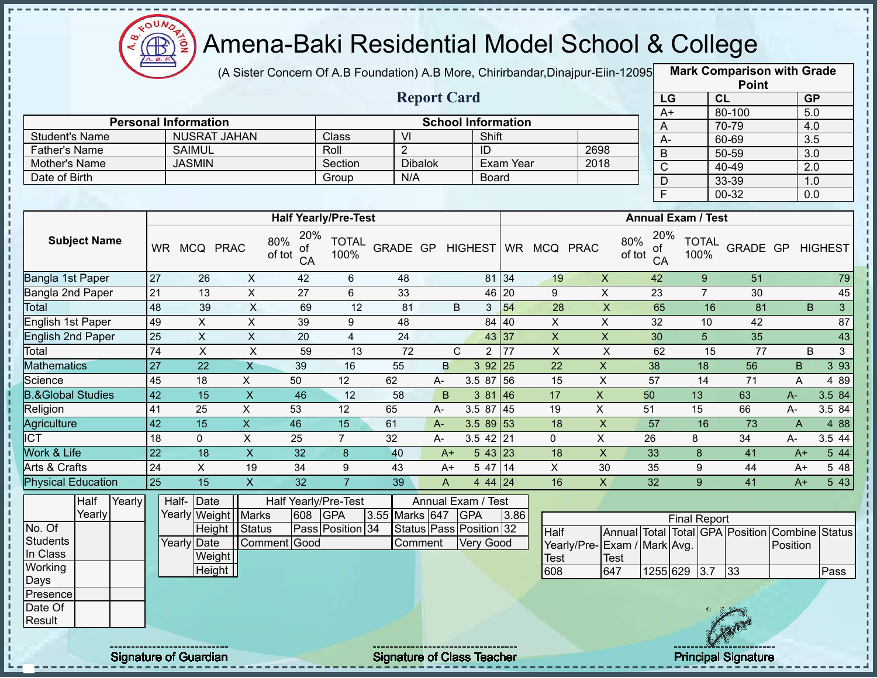# Amena-Baki Residential Model School & College

(A Sister Concern Of A.B Foundation) A.B More, Chirirbandar,Dinajpur-Eiin-120950

## Report Card

| Mark Comparison with Grade Point | | |
|---|---|---|
| LG | CL | GP |
| A+ | 80-100 | 5.0 |
| A | 70-79 | 4.0 |
| A- | 60-69 | 3.5 |
| B | 50-59 | 3.0 |
| C | 40-49 | 2.0 |
| D | 33-39 | 1.0 |
| F | 00-32 | 0.0 |

| Personal Information | | School Information | | | |
|---|---|---|---|---|---|
| Student's Name | NUSRAT JAHAN | Class | VI | Shift | |
| Father's Name | SAIMUL | Roll | 2 | ID | 2698 |
| Mother's Name | JASMIN | Section | Dibalok | Exam Year | 2018 |
| Date of Birth | | Group | N/A | Board | |

| Subject Name | Half Yearly/Pre-Test | | | | | | | | | Annual Exam / Test | | | | | | | | |
|---|---|---|---|---|---|---|---|---|---|---|---|---|---|---|---|---|---|---|
| | WR | MCQ | PRAC | 80% of tot | 20% of CA | TOTAL 100% | GRADE | GP | HIGHEST | WR | MCQ | PRAC | 80% of tot | 20% of CA | TOTAL 100% | GRADE | GP | HIGHEST |
| Bangla 1st Paper | 27 | 26 | X | 42 | 6 | 48 | | | 81 | 34 | 19 | X | 42 | 9 | 51 | | | 79 |
| Bangla 2nd Paper | 21 | 13 | X | 27 | 6 | 33 | | | 46 | 20 | 9 | X | 23 | 7 | 30 | | | 45 |
| Total | 48 | 39 | X | 69 | 12 | 81 | B | 3 | | 54 | 28 | X | 65 | 16 | 81 | B | 3 | |
| English 1st Paper | 49 | X | X | 39 | 9 | 48 | | | 84 | 40 | X | X | 32 | 10 | 42 | | | 87 |
| English 2nd Paper | 25 | X | X | 20 | 4 | 24 | | | 43 | 37 | X | X | 30 | 5 | 35 | | | 43 |
| Total | 74 | X | X | 59 | 13 | 72 | C | 2 | | 77 | X | X | 62 | 15 | 77 | B | 3 | |
| Mathematics | 27 | 22 | X | 39 | 16 | 55 | B | 3 | 92 | 25 | 22 | X | 38 | 18 | 56 | B | 3 | 93 |
| Science | 45 | 18 | X | 50 | 12 | 62 | A- | 3.5 | 87 | 56 | 15 | X | 57 | 14 | 71 | A | 4 | 89 |
| B.&Global Studies | 42 | 15 | X | 46 | 12 | 58 | B | 3 | 81 | 46 | 17 | X | 50 | 13 | 63 | A- | 3.5 | 84 |
| Religion | 41 | 25 | X | 53 | 12 | 65 | A- | 3.5 | 87 | 45 | 19 | X | 51 | 15 | 66 | A- | 3.5 | 84 |
| Agriculture | 42 | 15 | X | 46 | 15 | 61 | A- | 3.5 | 89 | 53 | 18 | X | 57 | 16 | 73 | A | 4 | 88 |
| ICT | 18 | 0 | X | 25 | 7 | 32 | A- | 3.5 | 42 | 21 | 0 | X | 26 | 8 | 34 | A- | 3.5 | 44 |
| Work & Life | 22 | 18 | X | 32 | 8 | 40 | A+ | 5 | 43 | 23 | 18 | X | 33 | 8 | 41 | A+ | 5 | 44 |
| Arts & Crafts | 24 | X | 19 | 34 | 9 | 43 | A+ | 5 | 47 | 14 | X | 30 | 35 | 9 | 44 | A+ | 5 | 48 |
| Physical Education | 25 | 15 | X | 32 | 7 | 39 | A | 4 | 44 | 24 | 16 | X | 32 | 9 | 41 | A+ | 5 | 43 |

| | Half Yearly | Yearly |
|---|---|---|
| No. Of Students In Class | | |
| Working Days | | |
| Presence | | |
| Date Of Result | | |

| | | |
|---|---|---|
| Half-Yearly | Date | |
| | Weight | |
| | Height | |
| Yearly | Date | |
| | Weight | |
| | Height | |

| Half Yearly/Pre-Test | | | | Annual Exam / Test | | | |
|---|---|---|---|---|---|---|---|
| Marks | 608 | GPA | 3.55 | Marks | 647 | GPA | 3.86 |
| Status | Pass | Position | 34 | Status | Pass | Position | 32 |
| Comment | Good | | | Comment | Very Good | | |

| Final Report | | | | | | | |
|---|---|---|---|---|---|---|---|
| Half Yearly/Pre-Test | Annual Exam / Test | Total Mark | Total Avg. | GPA | Position | Combine Position | Status |
| 608 | 647 | 1255 | 629 | 3.7 | 33 | | Pass |

Signature of Guardian    Signature of Class Teacher    Principal Signature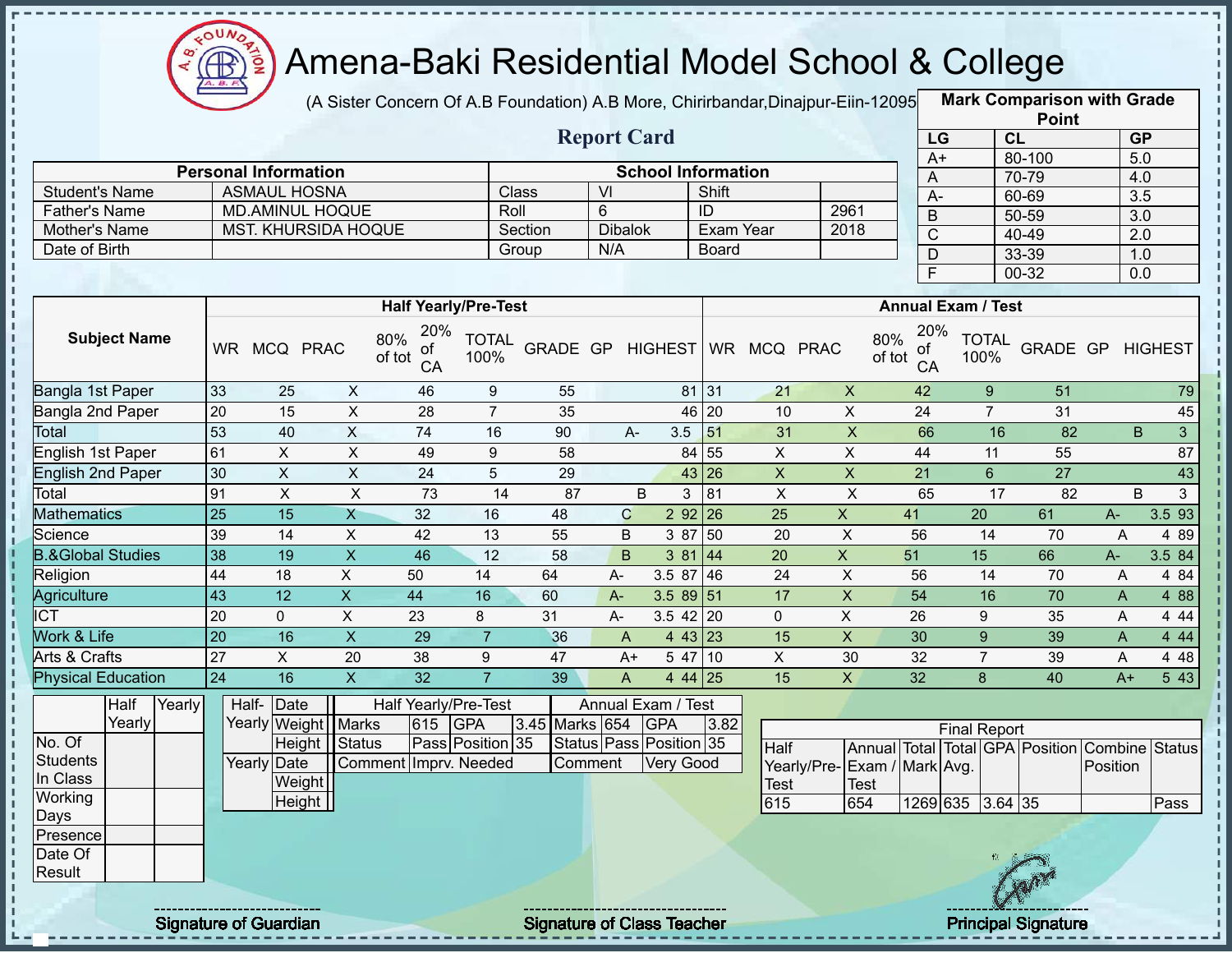# Amena-Baki Residential Model School & College

(A Sister Concern Of A.B Foundation) A.B More, Chirirbandar,Dinajpur-Eiin-120950

## Report Card

| Mark Comparison with Grade Point | | |
|---|---|---|
| LG | CL | GP |
| A+ | 80-100 | 5.0 |
| A | 70-79 | 4.0 |
| A- | 60-69 | 3.5 |
| B | 50-59 | 3.0 |
| C | 40-49 | 2.0 |
| D | 33-39 | 1.0 |
| F | 00-32 | 0.0 |

| Personal Information | | School Information | | | |
|---|---|---|---|---|---|
| Student's Name | ASMAUL HOSNA | Class | VI | Shift | |
| Father's Name | MD.AMINUL HOQUE | Roll | 6 | ID | 2961 |
| Mother's Name | MST. KHURSIDA HOQUE | Section | Dibalok | Exam Year | 2018 |
| Date of Birth | | Group | N/A | Board | |

| Subject Name | Half Yearly/Pre-Test | | | | | | | | | Annual Exam / Test | | | | | | | | |
|---|---|---|---|---|---|---|---|---|---|---|---|---|---|---|---|---|---|---|
| | WR | MCQ | PRAC | 80% of tot | 20% of CA | TOTAL 100% | GRADE | GP | HIGHEST | WR | MCQ | PRAC | 80% of tot | 20% of CA | TOTAL 100% | GRADE | GP | HIGHEST |
| Bangla 1st Paper | 33 | 25 | X | 46 | 9 | 55 | | | 81 | 31 | 21 | X | 42 | 9 | 51 | | | 79 |
| Bangla 2nd Paper | 20 | 15 | X | 28 | 7 | 35 | | | 46 | 20 | 10 | X | 24 | 7 | 31 | | | 45 |
| Total | 53 | 40 | X | 74 | 16 | 90 | A- | 3.5 | | 51 | 31 | X | 66 | 16 | 82 | B | 3 | |
| English 1st Paper | 61 | X | X | 49 | 9 | 58 | | | 84 | 55 | X | X | 44 | 11 | 55 | | | 87 |
| English 2nd Paper | 30 | X | X | 24 | 5 | 29 | | | 43 | 26 | X | X | 21 | 6 | 27 | | | 43 |
| Total | 91 | X | X | 73 | 14 | 87 | B | 3 | | 81 | X | X | 65 | 17 | 82 | B | 3 | |
| Mathematics | 25 | 15 | X | 32 | 16 | 48 | C | 2 | 92 | 26 | 25 | X | 41 | 20 | 61 | A- | 3.5 | 93 |
| Science | 39 | 14 | X | 42 | 13 | 55 | B | 3 | 87 | 50 | 20 | X | 56 | 14 | 70 | A | 4 | 89 |
| B.&Global Studies | 38 | 19 | X | 46 | 12 | 58 | B | 3 | 81 | 44 | 20 | X | 51 | 15 | 66 | A- | 3.5 | 84 |
| Religion | 44 | 18 | X | 50 | 14 | 64 | A- | 3.5 | 87 | 46 | 24 | X | 56 | 14 | 70 | A | 4 | 84 |
| Agriculture | 43 | 12 | X | 44 | 16 | 60 | A- | 3.5 | 89 | 51 | 17 | X | 54 | 16 | 70 | A | 4 | 88 |
| ICT | 20 | 0 | X | 23 | 8 | 31 | A- | 3.5 | 42 | 20 | 0 | X | 26 | 9 | 35 | A | 4 | 44 |
| Work & Life | 20 | 16 | X | 29 | 7 | 36 | A | 4 | 43 | 23 | 15 | X | 30 | 9 | 39 | A | 4 | 44 |
| Arts & Crafts | 27 | X | 20 | 38 | 9 | 47 | A+ | 5 | 47 | 10 | X | 30 | 32 | 7 | 39 | A | 4 | 48 |
| Physical Education | 24 | 16 | X | 32 | 7 | 39 | A | 4 | 44 | 25 | 15 | X | 32 | 8 | 40 | A+ | 5 | 43 |

| | Half Yearly | Yearly |
|---|---|---|
| No. Of Students In Class | | |
| Working Days | | |
| Presence | | |
| Date Of Result | | |

| | | |
|---|---|---|
| Half-Yearly | Date | |
| | Weight | |
| | Height | |
| Yearly | Date | |
| | Weight | |
| | Height | |

| Half Yearly/Pre-Test | | | | Annual Exam / Test | | | |
|---|---|---|---|---|---|---|---|
| Marks | 615 | GPA | 3.45 | Marks | 654 | GPA | 3.82 |
| Status | Pass | Position | 35 | Status | Pass | Position | 35 |
| Comment | Imprv. Needed | | | Comment | Very Good | | |

| Final Report | | | | | | | |
|---|---|---|---|---|---|---|---|
| Half Yearly/Pre-Test | Annual Exam / Test | Total Mark | Total Avg. | GPA | Position | Combine Position | Status |
| 615 | 654 | 1269 | 635 | 3.64 | 35 | | Pass |

Signature of Guardian

Signature of Class Teacher

Principal Signature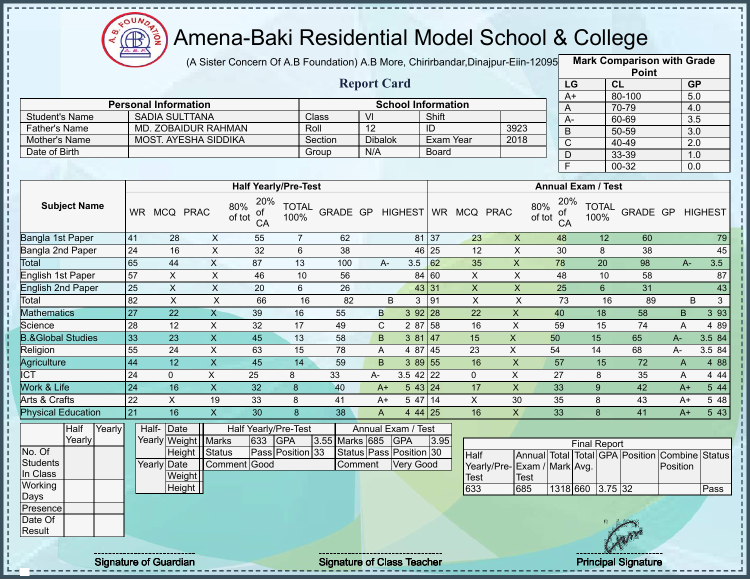# Amena-Baki Residential Model School & College

(A Sister Concern Of A.B Foundation) A.B More, Chirirbandar,Dinajpur-Eiin-120950

## Report Card

| Mark Comparison with Grade Point | | |
|---|---|---|
| LG | CL | GP |
| A+ | 80-100 | 5.0 |
| A | 70-79 | 4.0 |
| A- | 60-69 | 3.5 |
| B | 50-59 | 3.0 |
| C | 40-49 | 2.0 |
| D | 33-39 | 1.0 |
| F | 00-32 | 0.0 |

| Personal Information | | School Information | | | |
|---|---|---|---|---|---|
| Student's Name | SADIA SULTTANA | Class | VI | Shift | |
| Father's Name | MD. ZOBAIDUR RAHMAN | Roll | 12 | ID | 3923 |
| Mother's Name | MOST. AYESHA SIDDIKA | Section | Dibalok | Exam Year | 2018 |
| Date of Birth | | Group | N/A | Board | |

| Subject Name | Half Yearly/Pre-Test | | | | | | | | | Annual Exam / Test | | | | | | | | |
|---|---|---|---|---|---|---|---|---|---|---|---|---|---|---|---|---|---|---|
| | WR | MCQ | PRAC | 80% of tot | 20% of CA | TOTAL 100% | GRADE | GP | HIGHEST | WR | MCQ | PRAC | 80% of tot | 20% of CA | TOTAL 100% | GRADE | GP | HIGHEST |
| Bangla 1st Paper | 41 | 28 | X | 55 | 7 | 62 | | | 81 | 37 | 23 | X | 48 | 12 | 60 | | | 79 |
| Bangla 2nd Paper | 24 | 16 | X | 32 | 6 | 38 | | | 46 | 25 | 12 | X | 30 | 8 | 38 | | | 45 |
| Total | 65 | 44 | X | 87 | 13 | 100 | A- | 3.5 | | 62 | 35 | X | 78 | 20 | 98 | A- | 3.5 | |
| English 1st Paper | 57 | X | X | 46 | 10 | 56 | | | 84 | 60 | X | X | 48 | 10 | 58 | | | 87 |
| English 2nd Paper | 25 | X | X | 20 | 6 | 26 | | | 43 | 31 | X | X | 25 | 6 | 31 | | | 43 |
| Total | 82 | X | X | 66 | 16 | 82 | B | 3 | | 91 | X | X | 73 | 16 | 89 | B | 3 | |
| Mathematics | 27 | 22 | X | 39 | 16 | 55 | B | 3 | 92 | 28 | 22 | X | 40 | 18 | 58 | B | 3 | 93 |
| Science | 28 | 12 | X | 32 | 17 | 49 | C | 2 | 87 | 58 | 16 | X | 59 | 15 | 74 | A | 4 | 89 |
| B.&Global Studies | 33 | 23 | X | 45 | 13 | 58 | B | 3 | 81 | 47 | 15 | X | 50 | 15 | 65 | A- | 3.5 | 84 |
| Religion | 55 | 24 | X | 63 | 15 | 78 | A | 4 | 87 | 45 | 23 | X | 54 | 14 | 68 | A- | 3.5 | 84 |
| Agriculture | 44 | 12 | X | 45 | 14 | 59 | B | 3 | 89 | 55 | 16 | X | 57 | 15 | 72 | A | 4 | 88 |
| ICT | 24 | 0 | X | 25 | 8 | 33 | A- | 3.5 | 42 | 22 | 0 | X | 27 | 8 | 35 | A | 4 | 44 |
| Work & Life | 24 | 16 | X | 32 | 8 | 40 | A+ | 5 | 43 | 24 | 17 | X | 33 | 9 | 42 | A+ | 5 | 44 |
| Arts & Crafts | 22 | X | 19 | 33 | 8 | 41 | A+ | 5 | 47 | 14 | X | 30 | 35 | 8 | 43 | A+ | 5 | 48 |
| Physical Education | 21 | 16 | X | 30 | 8 | 38 | A | 4 | 44 | 25 | 16 | X | 33 | 8 | 41 | A+ | 5 | 43 |

| | Half Yearly | Yearly |
|---|---|---|
| No. Of Students In Class | | |
| Working Days | | |
| Presence | | |
| Date Of Result | | |

| | | |
|---|---|---|
| Half-Yearly | Date | |
| | Weight | |
| | Height | |
| Yearly | Date | |
| | Weight | |
| | Height | |

| Half Yearly/Pre-Test | | | | Annual Exam / Test | | | |
|---|---|---|---|---|---|---|---|
| Marks | 633 | GPA | 3.55 | Marks | 685 | GPA | 3.95 |
| Status | Pass | Position | 33 | Status | Pass | Position | 30 |
| Comment | Good | | | Comment | Very Good | | |

| Final Report | | | | | | | |
|---|---|---|---|---|---|---|---|
| Half Yearly/Pre-Test | Annual Exam / Test | Total Mark | Total Avg. | GPA | Position | Combine Position | Status |
| 633 | 685 | 1318 | 660 | 3.75 | 32 | | Pass |

Signature of Guardian

Signature of Class Teacher

Principal Signature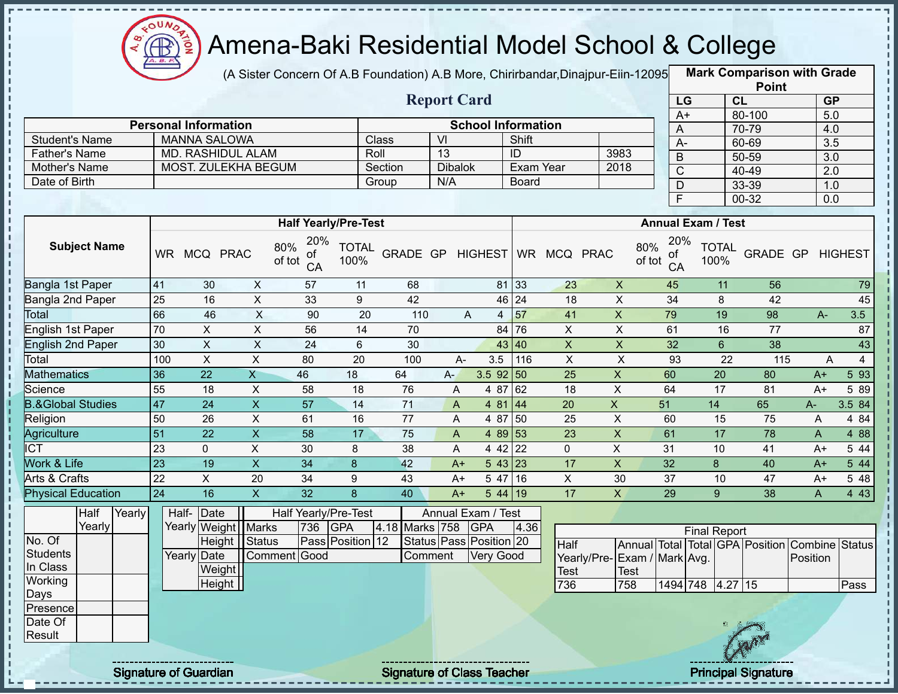# Amena-Baki Residential Model School & College

(A Sister Concern Of A.B Foundation) A.B More, Chirirbandar,Dinajpur-Eiin-120950

## Report Card

| Mark Comparison with Grade Point | | |
|---|---|---|
| LG | CL | GP |
| A+ | 80-100 | 5.0 |
| A | 70-79 | 4.0 |
| A- | 60-69 | 3.5 |
| B | 50-59 | 3.0 |
| C | 40-49 | 2.0 |
| D | 33-39 | 1.0 |
| F | 00-32 | 0.0 |

| Personal Information | | School Information | | | |
|---|---|---|---|---|---|
| Student's Name | MANNA SALOWA | Class | VI | Shift | |
| Father's Name | MD. RASHIDUL ALAM | Roll | 13 | ID | 3983 |
| Mother's Name | MOST. ZULEKHA BEGUM | Section | Dibalok | Exam Year | 2018 |
| Date of Birth | | Group | N/A | Board | |

| Subject Name | Half Yearly/Pre-Test | | | | | | | | | Annual Exam / Test | | | | | | | | |
|---|---|---|---|---|---|---|---|---|---|---|---|---|---|---|---|---|---|---|
| | WR | MCQ | PRAC | 80% of tot | 20% of CA | TOTAL 100% | GRADE | GP | HIGHEST | WR | MCQ | PRAC | 80% of tot | 20% of CA | TOTAL 100% | GRADE | GP | HIGHEST |
| Bangla 1st Paper | 41 | 30 | X | 57 | 11 | 68 | | | 81 | 33 | 23 | X | 45 | 11 | 56 | | | 79 |
| Bangla 2nd Paper | 25 | 16 | X | 33 | 9 | 42 | | | 46 | 24 | 18 | X | 34 | 8 | 42 | | | 45 |
| Total | 66 | 46 | X | 90 | 20 | 110 | A | 4 | | 57 | 41 | X | 79 | 19 | 98 | A- | 3.5 | |
| English 1st Paper | 70 | X | X | 56 | 14 | 70 | | | 84 | 76 | X | X | 61 | 16 | 77 | | | 87 |
| English 2nd Paper | 30 | X | X | 24 | 6 | 30 | | | 43 | 40 | X | X | 32 | 6 | 38 | | | 43 |
| Total | 100 | X | X | 80 | 20 | 100 | A- | 3.5 | | 116 | X | X | 93 | 22 | 115 | A | 4 | |
| Mathematics | 36 | 22 | X | 46 | 18 | 64 | A- | 3.5 | 92 | 50 | 25 | X | 60 | 20 | 80 | A+ | 5 | 93 |
| Science | 55 | 18 | X | 58 | 18 | 76 | A | 4 | 87 | 62 | 18 | X | 64 | 17 | 81 | A+ | 5 | 89 |
| B.&Global Studies | 47 | 24 | X | 57 | 14 | 71 | A | 4 | 81 | 44 | 20 | X | 51 | 14 | 65 | A- | 3.5 | 84 |
| Religion | 50 | 26 | X | 61 | 16 | 77 | A | 4 | 87 | 50 | 25 | X | 60 | 15 | 75 | A | 4 | 84 |
| Agriculture | 51 | 22 | X | 58 | 17 | 75 | A | 4 | 89 | 53 | 23 | X | 61 | 17 | 78 | A | 4 | 88 |
| ICT | 23 | 0 | X | 30 | 8 | 38 | A | 4 | 42 | 22 | 0 | X | 31 | 10 | 41 | A+ | 5 | 44 |
| Work & Life | 23 | 19 | X | 34 | 8 | 42 | A+ | 5 | 43 | 23 | 17 | X | 32 | 8 | 40 | A+ | 5 | 44 |
| Arts & Crafts | 22 | X | 20 | 34 | 9 | 43 | A+ | 5 | 47 | 16 | X | 30 | 37 | 10 | 47 | A+ | 5 | 48 |
| Physical Education | 24 | 16 | X | 32 | 8 | 40 | A+ | 5 | 44 | 19 | 17 | X | 29 | 9 | 38 | A | 4 | 43 |

| | Half Yearly | Yearly |
|---|---|---|
| No. Of Students In Class | | |
| Working Days | | |
| Presence | | |
| Date Of Result | | |

| | | |
|---|---|---|
| Half-Yearly | Date | |
| | Weight | |
| | Height | |
| Yearly | Date | |
| | Weight | |
| | Height | |

| Half Yearly/Pre-Test | | | | Annual Exam / Test | | | |
|---|---|---|---|---|---|---|---|
| Marks | 736 | GPA | 4.18 | Marks | 758 | GPA | 4.36 |
| Status | Pass | Position | 12 | Status | Pass | Position | 20 |
| Comment | Good | | | Comment | Very Good | | |

| Final Report | | | | | | | |
|---|---|---|---|---|---|---|---|
| Half Yearly/Pre-Test | Annual Exam / Test | Total Mark | Total Avg. | GPA | Position | Combine Position | Status |
| 736 | 758 | 1494 | 748 | 4.27 | 15 | | Pass |

Signature of Guardian | Signature of Class Teacher | Principal Signature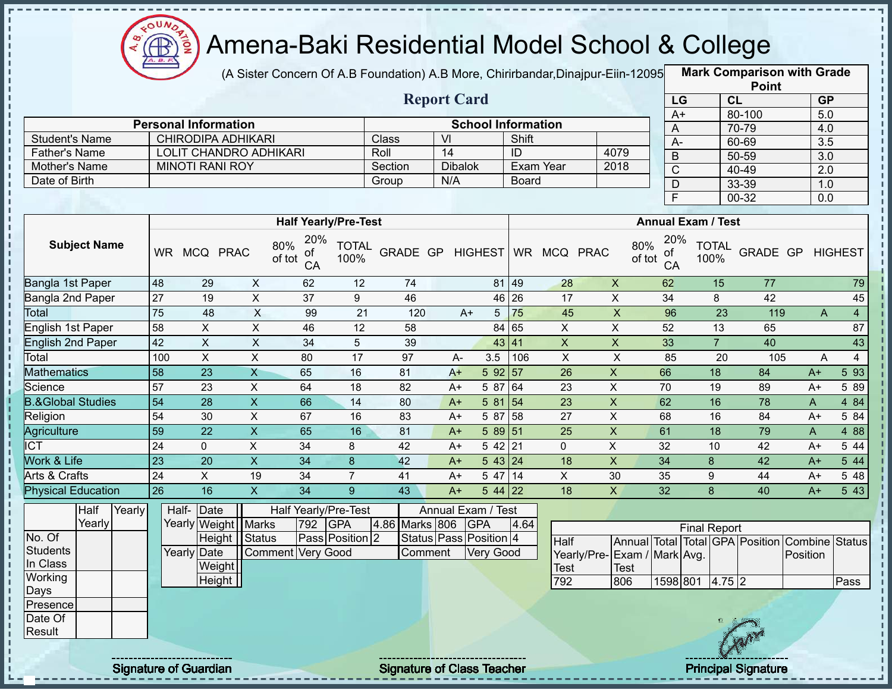# Amena-Baki Residential Model School & College

(A Sister Concern Of A.B Foundation) A.B More, Chirirbandar,Dinajpur-Eiin-120950

## Report Card

| Mark Comparison with Grade Point | | |
|---|---|---|
| LG | CL | GP |
| A+ | 80-100 | 5.0 |
| A | 70-79 | 4.0 |
| A- | 60-69 | 3.5 |
| B | 50-59 | 3.0 |
| C | 40-49 | 2.0 |
| D | 33-39 | 1.0 |
| F | 00-32 | 0.0 |

| Personal Information | | School Information | | | |
|---|---|---|---|---|---|
| Student's Name | CHIRODIPA ADHIKARI | Class | VI | Shift | |
| Father's Name | LOLIT CHANDRO ADHIKARI | Roll | 14 | ID | 4079 |
| Mother's Name | MINOTI RANI ROY | Section | Dibalok | Exam Year | 2018 |
| Date of Birth | | Group | N/A | Board | |

| Subject Name | Half Yearly/Pre-Test | | | | | | | | | Annual Exam / Test | | | | | | | | |
|---|---|---|---|---|---|---|---|---|---|---|---|---|---|---|---|---|---|---|
| | WR | MCQ | PRAC | 80% of tot | 20% of CA | TOTAL 100% | GRADE | GP | HIGHEST | WR | MCQ | PRAC | 80% of tot | 20% of CA | TOTAL 100% | GRADE | GP | HIGHEST |
| Bangla 1st Paper | 48 | 29 | X | 62 | 12 | 74 | | | 81 | 49 | 28 | X | 62 | 15 | 77 | | | 79 |
| Bangla 2nd Paper | 27 | 19 | X | 37 | 9 | 46 | | | 46 | 26 | 17 | X | 34 | 8 | 42 | | | 45 |
| Total | 75 | 48 | X | 99 | 21 | 120 | A+ | 5 | | 75 | 45 | X | 96 | 23 | 119 | A | 4 | |
| English 1st Paper | 58 | X | X | 46 | 12 | 58 | | | 84 | 65 | X | X | 52 | 13 | 65 | | | 87 |
| English 2nd Paper | 42 | X | X | 34 | 5 | 39 | | | 43 | 41 | X | X | 33 | 7 | 40 | | | 43 |
| Total | 100 | X | X | 80 | 17 | 97 | A- | 3.5 | | 106 | X | X | 85 | 20 | 105 | A | 4 | |
| Mathematics | 58 | 23 | X | 65 | 16 | 81 | A+ | 5 | 92 | 57 | 26 | X | 66 | 18 | 84 | A+ | 5 | 93 |
| Science | 57 | 23 | X | 64 | 18 | 82 | A+ | 5 | 87 | 64 | 23 | X | 70 | 19 | 89 | A+ | 5 | 89 |
| B.&Global Studies | 54 | 28 | X | 66 | 14 | 80 | A+ | 5 | 81 | 54 | 23 | X | 62 | 16 | 78 | A | 4 | 84 |
| Religion | 54 | 30 | X | 67 | 16 | 83 | A+ | 5 | 87 | 58 | 27 | X | 68 | 16 | 84 | A+ | 5 | 84 |
| Agriculture | 59 | 22 | X | 65 | 16 | 81 | A+ | 5 | 89 | 51 | 25 | X | 61 | 18 | 79 | A | 4 | 88 |
| ICT | 24 | 0 | X | 34 | 8 | 42 | A+ | 5 | 42 | 21 | 0 | X | 32 | 10 | 42 | A+ | 5 | 44 |
| Work & Life | 23 | 20 | X | 34 | 8 | 42 | A+ | 5 | 43 | 24 | 18 | X | 34 | 8 | 42 | A+ | 5 | 44 |
| Arts & Crafts | 24 | X | 19 | 34 | 7 | 41 | A+ | 5 | 47 | 14 | X | 30 | 35 | 9 | 44 | A+ | 5 | 48 |
| Physical Education | 26 | 16 | X | 34 | 9 | 43 | A+ | 5 | 44 | 22 | 18 | X | 32 | 8 | 40 | A+ | 5 | 43 |

| | Half Yearly | Yearly |
|---|---|---|
| No. Of Students In Class | | |
| Working Days | | |
| Presence | | |
| Date Of Result | | |

| | | |
|---|---|---|
| Half-Yearly | Date | |
| | Weight | |
| | Height | |
| Yearly | Date | |
| | Weight | |
| | Height | |

| Half Yearly/Pre-Test | | | | Annual Exam / Test | | | |
|---|---|---|---|---|---|---|---|
| Marks | 792 | GPA | 4.86 | Marks | 806 | GPA | 4.64 |
| Status | Pass | Position | 2 | Status | Pass | Position | 4 |
| Comment | Very Good | | | Comment | Very Good | | |

| Final Report | | | | | | | |
|---|---|---|---|---|---|---|---|
| Half Yearly/Pre-Test | Annual Exam / Test | Total Mark | Total Avg. | GPA | Position | Combine Position | Status |
| 792 | 806 | 1598 | 801 | 4.75 | 2 | | Pass |

Signature of Guardian | Signature of Class Teacher | Principal Signature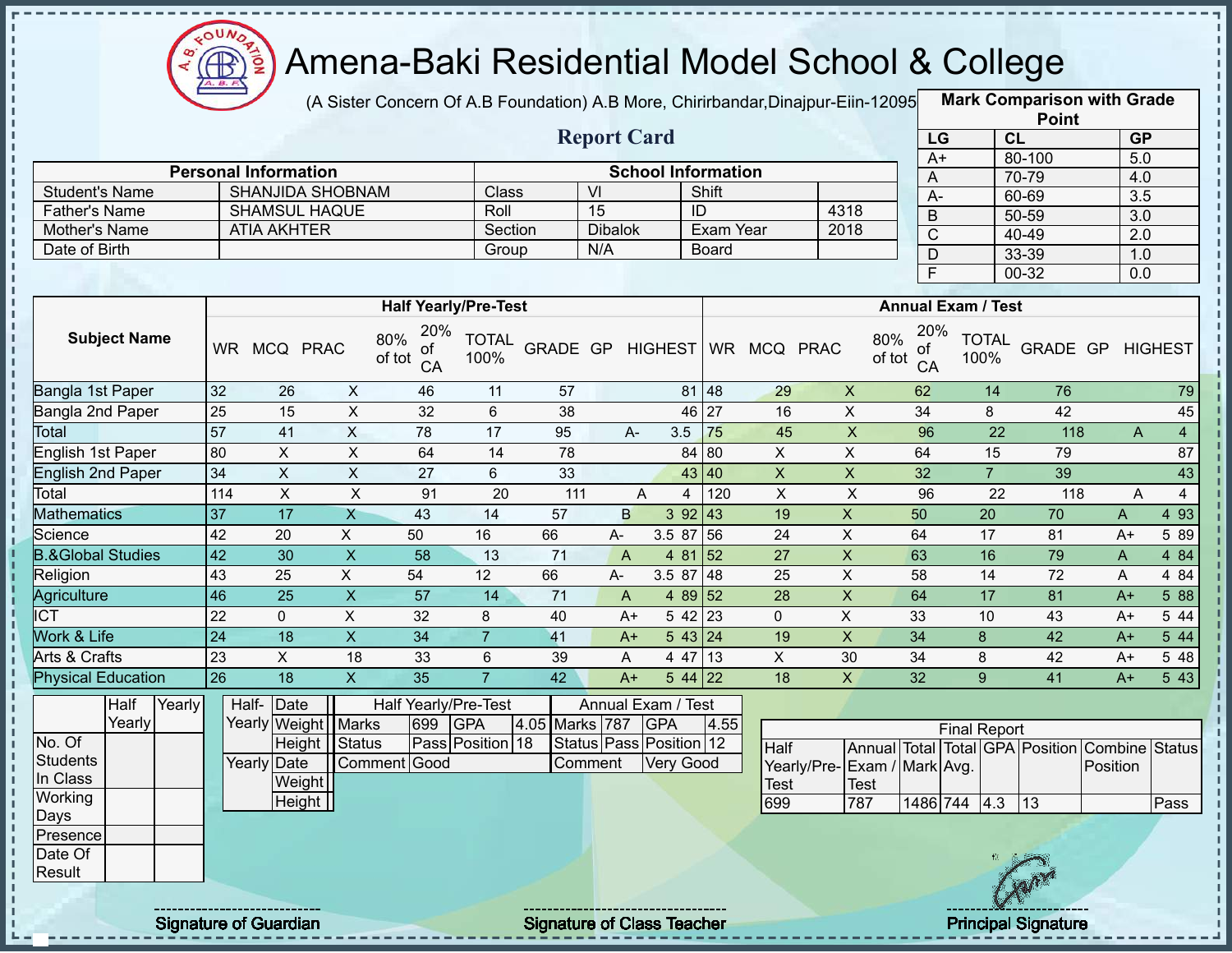# Amena-Baki Residential Model School & College

(A Sister Concern Of A.B Foundation) A.B More, Chirirbandar,Dinajpur-Eiin-120950

## Report Card

| Mark Comparison with Grade Point | | |
|---|---|---|
| LG | CL | GP |
| A+ | 80-100 | 5.0 |
| A | 70-79 | 4.0 |
| A- | 60-69 | 3.5 |
| B | 50-59 | 3.0 |
| C | 40-49 | 2.0 |
| D | 33-39 | 1.0 |
| F | 00-32 | 0.0 |

| Personal Information | | School Information | | | |
|---|---|---|---|---|---|
| Student's Name | SHANJIDA SHOBNAM | Class | VI | Shift | |
| Father's Name | SHAMSUL HAQUE | Roll | 15 | ID | 4318 |
| Mother's Name | ATIA AKHTER | Section | Dibalok | Exam Year | 2018 |
| Date of Birth | | Group | N/A | Board | |

| Subject Name | Half Yearly/Pre-Test | | | | | | | | | Annual Exam / Test | | | | | | | | |
|---|---|---|---|---|---|---|---|---|---|---|---|---|---|---|---|---|---|---|
| | WR | MCQ | PRAC | 80% of tot | 20% of CA | TOTAL 100% | GRADE | GP | HIGHEST | WR | MCQ | PRAC | 80% of tot | 20% of CA | TOTAL 100% | GRADE | GP | HIGHEST |
| Bangla 1st Paper | 32 | 26 | X | 46 | 11 | 57 | | | 81 | 48 | 29 | X | 62 | 14 | 76 | | | 79 |
| Bangla 2nd Paper | 25 | 15 | X | 32 | 6 | 38 | | | 46 | 27 | 16 | X | 34 | 8 | 42 | | | 45 |
| Total | 57 | 41 | X | 78 | 17 | 95 | A- | 3.5 | | 75 | 45 | X | 96 | 22 | 118 | A | 4 | |
| English 1st Paper | 80 | X | X | 64 | 14 | 78 | | | 84 | 80 | X | X | 64 | 15 | 79 | | | 87 |
| English 2nd Paper | 34 | X | X | 27 | 6 | 33 | | | 43 | 40 | X | X | 32 | 7 | 39 | | | 43 |
| Total | 114 | X | X | 91 | 20 | 111 | A | 4 | | 120 | X | X | 96 | 22 | 118 | A | 4 | |
| Mathematics | 37 | 17 | X | 43 | 14 | 57 | B | 3 | 92 | 43 | 19 | X | 50 | 20 | 70 | A | 4 | 93 |
| Science | 42 | 20 | X | 50 | 16 | 66 | A- | 3.5 | 87 | 56 | 24 | X | 64 | 17 | 81 | A+ | 5 | 89 |
| B.&Global Studies | 42 | 30 | X | 58 | 13 | 71 | A | 4 | 81 | 52 | 27 | X | 63 | 16 | 79 | A | 4 | 84 |
| Religion | 43 | 25 | X | 54 | 12 | 66 | A- | 3.5 | 87 | 48 | 25 | X | 58 | 14 | 72 | A | 4 | 84 |
| Agriculture | 46 | 25 | X | 57 | 14 | 71 | A | 4 | 89 | 52 | 28 | X | 64 | 17 | 81 | A+ | 5 | 88 |
| ICT | 22 | 0 | X | 32 | 8 | 40 | A+ | 5 | 42 | 23 | 0 | X | 33 | 10 | 43 | A+ | 5 | 44 |
| Work & Life | 24 | 18 | X | 34 | 7 | 41 | A+ | 5 | 43 | 24 | 19 | X | 34 | 8 | 42 | A+ | 5 | 44 |
| Arts & Crafts | 23 | X | 18 | 33 | 6 | 39 | A | 4 | 47 | 13 | X | 30 | 34 | 8 | 42 | A+ | 5 | 48 |
| Physical Education | 26 | 18 | X | 35 | 7 | 42 | A+ | 5 | 44 | 22 | 18 | X | 32 | 9 | 41 | A+ | 5 | 43 |

| | Half Yearly | Yearly |
|---|---|---|
| No. Of Students In Class | | |
| Working Days | | |
| Presence | | |
| Date Of Result | | |

| Half-Yearly | Date | |
|---|---|---|
| | Weight | |
| | Height | |
| Yearly | Date | |
| | Weight | |
| | Height | |

| Half Yearly/Pre-Test | | | | Annual Exam / Test | | | |
|---|---|---|---|---|---|---|---|
| Marks | 699 | GPA | 4.05 | Marks | 787 | GPA | 4.55 |
| Status | Pass | Position | 18 | Status | Pass | Position | 12 |
| Comment | Good | | | Comment | Very Good | | |

| Final Report | | | | | | | |
|---|---|---|---|---|---|---|---|
| Half Yearly/Pre-Test | Annual Exam / Test | Total Mark | Total Avg. | GPA | Position | Combine Position | Status |
| 699 | 787 | 1486 | 744 | 4.3 | 13 | | Pass |

Signature of Guardian — Signature of Class Teacher — Principal Signature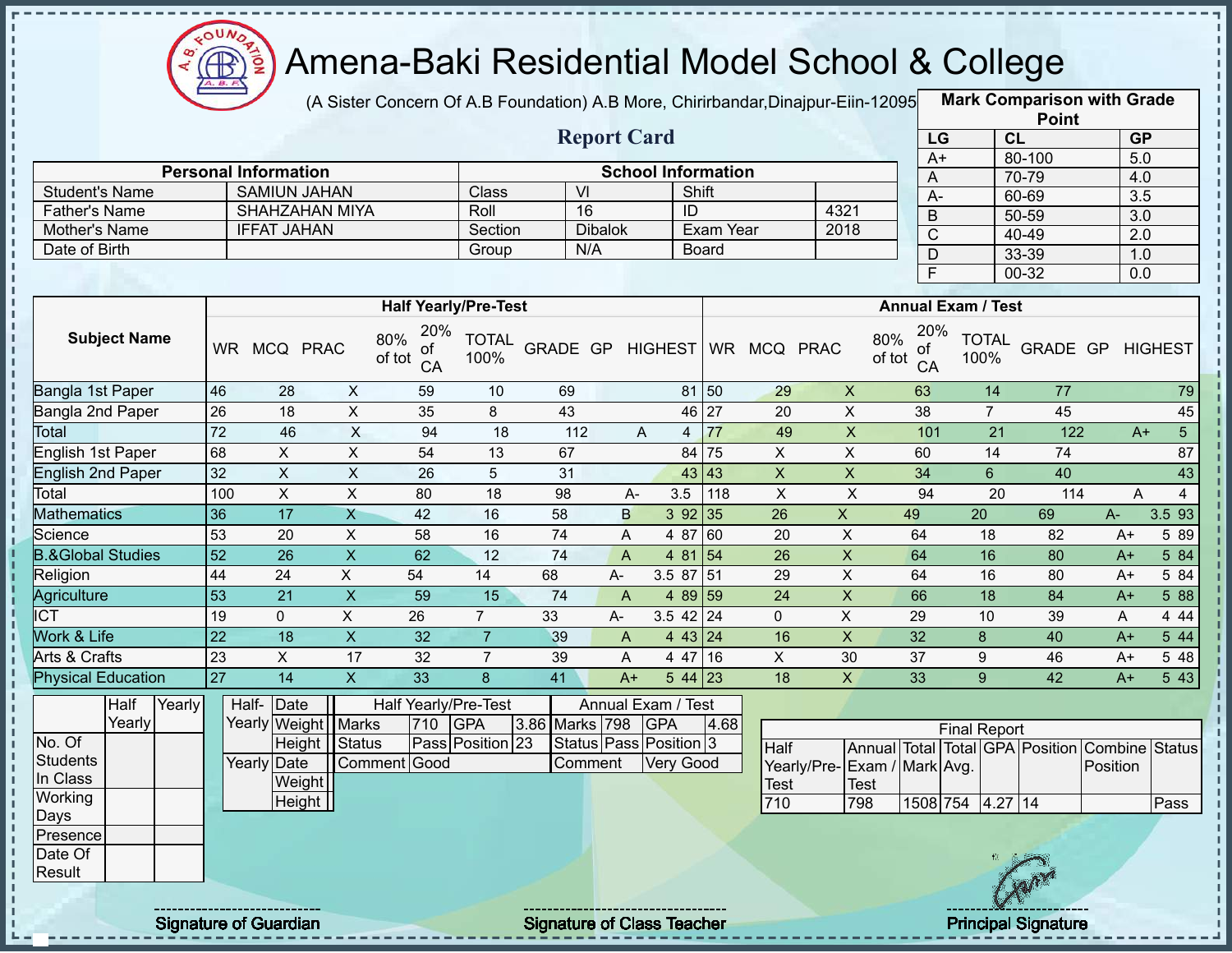# Amena-Baki Residential Model School & College

(A Sister Concern Of A.B Foundation) A.B More, Chirirbandar,Dinajpur-Eiin-120950

## Report Card

| Personal Information | | School Information | | | |
|---|---|---|---|---|---|
| Student's Name | SAMIUN JAHAN | Class | VI | Shift | |
| Father's Name | SHAHZAHAN MIYA | Roll | 16 | ID | 4321 |
| Mother's Name | IFFAT JAHAN | Section | Dibalok | Exam Year | 2018 |
| Date of Birth | | Group | N/A | Board | |

**Mark Comparison with Grade Point**

| LG | CL | GP |
|---|---|---|
| A+ | 80-100 | 5.0 |
| A | 70-79 | 4.0 |
| A- | 60-69 | 3.5 |
| B | 50-59 | 3.0 |
| C | 40-49 | 2.0 |
| D | 33-39 | 1.0 |
| F | 00-32 | 0.0 |

| Subject Name | Half Yearly/Pre-Test | | | | | | | | | Annual Exam / Test | | | | | | | | |
|---|---|---|---|---|---|---|---|---|---|---|---|---|---|---|---|---|---|---|
| | WR | MCQ | PRAC | 80% of tot | 20% of CA | TOTAL 100% | GRADE | GP | HIGHEST | WR | MCQ | PRAC | 80% of tot | 20% of CA | TOTAL 100% | GRADE | GP | HIGHEST |
| Bangla 1st Paper | 46 | 28 | X | 59 | 10 | 69 | | | 81 | 50 | 29 | X | 63 | 14 | 77 | | | 79 |
| Bangla 2nd Paper | 26 | 18 | X | 35 | 8 | 43 | | | 46 | 27 | 20 | X | 38 | 7 | 45 | | | 45 |
| Total | 72 | 46 | X | 94 | 18 | 112 | A | 4 | | 77 | 49 | X | 101 | 21 | 122 | A+ | 5 | |
| English 1st Paper | 68 | X | X | 54 | 13 | 67 | | | 84 | 75 | X | X | 60 | 14 | 74 | | | 87 |
| English 2nd Paper | 32 | X | X | 26 | 5 | 31 | | | 43 | 43 | X | X | 34 | 6 | 40 | | | 43 |
| Total | 100 | X | X | 80 | 18 | 98 | A- | 3.5 | | 118 | X | X | 94 | 20 | 114 | A | 4 | |
| Mathematics | 36 | 17 | X | 42 | 16 | 58 | B | 3 | 92 | 35 | 26 | X | 49 | 20 | 69 | A- | 3.5 | 93 |
| Science | 53 | 20 | X | 58 | 16 | 74 | A | 4 | 87 | 60 | 20 | X | 64 | 18 | 82 | A+ | 5 | 89 |
| B.&Global Studies | 52 | 26 | X | 62 | 12 | 74 | A | 4 | 81 | 54 | 26 | X | 64 | 16 | 80 | A+ | 5 | 84 |
| Religion | 44 | 24 | X | 54 | 14 | 68 | A- | 3.5 | 87 | 51 | 29 | X | 64 | 16 | 80 | A+ | 5 | 84 |
| Agriculture | 53 | 21 | X | 59 | 15 | 74 | A | 4 | 89 | 59 | 24 | X | 66 | 18 | 84 | A+ | 5 | 88 |
| ICT | 19 | 0 | X | 26 | 7 | 33 | A- | 3.5 | 42 | 24 | 0 | X | 29 | 10 | 39 | A | 4 | 44 |
| Work & Life | 22 | 18 | X | 32 | 7 | 39 | A | 4 | 43 | 24 | 16 | X | 32 | 8 | 40 | A+ | 5 | 44 |
| Arts & Crafts | 23 | X | 17 | 32 | 7 | 39 | A | 4 | 47 | 16 | X | 30 | 37 | 9 | 46 | A+ | 5 | 48 |
| Physical Education | 27 | 14 | X | 33 | 8 | 41 | A+ | 5 | 44 | 23 | 18 | X | 33 | 9 | 42 | A+ | 5 | 43 |

| | Half Yearly | Yearly |
|---|---|---|
| No. Of Students In Class | | |
| Working Days | | |
| Presence | | |
| Date Of Result | | |

| | | |
|---|---|---|
| Half-Yearly | Date | |
| | Weight | |
| | Height | |
| Yearly | Date | |
| | Weight | |
| | Height | |

| Half Yearly/Pre-Test | | | | Annual Exam / Test | | | |
|---|---|---|---|---|---|---|---|
| Marks | 710 | GPA | 3.86 | Marks | 798 | GPA | 4.68 |
| Status | Pass | Position | 23 | Status | Pass | Position | 3 |
| Comment | Good | | | Comment | Very Good | | |

**Final Report**

| Half Yearly/Pre-Test | Annual Exam / Test | Total Mark | Total Avg. | GPA | Position | Combine Position | Status |
|---|---|---|---|---|---|---|---|
| 710 | 798 | 1508 | 754 | 4.27 | 14 | | Pass |

Signature of Guardian — Signature of Class Teacher — Principal Signature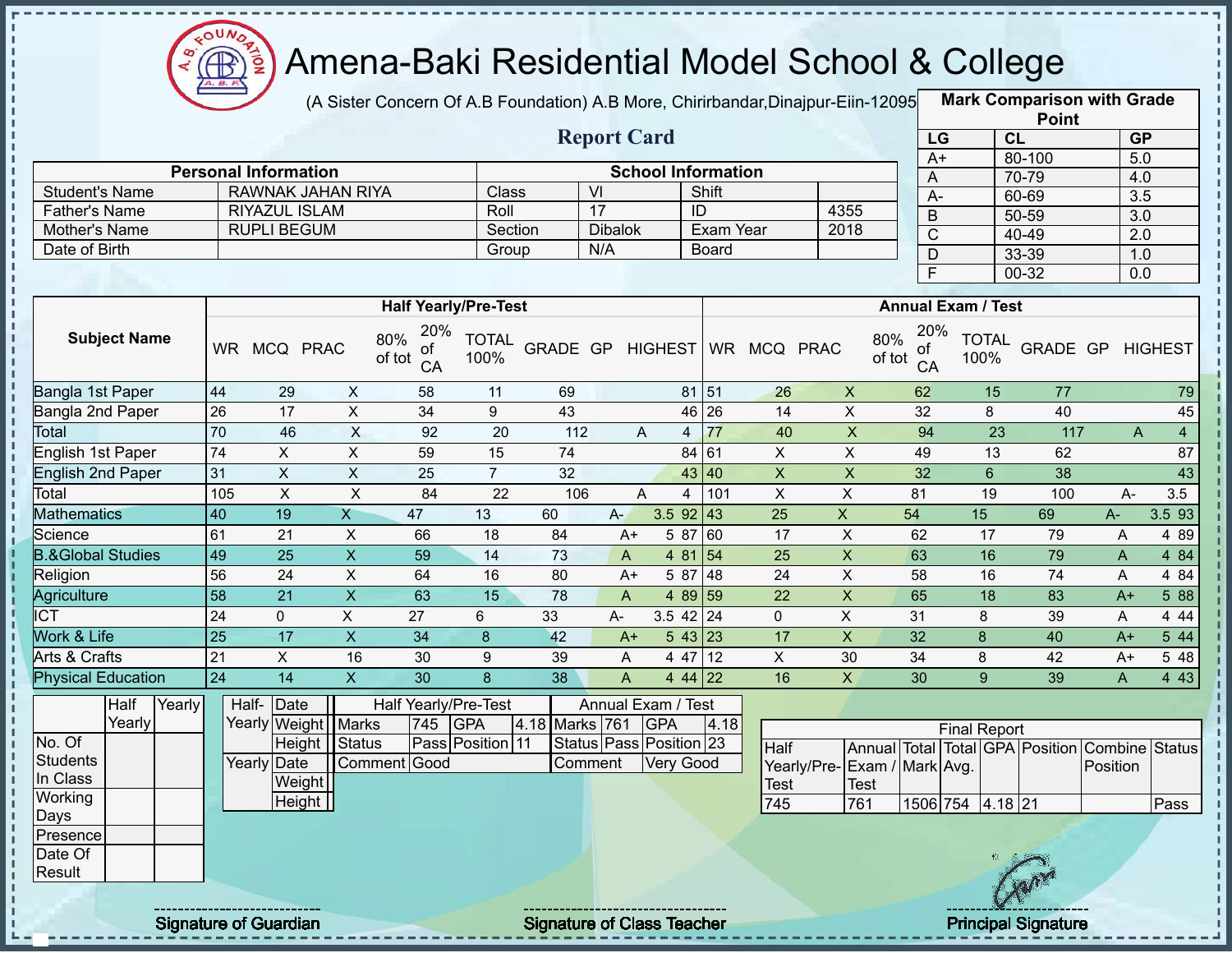# Amena-Baki Residential Model School & College

(A Sister Concern Of A.B Foundation) A.B More, Chirirbandar,Dinajpur-Eiin-120950

## Report Card

| Mark Comparison with Grade Point | | |
|---|---|---|
| LG | CL | GP |
| A+ | 80-100 | 5.0 |
| A | 70-79 | 4.0 |
| A- | 60-69 | 3.5 |
| B | 50-59 | 3.0 |
| C | 40-49 | 2.0 |
| D | 33-39 | 1.0 |
| F | 00-32 | 0.0 |

| Personal Information | | School Information | | | |
|---|---|---|---|---|---|
| Student's Name | RAWNAK JAHAN RIYA | Class | VI | Shift | |
| Father's Name | RIYAZUL ISLAM | Roll | 17 | ID | 4355 |
| Mother's Name | RUPLI BEGUM | Section | Dibalok | Exam Year | 2018 |
| Date of Birth | | Group | N/A | Board | |

| Subject Name | Half Yearly/Pre-Test | | | | | | | | | Annual Exam / Test | | | | | | | | |
|---|---|---|---|---|---|---|---|---|---|---|---|---|---|---|---|---|---|---|
| | WR | MCQ | PRAC | 80% of tot | 20% of CA | TOTAL 100% | GRADE | GP | HIGHEST | WR | MCQ | PRAC | 80% of tot | 20% of CA | TOTAL 100% | GRADE | GP | HIGHEST |
| Bangla 1st Paper | 44 | 29 | X | 58 | 11 | 69 | | | 81 | 51 | 26 | X | 62 | 15 | 77 | | | 79 |
| Bangla 2nd Paper | 26 | 17 | X | 34 | 9 | 43 | | | 46 | 26 | 14 | X | 32 | 8 | 40 | | | 45 |
| Total | 70 | 46 | X | 92 | 20 | 112 | A | 4 | | 77 | 40 | X | 94 | 23 | 117 | A | 4 | |
| English 1st Paper | 74 | X | X | 59 | 15 | 74 | | | 84 | 61 | X | X | 49 | 13 | 62 | | | 87 |
| English 2nd Paper | 31 | X | X | 25 | 7 | 32 | | | 43 | 40 | X | X | 32 | 6 | 38 | | | 43 |
| Total | 105 | X | X | 84 | 22 | 106 | A | 4 | | 101 | X | X | 81 | 19 | 100 | A- | 3.5 | |
| Mathematics | 40 | 19 | X | 47 | 13 | 60 | A- | 3.5 | 92 | 43 | 25 | X | 54 | 15 | 69 | A- | 3.5 | 93 |
| Science | 61 | 21 | X | 66 | 18 | 84 | A+ | 5 | 87 | 60 | 17 | X | 62 | 17 | 79 | A | 4 | 89 |
| B.&Global Studies | 49 | 25 | X | 59 | 14 | 73 | A | 4 | 81 | 54 | 25 | X | 63 | 16 | 79 | A | 4 | 84 |
| Religion | 56 | 24 | X | 64 | 16 | 80 | A+ | 5 | 87 | 48 | 24 | X | 58 | 16 | 74 | A | 4 | 84 |
| Agriculture | 58 | 21 | X | 63 | 15 | 78 | A | 4 | 89 | 59 | 22 | X | 65 | 18 | 83 | A+ | 5 | 88 |
| ICT | 24 | 0 | X | 27 | 6 | 33 | A- | 3.5 | 42 | 24 | 0 | X | 31 | 8 | 39 | A | 4 | 44 |
| Work & Life | 25 | 17 | X | 34 | 8 | 42 | A+ | 5 | 43 | 23 | 17 | X | 32 | 8 | 40 | A+ | 5 | 44 |
| Arts & Crafts | 21 | X | 16 | 30 | 9 | 39 | A | 4 | 47 | 12 | X | 30 | 34 | 8 | 42 | A+ | 5 | 48 |
| Physical Education | 24 | 14 | X | 30 | 8 | 38 | A | 4 | 44 | 22 | 16 | X | 30 | 9 | 39 | A | 4 | 43 |

| | Half Yearly | Yearly |
|---|---|---|
| No. Of Students In Class | | |
| Working Days | | |
| Presence | | |
| Date Of Result | | |

| | | |
|---|---|---|
| Half-Yearly | Date | |
| | Weight | |
| | Height | |
| Yearly | Date | |
| | Weight | |
| | Height | |

| Half Yearly/Pre-Test | | | | Annual Exam / Test | | | |
|---|---|---|---|---|---|---|---|
| Marks | 745 | GPA | 4.18 | Marks | 761 | GPA | 4.18 |
| Status | Pass | Position | 11 | Status | Pass | Position | 23 |
| Comment | Good | | | Comment | Very Good | | |

| Final Report | | | | | | | |
|---|---|---|---|---|---|---|---|
| Half Yearly/Pre-Test | Annual Exam / Test | Total Mark | Total Avg. | GPA | Position | Combine Position | Status |
| 745 | 761 | 1506 | 754 | 4.18 | 21 | | Pass |

Signature of Guardian

Signature of Class Teacher

Principal Signature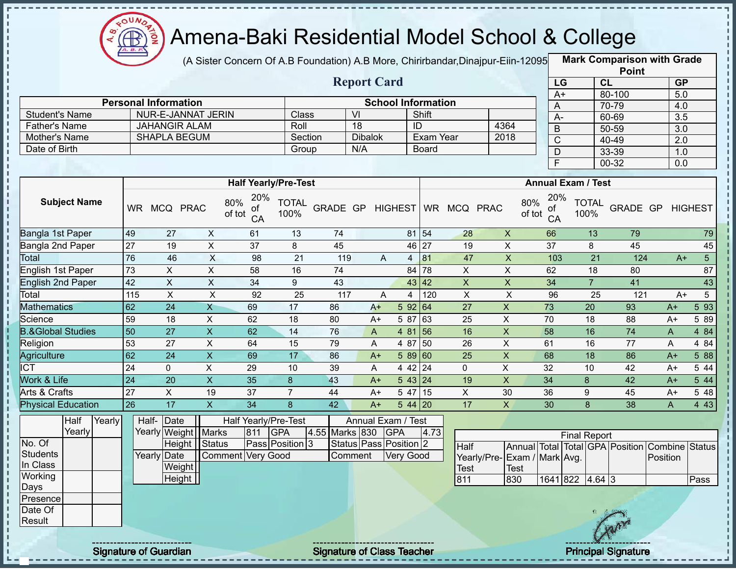# Amena-Baki Residential Model School & College

(A Sister Concern Of A.B Foundation) A.B More, Chirirbandar,Dinajpur-Eiin-120950

## Report Card

| Mark Comparison with Grade Point | | |
|---|---|---|
| LG | CL | GP |
| A+ | 80-100 | 5.0 |
| A | 70-79 | 4.0 |
| A- | 60-69 | 3.5 |
| B | 50-59 | 3.0 |
| C | 40-49 | 2.0 |
| D | 33-39 | 1.0 |
| F | 00-32 | 0.0 |

| Personal Information | | School Information | | | |
|---|---|---|---|---|---|
| Student's Name | NUR-E-JANNAT JERIN | Class | VI | Shift | |
| Father's Name | JAHANGIR ALAM | Roll | 18 | ID | 4364 |
| Mother's Name | SHAPLA BEGUM | Section | Dibalok | Exam Year | 2018 |
| Date of Birth | | Group | N/A | Board | |

| Subject Name | Half Yearly/Pre-Test | | | | | | | | | Annual Exam / Test | | | | | | | | |
|---|---|---|---|---|---|---|---|---|---|---|---|---|---|---|---|---|---|---|
| | WR | MCQ | PRAC | 80% of tot | 20% of CA | TOTAL 100% | GRADE | GP | HIGHEST | WR | MCQ | PRAC | 80% of tot | 20% of CA | TOTAL 100% | GRADE | GP | HIGHEST |
| Bangla 1st Paper | 49 | 27 | X | 61 | 13 | 74 | | | 81 | 54 | 28 | X | 66 | 13 | 79 | | | 79 |
| Bangla 2nd Paper | 27 | 19 | X | 37 | 8 | 45 | | | 46 | 27 | 19 | X | 37 | 8 | 45 | | | 45 |
| Total | 76 | 46 | X | 98 | 21 | 119 | A | 4 | | 81 | 47 | X | 103 | 21 | 124 | A+ | 5 | |
| English 1st Paper | 73 | X | X | 58 | 16 | 74 | | | 84 | 78 | X | X | 62 | 18 | 80 | | | 87 |
| English 2nd Paper | 42 | X | X | 34 | 9 | 43 | | | 43 | 42 | X | X | 34 | 7 | 41 | | | 43 |
| Total | 115 | X | X | 92 | 25 | 117 | A | 4 | | 120 | X | X | 96 | 25 | 121 | A+ | 5 | |
| Mathematics | 62 | 24 | X | 69 | 17 | 86 | A+ | 5 | 92 | 64 | 27 | X | 73 | 20 | 93 | A+ | 5 | 93 |
| Science | 59 | 18 | X | 62 | 18 | 80 | A+ | 5 | 87 | 63 | 25 | X | 70 | 18 | 88 | A+ | 5 | 89 |
| B.&Global Studies | 50 | 27 | X | 62 | 14 | 76 | A | 4 | 81 | 56 | 16 | X | 58 | 16 | 74 | A | 4 | 84 |
| Religion | 53 | 27 | X | 64 | 15 | 79 | A | 4 | 87 | 50 | 26 | X | 61 | 16 | 77 | A | 4 | 84 |
| Agriculture | 62 | 24 | X | 69 | 17 | 86 | A+ | 5 | 89 | 60 | 25 | X | 68 | 18 | 86 | A+ | 5 | 88 |
| ICT | 24 | 0 | X | 29 | 10 | 39 | A | 4 | 42 | 24 | 0 | X | 32 | 10 | 42 | A+ | 5 | 44 |
| Work & Life | 24 | 20 | X | 35 | 8 | 43 | A+ | 5 | 43 | 24 | 19 | X | 34 | 8 | 42 | A+ | 5 | 44 |
| Arts & Crafts | 27 | X | 19 | 37 | 7 | 44 | A+ | 5 | 47 | 15 | X | 30 | 36 | 9 | 45 | A+ | 5 | 48 |
| Physical Education | 26 | 17 | X | 34 | 8 | 42 | A+ | 5 | 44 | 20 | 17 | X | 30 | 8 | 38 | A | 4 | 43 |

| | Half Yearly | Yearly |
|---|---|---|
| No. Of Students In Class | | |
| Working Days | | |
| Presence | | |
| Date Of Result | | |

| | | |
|---|---|---|
| Half-Yearly | Date | |
| | Weight | |
| | Height | |
| Yearly | Date | |
| | Weight | |
| | Height | |

| Half Yearly/Pre-Test | | | | Annual Exam / Test | | | |
|---|---|---|---|---|---|---|---|
| Marks | 811 | GPA | 4.55 | Marks | 830 | GPA | 4.73 |
| Status | Pass | Position | 3 | Status | Pass | Position | 2 |
| Comment | Very Good | | | Comment | Very Good | | |

| Final Report | | | | | | | |
|---|---|---|---|---|---|---|---|
| Half Yearly/Pre-Test | Annual Exam / Test | Total Mark | Total Avg. | GPA | Position | Combine Position | Status |
| 811 | 830 | 1641 | 822 | 4.64 | 3 | | Pass |

Signature of Guardian | Signature of Class Teacher | Principal Signature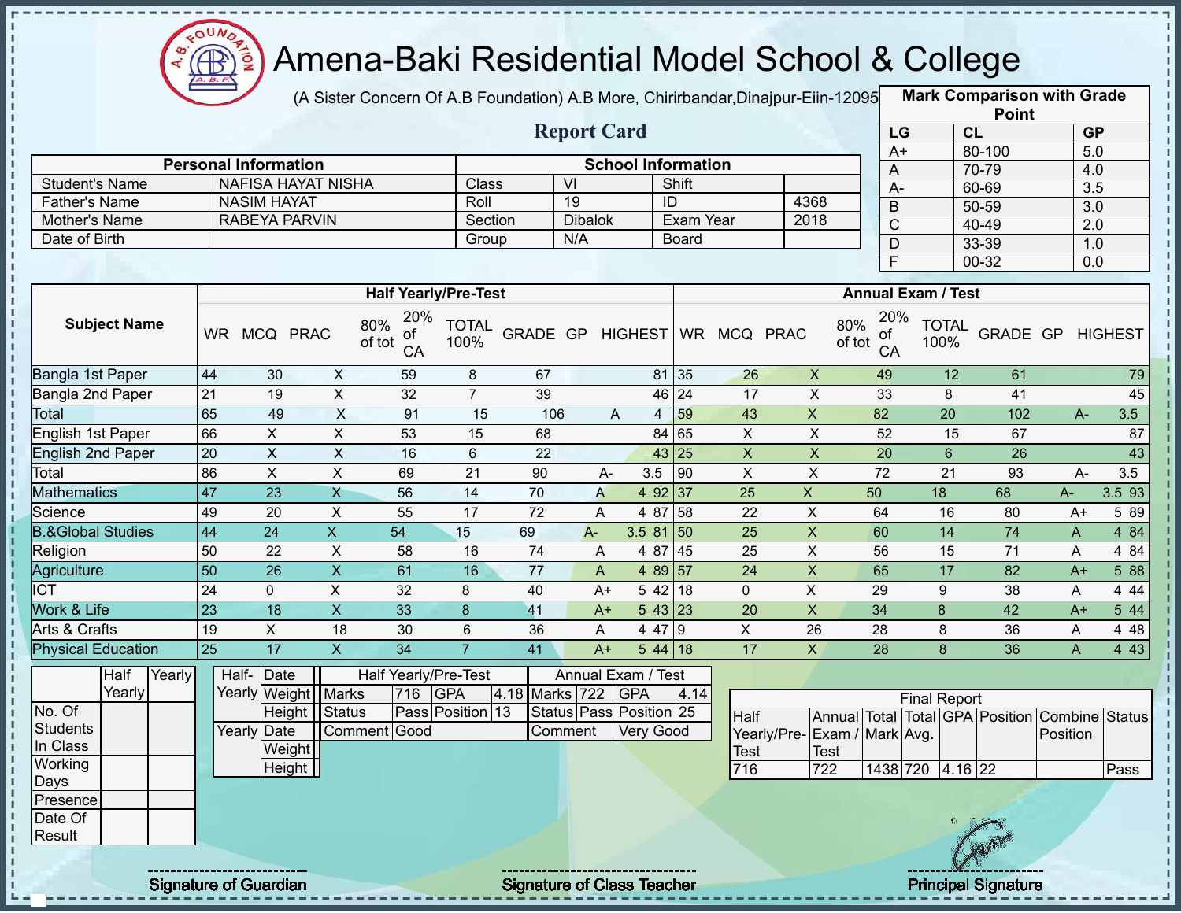# Amena-Baki Residential Model School & College

(A Sister Concern Of A.B Foundation) A.B More, Chirirbandar,Dinajpur-Eiin-120950

## Report Card

| Mark Comparison with Grade Point | | |
|---|---|---|
| LG | CL | GP |
| A+ | 80-100 | 5.0 |
| A | 70-79 | 4.0 |
| A- | 60-69 | 3.5 |
| B | 50-59 | 3.0 |
| C | 40-49 | 2.0 |
| D | 33-39 | 1.0 |
| F | 00-32 | 0.0 |

| Personal Information | | School Information | | | |
|---|---|---|---|---|---|
| Student's Name | NAFISA HAYAT NISHA | Class | VI | Shift | |
| Father's Name | NASIM HAYAT | Roll | 19 | ID | 4368 |
| Mother's Name | RABEYA PARVIN | Section | Dibalok | Exam Year | 2018 |
| Date of Birth | | Group | N/A | Board | |

| Subject Name | Half Yearly/Pre-Test | | | | | | | | | Annual Exam / Test | | | | | | | | |
|---|---|---|---|---|---|---|---|---|---|---|---|---|---|---|---|---|---|---|
| | WR | MCQ | PRAC | 80% of tot | 20% of CA | TOTAL 100% | GRADE | GP | HIGHEST | WR | MCQ | PRAC | 80% of tot | 20% of CA | TOTAL 100% | GRADE | GP | HIGHEST |
| Bangla 1st Paper | 44 | 30 | X | 59 | 8 | 67 | | | 81 | 35 | 26 | X | 49 | 12 | 61 | | | 79 |
| Bangla 2nd Paper | 21 | 19 | X | 32 | 7 | 39 | | | 46 | 24 | 17 | X | 33 | 8 | 41 | | | 45 |
| Total | 65 | 49 | X | 91 | 15 | 106 | A | 4 | | 59 | 43 | X | 82 | 20 | 102 | A- | 3.5 | |
| English 1st Paper | 66 | X | X | 53 | 15 | 68 | | | 84 | 65 | X | X | 52 | 15 | 67 | | | 87 |
| English 2nd Paper | 20 | X | X | 16 | 6 | 22 | | | 43 | 25 | X | X | 20 | 6 | 26 | | | 43 |
| Total | 86 | X | X | 69 | 21 | 90 | A- | 3.5 | | 90 | X | X | 72 | 21 | 93 | A- | 3.5 | |
| Mathematics | 47 | 23 | X | 56 | 14 | 70 | A | 4 | 92 | 37 | 25 | X | 50 | 18 | 68 | A- | 3.5 | 93 |
| Science | 49 | 20 | X | 55 | 17 | 72 | A | 4 | 87 | 58 | 22 | X | 64 | 16 | 80 | A+ | 5 | 89 |
| B.&Global Studies | 44 | 24 | X | 54 | 15 | 69 | A- | 3.5 | 81 | 50 | 25 | X | 60 | 14 | 74 | A | 4 | 84 |
| Religion | 50 | 22 | X | 58 | 16 | 74 | A | 4 | 87 | 45 | 25 | X | 56 | 15 | 71 | A | 4 | 84 |
| Agriculture | 50 | 26 | X | 61 | 16 | 77 | A | 4 | 89 | 57 | 24 | X | 65 | 17 | 82 | A+ | 5 | 88 |
| ICT | 24 | 0 | X | 32 | 8 | 40 | A+ | 5 | 42 | 18 | 0 | X | 29 | 9 | 38 | A | 4 | 44 |
| Work & Life | 23 | 18 | X | 33 | 8 | 41 | A+ | 5 | 43 | 23 | 20 | X | 34 | 8 | 42 | A+ | 5 | 44 |
| Arts & Crafts | 19 | X | 18 | 30 | 6 | 36 | A | 4 | 47 | 9 | X | 26 | 28 | 8 | 36 | A | 4 | 48 |
| Physical Education | 25 | 17 | X | 34 | 7 | 41 | A+ | 5 | 44 | 18 | 17 | X | 28 | 8 | 36 | A | 4 | 43 |

| | Half Yearly | Yearly |
|---|---|---|
| No. Of Students In Class | | |
| Working Days | | |
| Presence | | |
| Date Of Result | | |

| | | |
|---|---|---|
| Half-Yearly | Date | |
| | Weight | |
| | Height | |
| Yearly | Date | |
| | Weight | |
| | Height | |

| Half Yearly/Pre-Test | | | | Annual Exam / Test | | | |
|---|---|---|---|---|---|---|---|
| Marks | 716 | GPA | 4.18 | Marks | 722 | GPA | 4.14 |
| Status | Pass | Position | 13 | Status | Pass | Position | 25 |
| Comment | Good | | | Comment | Very Good | | |

| Final Report | | | | | | | |
|---|---|---|---|---|---|---|---|
| Half Yearly/Pre-Test | Annual Exam / Test | Total Mark | Total Avg. | GPA | Position | Combine Position | Status |
| 716 | 722 | 1438 | 720 | 4.16 | 22 | | Pass |

Signature of Guardian | Signature of Class Teacher | Principal Signature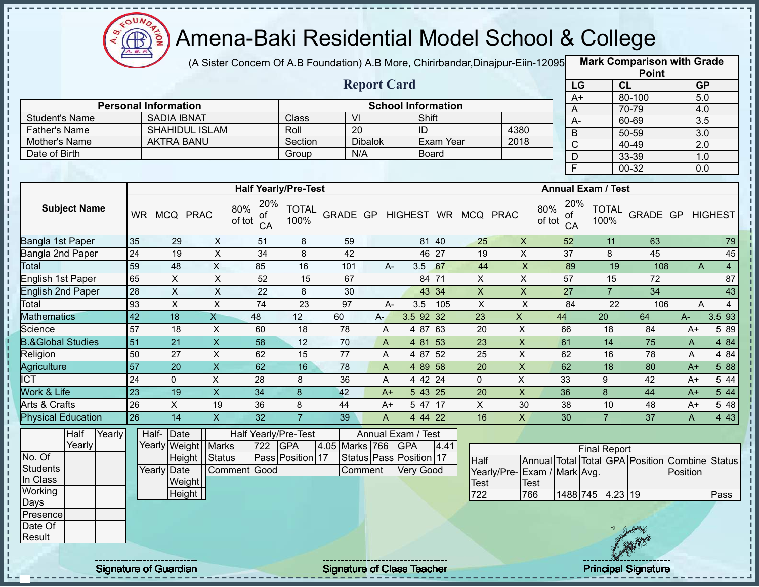# Amena-Baki Residential Model School & College

(A Sister Concern Of A.B Foundation) A.B More, Chirirbandar,Dinajpur-Eiin-120950

## Report Card

| Mark Comparison with Grade Point | | |
|---|---|---|
| LG | CL | GP |
| A+ | 80-100 | 5.0 |
| A | 70-79 | 4.0 |
| A- | 60-69 | 3.5 |
| B | 50-59 | 3.0 |
| C | 40-49 | 2.0 |
| D | 33-39 | 1.0 |
| F | 00-32 | 0.0 |

| Personal Information | | School Information | | | |
|---|---|---|---|---|---|
| Student's Name | SADIA IBNAT | Class | VI | Shift | |
| Father's Name | SHAHIDUL ISLAM | Roll | 20 | ID | 4380 |
| Mother's Name | AKTRA BANU | Section | Dibalok | Exam Year | 2018 |
| Date of Birth | | Group | N/A | Board | |

| Subject Name | Half Yearly/Pre-Test | | | | | | | | | Annual Exam / Test | | | | | | | | |
|---|---|---|---|---|---|---|---|---|---|---|---|---|---|---|---|---|---|---|
| | WR | MCQ | PRAC | 80% of tot | 20% of CA | TOTAL 100% | GRADE | GP | HIGHEST | WR | MCQ | PRAC | 80% of tot | 20% of CA | TOTAL 100% | GRADE | GP | HIGHEST |
| Bangla 1st Paper | 35 | 29 | X | 51 | 8 | 59 | | | 81 | 40 | 25 | X | 52 | 11 | 63 | | | 79 |
| Bangla 2nd Paper | 24 | 19 | X | 34 | 8 | 42 | | | 46 | 27 | 19 | X | 37 | 8 | 45 | | | 45 |
| Total | 59 | 48 | X | 85 | 16 | 101 | A- | 3.5 | | 67 | 44 | X | 89 | 19 | 108 | A | 4 | |
| English 1st Paper | 65 | X | X | 52 | 15 | 67 | | | 84 | 71 | X | X | 57 | 15 | 72 | | | 87 |
| English 2nd Paper | 28 | X | X | 22 | 8 | 30 | | | 43 | 34 | X | X | 27 | 7 | 34 | | | 43 |
| Total | 93 | X | X | 74 | 23 | 97 | A- | 3.5 | | 105 | X | X | 84 | 22 | 106 | A | 4 | |
| Mathematics | 42 | 18 | X | 48 | 12 | 60 | A- | 3.5 | 92 | 32 | 23 | X | 44 | 20 | 64 | A- | 3.5 | 93 |
| Science | 57 | 18 | X | 60 | 18 | 78 | A | 4 | 87 | 63 | 20 | X | 66 | 18 | 84 | A+ | 5 | 89 |
| B.&Global Studies | 51 | 21 | X | 58 | 12 | 70 | A | 4 | 81 | 53 | 23 | X | 61 | 14 | 75 | A | 4 | 84 |
| Religion | 50 | 27 | X | 62 | 15 | 77 | A | 4 | 87 | 52 | 25 | X | 62 | 16 | 78 | A | 4 | 84 |
| Agriculture | 57 | 20 | X | 62 | 16 | 78 | A | 4 | 89 | 58 | 20 | X | 62 | 18 | 80 | A+ | 5 | 88 |
| ICT | 24 | 0 | X | 28 | 8 | 36 | A | 4 | 42 | 24 | 0 | X | 33 | 9 | 42 | A+ | 5 | 44 |
| Work & Life | 23 | 19 | X | 34 | 8 | 42 | A+ | 5 | 43 | 25 | 20 | X | 36 | 8 | 44 | A+ | 5 | 44 |
| Arts & Crafts | 26 | X | 19 | 36 | 8 | 44 | A+ | 5 | 47 | 17 | X | 30 | 38 | 10 | 48 | A+ | 5 | 48 |
| Physical Education | 26 | 14 | X | 32 | 7 | 39 | A | 4 | 44 | 22 | 16 | X | 30 | 7 | 37 | A | 4 | 43 |

| | Half Yearly | Yearly |
|---|---|---|
| No. Of Students In Class | | |
| Working Days | | |
| Presence | | |
| Date Of Result | | |

| | | |
|---|---|---|
| Half-Yearly | Date | |
| | Weight | |
| | Height | |
| Yearly | Date | |
| | Weight | |
| | Height | |

| Half Yearly/Pre-Test | | | | Annual Exam / Test | | | |
|---|---|---|---|---|---|---|---|
| Marks | 722 | GPA | 4.05 | Marks | 766 | GPA | 4.41 |
| Status | Pass | Position | 17 | Status | Pass | Position | 17 |
| Comment | Good | | | Comment | Very Good | | |

| Final Report | | | | | | | |
|---|---|---|---|---|---|---|---|
| Half Yearly/Pre-Test | Annual Exam / Test | Total Mark | Total Avg. | GPA | Position | Combine Position | Status |
| 722 | 766 | 1488 | 745 | 4.23 | 19 | | Pass |

Signature of Guardian | Signature of Class Teacher | Principal Signature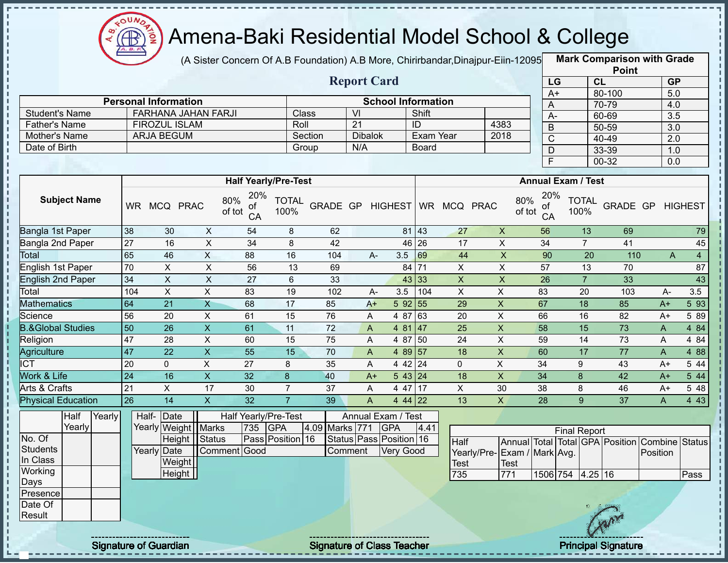# Amena-Baki Residential Model School & College

(A Sister Concern Of A.B Foundation) A.B More, Chirirbandar,Dinajpur-Eiin-120950

## Report Card

| Mark Comparison with Grade Point | | |
|---|---|---|
| LG | CL | GP |
| A+ | 80-100 | 5.0 |
| A | 70-79 | 4.0 |
| A- | 60-69 | 3.5 |
| B | 50-59 | 3.0 |
| C | 40-49 | 2.0 |
| D | 33-39 | 1.0 |
| F | 00-32 | 0.0 |

| Personal Information | | School Information | | | |
|---|---|---|---|---|---|
| Student's Name | FARHANA JAHAN FARJI | Class | VI | Shift | |
| Father's Name | FIROZUL ISLAM | Roll | 21 | ID | 4383 |
| Mother's Name | ARJA BEGUM | Section | Dibalok | Exam Year | 2018 |
| Date of Birth | | Group | N/A | Board | |

| Subject Name | Half Yearly/Pre-Test | | | | | | | | | Annual Exam / Test | | | | | | | | |
|---|---|---|---|---|---|---|---|---|---|---|---|---|---|---|---|---|---|---|
| | WR | MCQ | PRAC | 80% of tot | 20% of CA | TOTAL 100% | GRADE | GP | HIGHEST | WR | MCQ | PRAC | 80% of tot | 20% of CA | TOTAL 100% | GRADE | GP | HIGHEST |
| Bangla 1st Paper | 38 | 30 | X | 54 | 8 | 62 | | | 81 | 43 | 27 | X | 56 | 13 | 69 | | | 79 |
| Bangla 2nd Paper | 27 | 16 | X | 34 | 8 | 42 | | | 46 | 26 | 17 | X | 34 | 7 | 41 | | | 45 |
| Total | 65 | 46 | X | 88 | 16 | 104 | A- | 3.5 | | 69 | 44 | X | 90 | 20 | 110 | A | 4 | |
| English 1st Paper | 70 | X | X | 56 | 13 | 69 | | | 84 | 71 | X | X | 57 | 13 | 70 | | | 87 |
| English 2nd Paper | 34 | X | X | 27 | 6 | 33 | | | 43 | 33 | X | X | 26 | 7 | 33 | | | 43 |
| Total | 104 | X | X | 83 | 19 | 102 | A- | 3.5 | | 104 | X | X | 83 | 20 | 103 | A- | 3.5 | |
| Mathematics | 64 | 21 | X | 68 | 17 | 85 | A+ | 5 | 92 | 55 | 29 | X | 67 | 18 | 85 | A+ | 5 | 93 |
| Science | 56 | 20 | X | 61 | 15 | 76 | A | 4 | 87 | 63 | 20 | X | 66 | 16 | 82 | A+ | 5 | 89 |
| B.&Global Studies | 50 | 26 | X | 61 | 11 | 72 | A | 4 | 81 | 47 | 25 | X | 58 | 15 | 73 | A | 4 | 84 |
| Religion | 47 | 28 | X | 60 | 15 | 75 | A | 4 | 87 | 50 | 24 | X | 59 | 14 | 73 | A | 4 | 84 |
| Agriculture | 47 | 22 | X | 55 | 15 | 70 | A | 4 | 89 | 57 | 18 | X | 60 | 17 | 77 | A | 4 | 88 |
| ICT | 20 | 0 | X | 27 | 8 | 35 | A | 4 | 42 | 24 | 0 | X | 34 | 9 | 43 | A+ | 5 | 44 |
| Work & Life | 24 | 16 | X | 32 | 8 | 40 | A+ | 5 | 43 | 24 | 18 | X | 34 | 8 | 42 | A+ | 5 | 44 |
| Arts & Crafts | 21 | X | 17 | 30 | 7 | 37 | A | 4 | 47 | 17 | X | 30 | 38 | 8 | 46 | A+ | 5 | 48 |
| Physical Education | 26 | 14 | X | 32 | 7 | 39 | A | 4 | 44 | 22 | 13 | X | 28 | 9 | 37 | A | 4 | 43 |

| | Half Yearly | Yearly |
|---|---|---|
| No. Of Students In Class | | |
| Working Days | | |
| Presence | | |
| Date Of Result | | |

| | | |
|---|---|---|
| Half-Yearly | Date | |
| | Weight | |
| | Height | |
| Yearly | Date | |
| | Weight | |
| | Height | |

| Half Yearly/Pre-Test | | | | Annual Exam / Test | | | |
|---|---|---|---|---|---|---|---|
| Marks | 735 | GPA | 4.09 | Marks | 771 | GPA | 4.41 |
| Status | Pass | Position | 16 | Status | Pass | Position | 16 |
| Comment | Good | | | Comment | Very Good | | |

| Final Report | | | | | | | |
|---|---|---|---|---|---|---|---|
| Half Yearly/Pre-Test | Annual Exam / Test | Total Mark | Total Avg. | GPA | Position | Combine Position | Status |
| 735 | 771 | 1506 | 754 | 4.25 | 16 | | Pass |

Signature of Guardian

Signature of Class Teacher

Principal Signature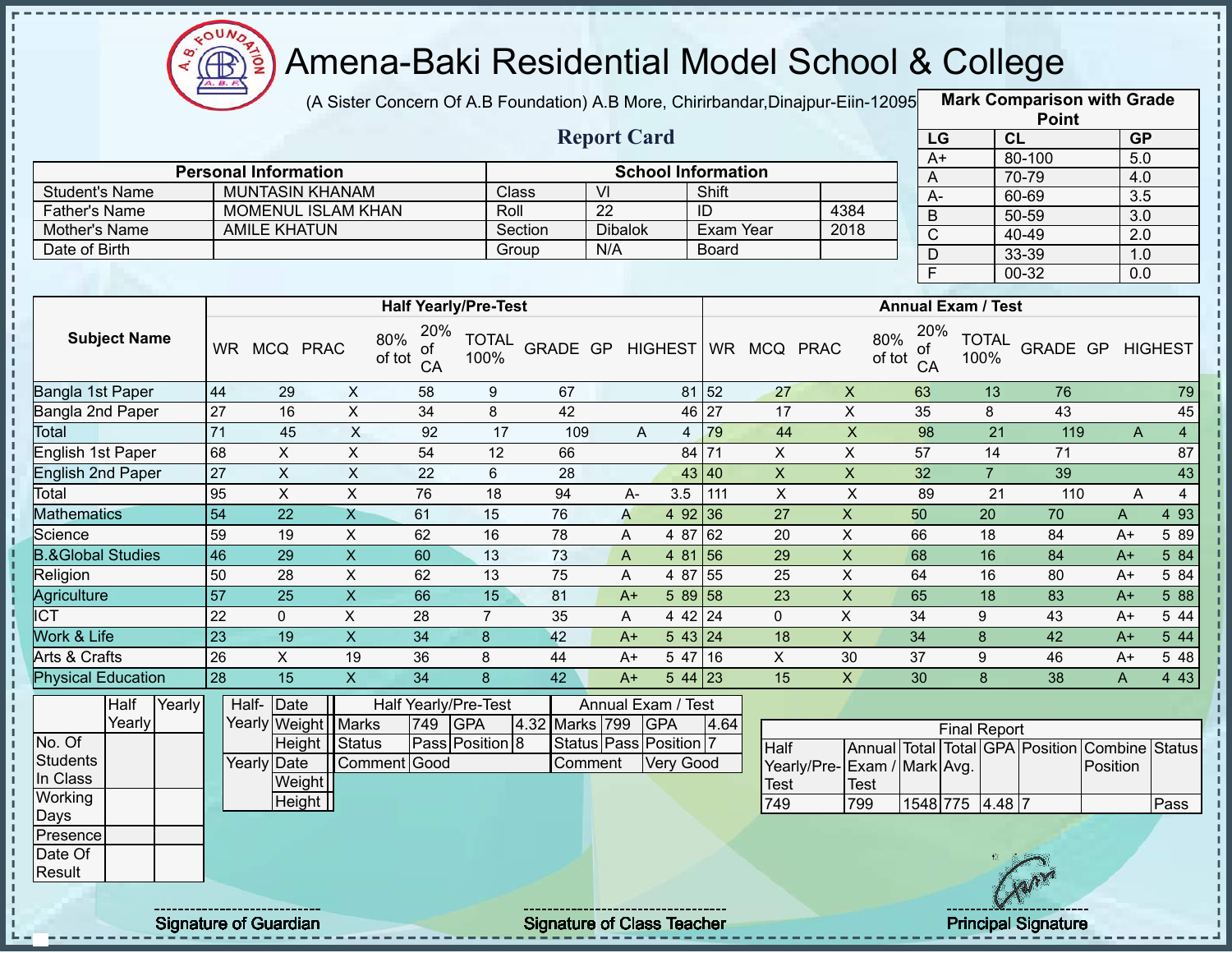# Amena-Baki Residential Model School & College

(A Sister Concern Of A.B Foundation) A.B More, Chirirbandar,Dinajpur-Eiin-12095

## Report Card

| Mark Comparison with Grade Point | | |
|---|---|---|
| LG | CL | GP |
| A+ | 80-100 | 5.0 |
| A | 70-79 | 4.0 |
| A- | 60-69 | 3.5 |
| B | 50-59 | 3.0 |
| C | 40-49 | 2.0 |
| D | 33-39 | 1.0 |
| F | 00-32 | 0.0 |

| Personal Information | | School Information | | | |
|---|---|---|---|---|---|
| Student's Name | MUNTASIN KHANAM | Class | VI | Shift | |
| Father's Name | MOMENUL ISLAM KHAN | Roll | 22 | ID | 4384 |
| Mother's Name | AMILE KHATUN | Section | Dibalok | Exam Year | 2018 |
| Date of Birth | | Group | N/A | Board | |

| Subject Name | Half Yearly/Pre-Test | | | | | | | | | Annual Exam / Test | | | | | | | | |
|---|---|---|---|---|---|---|---|---|---|---|---|---|---|---|---|---|---|---|
| | WR | MCQ | PRAC | 80% of tot | 20% of CA | TOTAL 100% | GRADE | GP | HIGHEST | WR | MCQ | PRAC | 80% of tot | 20% of CA | TOTAL 100% | GRADE | GP | HIGHEST |
| Bangla 1st Paper | 44 | 29 | X | 58 | 9 | 67 | | | 81 | 52 | 27 | X | 63 | 13 | 76 | | | 79 |
| Bangla 2nd Paper | 27 | 16 | X | 34 | 8 | 42 | | | 46 | 27 | 17 | X | 35 | 8 | 43 | | | 45 |
| Total | 71 | 45 | X | 92 | 17 | 109 | A | 4 | | 79 | 44 | X | 98 | 21 | 119 | A | 4 | |
| English 1st Paper | 68 | X | X | 54 | 12 | 66 | | | 84 | 71 | X | X | 57 | 14 | 71 | | | 87 |
| English 2nd Paper | 27 | X | X | 22 | 6 | 28 | | | 43 | 40 | X | X | 32 | 7 | 39 | | | 43 |
| Total | 95 | X | X | 76 | 18 | 94 | A- | 3.5 | | 111 | X | X | 89 | 21 | 110 | A | 4 | |
| Mathematics | 54 | 22 | X | 61 | 15 | 76 | A | 4 | 92 | 36 | 27 | X | 50 | 20 | 70 | A | 4 | 93 |
| Science | 59 | 19 | X | 62 | 16 | 78 | A | 4 | 87 | 62 | 20 | X | 66 | 18 | 84 | A+ | 5 | 89 |
| B.&Global Studies | 46 | 29 | X | 60 | 13 | 73 | A | 4 | 81 | 56 | 29 | X | 68 | 16 | 84 | A+ | 5 | 84 |
| Religion | 50 | 28 | X | 62 | 13 | 75 | A | 4 | 87 | 55 | 25 | X | 64 | 16 | 80 | A+ | 5 | 84 |
| Agriculture | 57 | 25 | X | 66 | 15 | 81 | A+ | 5 | 89 | 58 | 23 | X | 65 | 18 | 83 | A+ | 5 | 88 |
| ICT | 22 | 0 | X | 28 | 7 | 35 | A | 4 | 42 | 24 | 0 | X | 34 | 9 | 43 | A+ | 5 | 44 |
| Work & Life | 23 | 19 | X | 34 | 8 | 42 | A+ | 5 | 43 | 24 | 18 | X | 34 | 8 | 42 | A+ | 5 | 44 |
| Arts & Crafts | 26 | X | 19 | 36 | 8 | 44 | A+ | 5 | 47 | 16 | X | 30 | 37 | 9 | 46 | A+ | 5 | 48 |
| Physical Education | 28 | 15 | X | 34 | 8 | 42 | A+ | 5 | 44 | 23 | 15 | X | 30 | 8 | 38 | A | 4 | 43 |

| | Half Yearly | Yearly |
|---|---|---|
| No. Of Students In Class | | |
| Working Days | | |
| Presence | | |
| Date Of Result | | |

| | | |
|---|---|---|
| Half-Yearly | Date | |
| | Weight | |
| | Height | |
| Yearly | Date | |
| | Weight | |
| | Height | |

| Half Yearly/Pre-Test | | | | Annual Exam / Test | | | |
|---|---|---|---|---|---|---|---|
| Marks | 749 | GPA | 4.32 | Marks | 799 | GPA | 4.64 |
| Status | Pass | Position | 8 | Status | Pass | Position | 7 |
| Comment | Good | | | Comment | Very Good | | |

| Final Report | | | | | | | |
|---|---|---|---|---|---|---|---|
| Half Yearly/Pre-Test | Annual Exam / Test | Total Mark | Total Avg. | GPA | Position | Combine Position | Status |
| 749 | 799 | 1548 | 775 | 4.48 | 7 | | Pass |

Signature of Guardian

Signature of Class Teacher

Principal Signature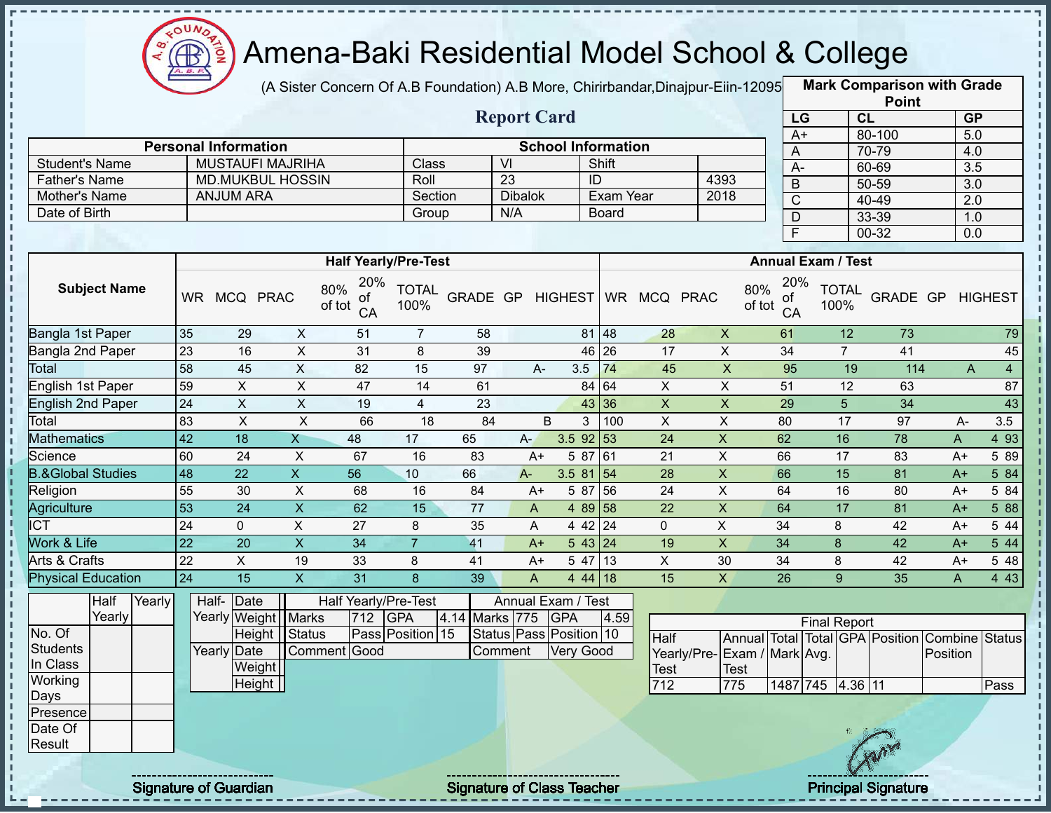# Amena-Baki Residential Model School & College

(A Sister Concern Of A.B Foundation) A.B More, Chirirbandar,Dinajpur-Eiin-120950

## Report Card

| Mark Comparison with Grade Point | | |
|---|---|---|
| LG | CL | GP |
| A+ | 80-100 | 5.0 |
| A | 70-79 | 4.0 |
| A- | 60-69 | 3.5 |
| B | 50-59 | 3.0 |
| C | 40-49 | 2.0 |
| D | 33-39 | 1.0 |
| F | 00-32 | 0.0 |

| Personal Information | | School Information | | | |
|---|---|---|---|---|---|
| Student's Name | MUSTAUFI MAJRIHA | Class | VI | Shift | |
| Father's Name | MD.MUKBUL HOSSIN | Roll | 23 | ID | 4393 |
| Mother's Name | ANJUM ARA | Section | Dibalok | Exam Year | 2018 |
| Date of Birth | | Group | N/A | Board | |

| Subject Name | Half Yearly/Pre-Test | | | | | | | | | Annual Exam / Test | | | | | | | | |
|---|---|---|---|---|---|---|---|---|---|---|---|---|---|---|---|---|---|---|
| | WR | MCQ | PRAC | 80% of tot | 20% of CA | TOTAL 100% | GRADE | GP | HIGHEST | WR | MCQ | PRAC | 80% of tot | 20% of CA | TOTAL 100% | GRADE | GP | HIGHEST |
| Bangla 1st Paper | 35 | 29 | X | 51 | 7 | 58 | | | 81 | 48 | 28 | X | 61 | 12 | 73 | | | 79 |
| Bangla 2nd Paper | 23 | 16 | X | 31 | 8 | 39 | | | 46 | 26 | 17 | X | 34 | 7 | 41 | | | 45 |
| Total | 58 | 45 | X | 82 | 15 | 97 | A- | 3.5 | | 74 | 45 | X | 95 | 19 | 114 | A | 4 | |
| English 1st Paper | 59 | X | X | 47 | 14 | 61 | | | 84 | 64 | X | X | 51 | 12 | 63 | | | 87 |
| English 2nd Paper | 24 | X | X | 19 | 4 | 23 | | | 43 | 36 | X | X | 29 | 5 | 34 | | | 43 |
| Total | 83 | X | X | 66 | 18 | 84 | B | 3 | | 100 | X | X | 80 | 17 | 97 | A- | 3.5 | |
| Mathematics | 42 | 18 | X | 48 | 17 | 65 | A- | 3.5 | 92 | 53 | 24 | X | 62 | 16 | 78 | A | 4 | 93 |
| Science | 60 | 24 | X | 67 | 16 | 83 | A+ | 5 | 87 | 61 | 21 | X | 66 | 17 | 83 | A+ | 5 | 89 |
| B.&Global Studies | 48 | 22 | X | 56 | 10 | 66 | A- | 3.5 | 81 | 54 | 28 | X | 66 | 15 | 81 | A+ | 5 | 84 |
| Religion | 55 | 30 | X | 68 | 16 | 84 | A+ | 5 | 87 | 56 | 24 | X | 64 | 16 | 80 | A+ | 5 | 84 |
| Agriculture | 53 | 24 | X | 62 | 15 | 77 | A | 4 | 89 | 58 | 22 | X | 64 | 17 | 81 | A+ | 5 | 88 |
| ICT | 24 | 0 | X | 27 | 8 | 35 | A | 4 | 42 | 24 | 0 | X | 34 | 8 | 42 | A+ | 5 | 44 |
| Work & Life | 22 | 20 | X | 34 | 7 | 41 | A+ | 5 | 43 | 24 | 19 | X | 34 | 8 | 42 | A+ | 5 | 44 |
| Arts & Crafts | 22 | X | 19 | 33 | 8 | 41 | A+ | 5 | 47 | 13 | X | 30 | 34 | 8 | 42 | A+ | 5 | 48 |
| Physical Education | 24 | 15 | X | 31 | 8 | 39 | A | 4 | 44 | 18 | 15 | X | 26 | 9 | 35 | A | 4 | 43 |

| | Half Yearly | Yearly |
|---|---|---|
| No. Of Students In Class | | |
| Working Days | | |
| Presence | | |
| Date Of Result | | |

| | | |
|---|---|---|
| Half-Yearly | Date | |
| | Weight | |
| | Height | |
| Yearly | Date | |
| | Weight | |
| | Height | |

| Half Yearly/Pre-Test | | | | Annual Exam / Test | | | |
|---|---|---|---|---|---|---|---|
| Marks | 712 | GPA | 4.14 | Marks | 775 | GPA | 4.59 |
| Status | Pass | Position | 15 | Status | Pass | Position | 10 |
| Comment | Good | | | Comment | Very Good | | |

| Final Report | | | | | | | |
|---|---|---|---|---|---|---|---|
| Half Yearly/Pre-Test | Annual Exam / Test | Total Mark | Total Avg. | GPA | Position | Combine Position | Status |
| 712 | 775 | 1487 | 745 | 4.36 | 11 | | Pass |

Signature of Guardian | Signature of Class Teacher | Principal Signature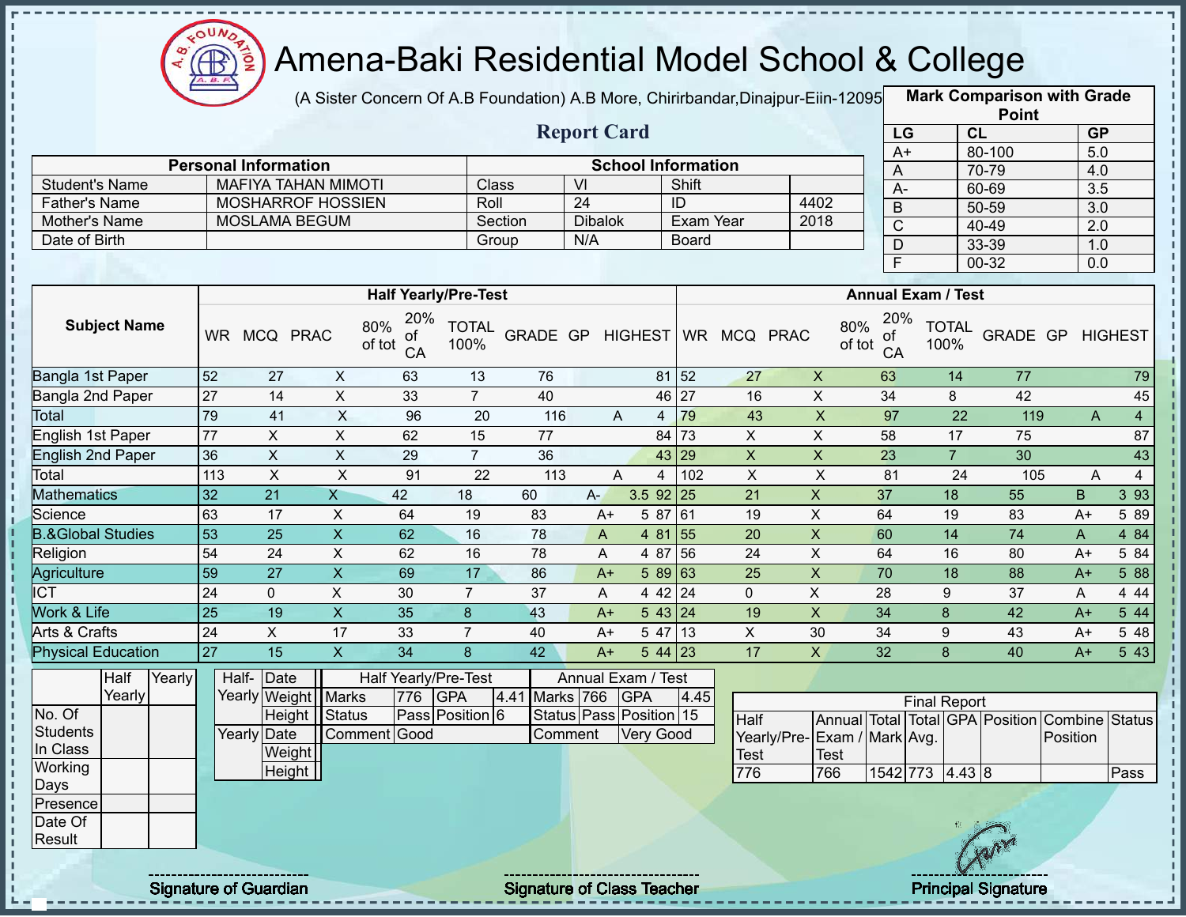# Amena-Baki Residential Model School & College

(A Sister Concern Of A.B Foundation) A.B More, Chirirbandar,Dinajpur-Eiin-120950

## Report Card

| Mark Comparison with Grade Point | | |
|---|---|---|
| LG | CL | GP |
| A+ | 80-100 | 5.0 |
| A | 70-79 | 4.0 |
| A- | 60-69 | 3.5 |
| B | 50-59 | 3.0 |
| C | 40-49 | 2.0 |
| D | 33-39 | 1.0 |
| F | 00-32 | 0.0 |

| Personal Information | | School Information | | | |
|---|---|---|---|---|---|
| Student's Name | MAFIYA TAHAN MIMOTI | Class | VI | Shift | |
| Father's Name | MOSHARROF HOSSIEN | Roll | 24 | ID | 4402 |
| Mother's Name | MOSLAMA BEGUM | Section | Dibalok | Exam Year | 2018 |
| Date of Birth | | Group | N/A | Board | |

| Subject Name | Half Yearly/Pre-Test | | | | | | | | | Annual Exam / Test | | | | | | | | |
|---|---|---|---|---|---|---|---|---|---|---|---|---|---|---|---|---|---|---|
| | WR | MCQ | PRAC | 80% of tot | 20% of CA | TOTAL 100% | GRADE | GP | HIGHEST | WR | MCQ | PRAC | 80% of tot | 20% of CA | TOTAL 100% | GRADE | GP | HIGHEST |
| Bangla 1st Paper | 52 | 27 | X | 63 | 13 | 76 | | | 81 | 52 | 27 | X | 63 | 14 | 77 | | | 79 |
| Bangla 2nd Paper | 27 | 14 | X | 33 | 7 | 40 | | | 46 | 27 | 16 | X | 34 | 8 | 42 | | | 45 |
| Total | 79 | 41 | X | 96 | 20 | 116 | A | 4 | | 79 | 43 | X | 97 | 22 | 119 | A | 4 | |
| English 1st Paper | 77 | X | X | 62 | 15 | 77 | | | 84 | 73 | X | X | 58 | 17 | 75 | | | 87 |
| English 2nd Paper | 36 | X | X | 29 | 7 | 36 | | | 43 | 29 | X | X | 23 | 7 | 30 | | | 43 |
| Total | 113 | X | X | 91 | 22 | 113 | A | 4 | | 102 | X | X | 81 | 24 | 105 | A | 4 | |
| Mathematics | 32 | 21 | X | 42 | 18 | 60 | A- | 3.5 | 92 | 25 | 21 | X | 37 | 18 | 55 | B | 3 | 93 |
| Science | 63 | 17 | X | 64 | 19 | 83 | A+ | 5 | 87 | 61 | 19 | X | 64 | 19 | 83 | A+ | 5 | 89 |
| B.&Global Studies | 53 | 25 | X | 62 | 16 | 78 | A | 4 | 81 | 55 | 20 | X | 60 | 14 | 74 | A | 4 | 84 |
| Religion | 54 | 24 | X | 62 | 16 | 78 | A | 4 | 87 | 56 | 24 | X | 64 | 16 | 80 | A+ | 5 | 84 |
| Agriculture | 59 | 27 | X | 69 | 17 | 86 | A+ | 5 | 89 | 63 | 25 | X | 70 | 18 | 88 | A+ | 5 | 88 |
| ICT | 24 | 0 | X | 30 | 7 | 37 | A | 4 | 42 | 24 | 0 | X | 28 | 9 | 37 | A | 4 | 44 |
| Work & Life | 25 | 19 | X | 35 | 8 | 43 | A+ | 5 | 43 | 24 | 19 | X | 34 | 8 | 42 | A+ | 5 | 44 |
| Arts & Crafts | 24 | X | 17 | 33 | 7 | 40 | A+ | 5 | 47 | 13 | X | 30 | 34 | 9 | 43 | A+ | 5 | 48 |
| Physical Education | 27 | 15 | X | 34 | 8 | 42 | A+ | 5 | 44 | 23 | 17 | X | 32 | 8 | 40 | A+ | 5 | 43 |

| | Half Yearly | Yearly |
|---|---|---|
| No. Of Students In Class | | |
| Working Days | | |
| Presence | | |
| Date Of Result | | |

| | | |
|---|---|---|
| Half-Yearly | Date | |
| | Weight | |
| | Height | |
| Yearly | Date | |
| | Weight | |
| | Height | |

| Half Yearly/Pre-Test | | | | Annual Exam / Test | | | |
|---|---|---|---|---|---|---|---|
| Marks | 776 | GPA | 4.41 | Marks | 766 | GPA | 4.45 |
| Status | Pass | Position | 6 | Status | Pass | Position | 15 |
| Comment | Good | | | Comment | Very Good | | |

| Final Report | | | | | | | |
|---|---|---|---|---|---|---|---|
| Half Yearly/Pre-Test | Annual Exam / Test | Total Mark | Total Avg. | GPA | Position | Combine Position | Status |
| 776 | 766 | 1542 | 773 | 4.43 | 8 | | Pass |

Signature of Guardian

Signature of Class Teacher

Principal Signature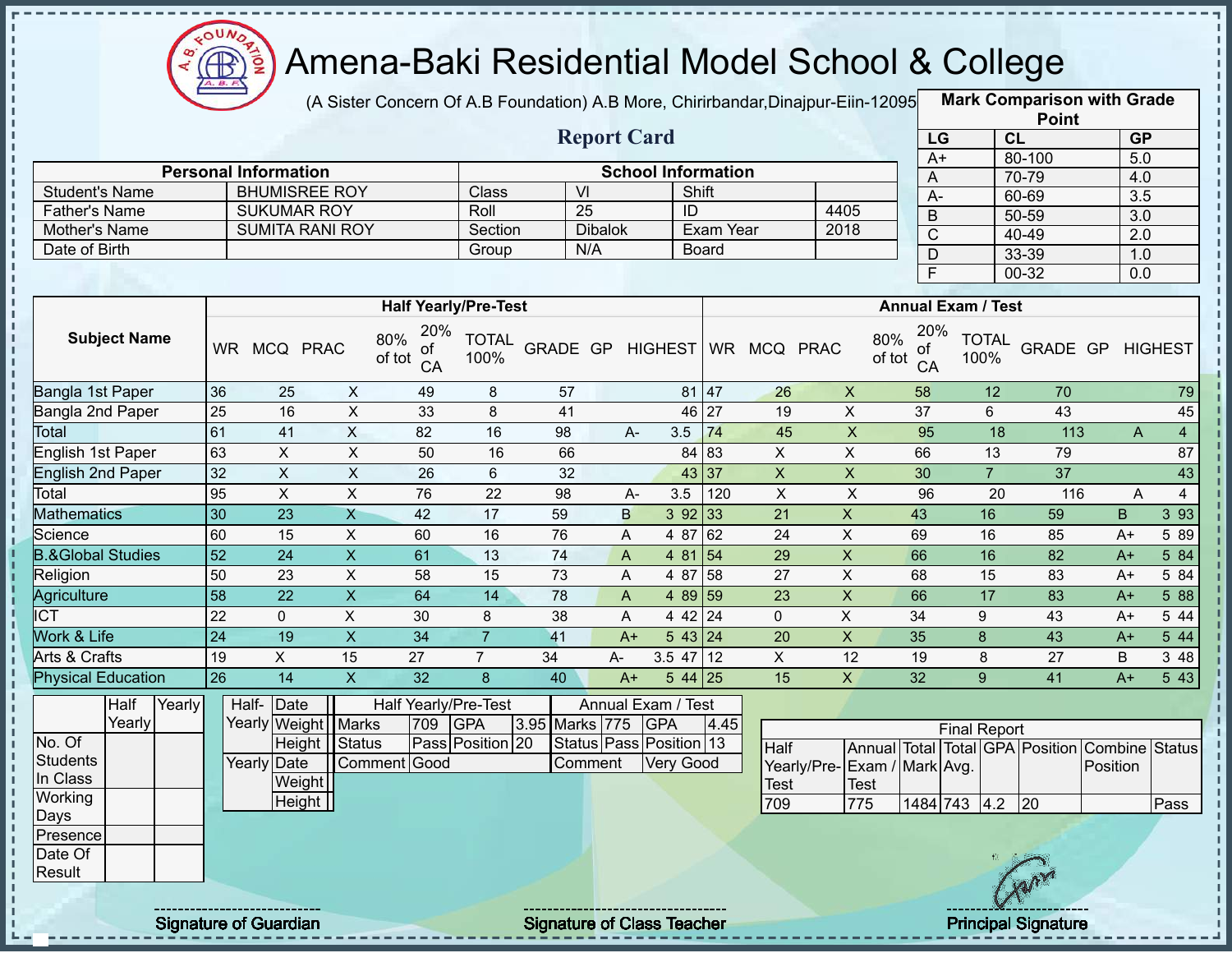# Amena-Baki Residential Model School & College

(A Sister Concern Of A.B Foundation) A.B More, Chirirbandar,Dinajpur-Eiin-120950

## Report Card

| Mark Comparison with Grade Point | | |
|---|---|---|
| LG | CL | GP |
| A+ | 80-100 | 5.0 |
| A | 70-79 | 4.0 |
| A- | 60-69 | 3.5 |
| B | 50-59 | 3.0 |
| C | 40-49 | 2.0 |
| D | 33-39 | 1.0 |
| F | 00-32 | 0.0 |

| Personal Information | | School Information | | | |
|---|---|---|---|---|---|
| Student's Name | BHUMISREE ROY | Class | VI | Shift | |
| Father's Name | SUKUMAR ROY | Roll | 25 | ID | 4405 |
| Mother's Name | SUMITA RANI ROY | Section | Dibalok | Exam Year | 2018 |
| Date of Birth | | Group | N/A | Board | |

| Subject Name | Half Yearly/Pre-Test | | | | | | | | | Annual Exam / Test | | | | | | | | |
|---|---|---|---|---|---|---|---|---|---|---|---|---|---|---|---|---|---|---|
| | WR | MCQ | PRAC | 80% of tot | 20% of CA | TOTAL 100% | GRADE | GP | HIGHEST | WR | MCQ | PRAC | 80% of tot | 20% of CA | TOTAL 100% | GRADE | GP | HIGHEST |
| Bangla 1st Paper | 36 | 25 | X | 49 | 8 | 57 | | | 81 | 47 | 26 | X | 58 | 12 | 70 | | | 79 |
| Bangla 2nd Paper | 25 | 16 | X | 33 | 8 | 41 | | | 46 | 27 | 19 | X | 37 | 6 | 43 | | | 45 |
| Total | 61 | 41 | X | 82 | 16 | 98 | A- | 3.5 | | 74 | 45 | X | 95 | 18 | 113 | A | 4 | |
| English 1st Paper | 63 | X | X | 50 | 16 | 66 | | | 84 | 83 | X | X | 66 | 13 | 79 | | | 87 |
| English 2nd Paper | 32 | X | X | 26 | 6 | 32 | | | 43 | 37 | X | X | 30 | 7 | 37 | | | 43 |
| Total | 95 | X | X | 76 | 22 | 98 | A- | 3.5 | | 120 | X | X | 96 | 20 | 116 | A | 4 | |
| Mathematics | 30 | 23 | X | 42 | 17 | 59 | B | 3 | 92 | 33 | 21 | X | 43 | 16 | 59 | B | 3 | 93 |
| Science | 60 | 15 | X | 60 | 16 | 76 | A | 4 | 87 | 62 | 24 | X | 69 | 16 | 85 | A+ | 5 | 89 |
| B.&Global Studies | 52 | 24 | X | 61 | 13 | 74 | A | 4 | 81 | 54 | 29 | X | 66 | 16 | 82 | A+ | 5 | 84 |
| Religion | 50 | 23 | X | 58 | 15 | 73 | A | 4 | 87 | 58 | 27 | X | 68 | 15 | 83 | A+ | 5 | 84 |
| Agriculture | 58 | 22 | X | 64 | 14 | 78 | A | 4 | 89 | 59 | 23 | X | 66 | 17 | 83 | A+ | 5 | 88 |
| ICT | 22 | 0 | X | 30 | 8 | 38 | A | 4 | 42 | 24 | 0 | X | 34 | 9 | 43 | A+ | 5 | 44 |
| Work & Life | 24 | 19 | X | 34 | 7 | 41 | A+ | 5 | 43 | 24 | 20 | X | 35 | 8 | 43 | A+ | 5 | 44 |
| Arts & Crafts | 19 | X | 15 | 27 | 7 | 34 | A- | 3.5 | 47 | 12 | X | 12 | 19 | 8 | 27 | B | 3 | 48 |
| Physical Education | 26 | 14 | X | 32 | 8 | 40 | A+ | 5 | 44 | 25 | 15 | X | 32 | 9 | 41 | A+ | 5 | 43 |

| | Half Yearly | Yearly |
|---|---|---|
| No. Of Students In Class | | |
| Working Days | | |
| Presence | | |
| Date Of Result | | |

| Half-Yearly | Date | |
|---|---|---|
| | Weight | |
| | Height | |
| Yearly | Date | |
| | Weight | |
| | Height | |

| Half Yearly/Pre-Test | | | | Annual Exam / Test | | | |
|---|---|---|---|---|---|---|---|
| Marks | 709 | GPA | 3.95 | Marks | 775 | GPA | 4.45 |
| Status | Pass | Position | 20 | Status | Pass | Position | 13 |
| Comment | Good | | | Comment | Very Good | | |

| Final Report | | | | | | | |
|---|---|---|---|---|---|---|---|
| Half Yearly/Pre-Test | Annual Exam / Test | Total Mark | Total Avg. | GPA | Position | Combine Position | Status |
| 709 | 775 | 1484 | 743 | 4.2 | 20 | | Pass |

Signature of Guardian | Signature of Class Teacher | Principal Signature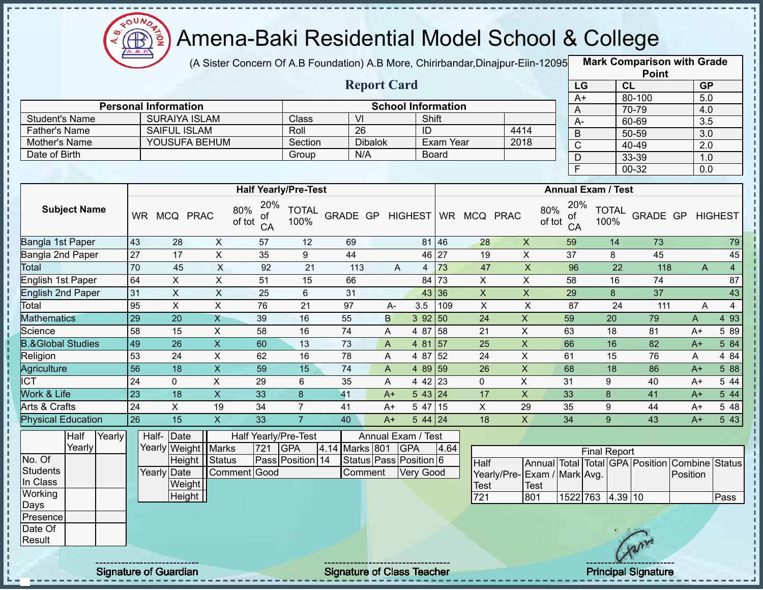# Amena-Baki Residential Model School & College

(A Sister Concern Of A.B Foundation) A.B More, Chirirbandar,Dinajpur-Eiin-120950

## Report Card

| Mark Comparison with Grade Point | | |
|---|---|---|
| LG | CL | GP |
| A+ | 80-100 | 5.0 |
| A | 70-79 | 4.0 |
| A- | 60-69 | 3.5 |
| B | 50-59 | 3.0 |
| C | 40-49 | 2.0 |
| D | 33-39 | 1.0 |
| F | 00-32 | 0.0 |

| Personal Information | | School Information | | | |
|---|---|---|---|---|---|
| Student's Name | SURAIYA ISLAM | Class | VI | Shift | |
| Father's Name | SAIFUL ISLAM | Roll | 26 | ID | 4414 |
| Mother's Name | YOUSUFA BEHUM | Section | Dibalok | Exam Year | 2018 |
| Date of Birth | | Group | N/A | Board | |

| Subject Name | Half Yearly/Pre-Test | | | | | | | | | Annual Exam / Test | | | | | | | | |
|---|---|---|---|---|---|---|---|---|---|---|---|---|---|---|---|---|---|---|
| | WR | MCQ | PRAC | 80% of tot | 20% of CA | TOTAL 100% | GRADE | GP | HIGHEST | WR | MCQ | PRAC | 80% of tot | 20% of CA | TOTAL 100% | GRADE | GP | HIGHEST |
| Bangla 1st Paper | 43 | 28 | X | 57 | 12 | 69 | | | 81 | 46 | 28 | X | 59 | 14 | 73 | | | 79 |
| Bangla 2nd Paper | 27 | 17 | X | 35 | 9 | 44 | | | 46 | 27 | 19 | X | 37 | 8 | 45 | | | 45 |
| Total | 70 | 45 | X | 92 | 21 | 113 | A | 4 | | 73 | 47 | X | 96 | 22 | 118 | A | 4 | |
| English 1st Paper | 64 | X | X | 51 | 15 | 66 | | | 84 | 73 | X | X | 58 | 16 | 74 | | | 87 |
| English 2nd Paper | 31 | X | X | 25 | 6 | 31 | | | 43 | 36 | X | X | 29 | 8 | 37 | | | 43 |
| Total | 95 | X | X | 76 | 21 | 97 | A- | 3.5 | | 109 | X | X | 87 | 24 | 111 | A | 4 | |
| Mathematics | 29 | 20 | X | 39 | 16 | 55 | B | 3 | 92 | 50 | 24 | X | 59 | 20 | 79 | A | 4 | 93 |
| Science | 58 | 15 | X | 58 | 16 | 74 | A | 4 | 87 | 58 | 21 | X | 63 | 18 | 81 | A+ | 5 | 89 |
| B.&Global Studies | 49 | 26 | X | 60 | 13 | 73 | A | 4 | 81 | 57 | 25 | X | 66 | 16 | 82 | A+ | 5 | 84 |
| Religion | 53 | 24 | X | 62 | 16 | 78 | A | 4 | 87 | 52 | 24 | X | 61 | 15 | 76 | A | 4 | 84 |
| Agriculture | 56 | 18 | X | 59 | 15 | 74 | A | 4 | 89 | 59 | 26 | X | 68 | 18 | 86 | A+ | 5 | 88 |
| ICT | 24 | 0 | X | 29 | 6 | 35 | A | 4 | 42 | 23 | 0 | X | 31 | 9 | 40 | A+ | 5 | 44 |
| Work & Life | 23 | 18 | X | 33 | 8 | 41 | A+ | 5 | 43 | 24 | 17 | X | 33 | 8 | 41 | A+ | 5 | 44 |
| Arts & Crafts | 24 | X | 19 | 34 | 7 | 41 | A+ | 5 | 47 | 15 | X | 29 | 35 | 9 | 44 | A+ | 5 | 48 |
| Physical Education | 26 | 15 | X | 33 | 7 | 40 | A+ | 5 | 44 | 24 | 18 | X | 34 | 9 | 43 | A+ | 5 | 43 |

| | Half Yearly | Yearly |
|---|---|---|
| No. Of Students In Class | | |
| Working Days | | |
| Presence | | |
| Date Of Result | | |

| | | |
|---|---|---|
| Half-Yearly | Date | |
| | Weight | |
| | Height | |
| Yearly | Date | |
| | Weight | |
| | Height | |

| Half Yearly/Pre-Test | | | | Annual Exam / Test | | | |
|---|---|---|---|---|---|---|---|
| Marks | 721 | GPA | 4.14 | Marks | 801 | GPA | 4.64 |
| Status | Pass | Position | 14 | Status | Pass | Position | 6 |
| Comment | Good | | | Comment | Very Good | | |

| Final Report | | | | | | | |
|---|---|---|---|---|---|---|---|
| Half Yearly/Pre-Test | Annual Exam / Test | Total Mark | Total Avg. | GPA | Position | Combine Position | Status |
| 721 | 801 | 1522 | 763 | 4.39 | 10 | | Pass |

Signature of Guardian | Signature of Class Teacher | Principal Signature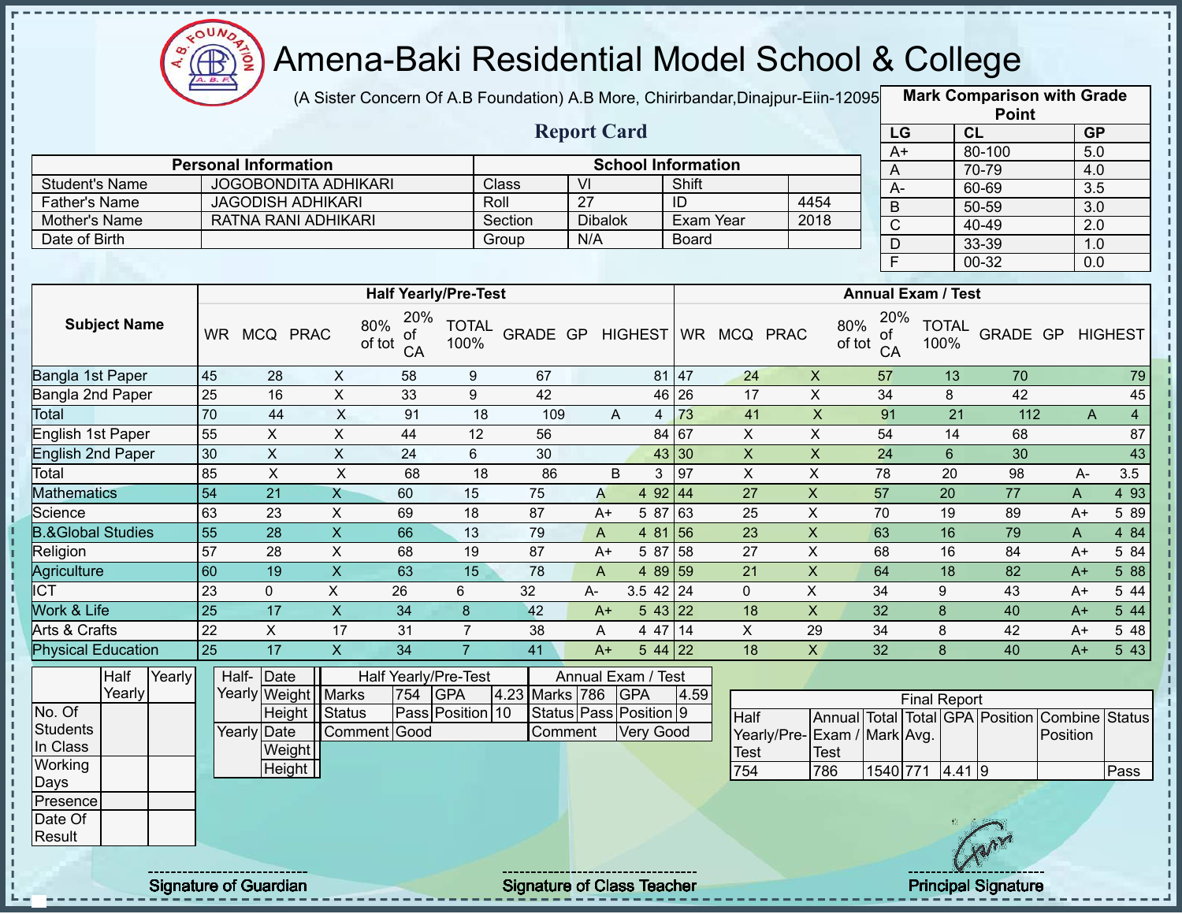# Amena-Baki Residential Model School & College

(A Sister Concern Of A.B Foundation) A.B More, Chirirbandar,Dinajpur-Eiin-120950

## Report Card

| Mark Comparison with Grade Point | | |
|---|---|---|
| LG | CL | GP |
| A+ | 80-100 | 5.0 |
| A | 70-79 | 4.0 |
| A- | 60-69 | 3.5 |
| B | 50-59 | 3.0 |
| C | 40-49 | 2.0 |
| D | 33-39 | 1.0 |
| F | 00-32 | 0.0 |

| Personal Information | | School Information | | | |
|---|---|---|---|---|---|
| Student's Name | JOGOBONDITA ADHIKARI | Class | VI | Shift | |
| Father's Name | JAGODISH ADHIKARI | Roll | 27 | ID | 4454 |
| Mother's Name | RATNA RANI ADHIKARI | Section | Dibalok | Exam Year | 2018 |
| Date of Birth | | Group | N/A | Board | |

| Subject Name | Half Yearly/Pre-Test | | | | | | | | | Annual Exam / Test | | | | | | | | |
|---|---|---|---|---|---|---|---|---|---|---|---|---|---|---|---|---|---|---|
| | WR | MCQ | PRAC | 80% of tot | 20% of CA | TOTAL 100% | GRADE | GP | HIGHEST | WR | MCQ | PRAC | 80% of tot | 20% of CA | TOTAL 100% | GRADE | GP | HIGHEST |
| Bangla 1st Paper | 45 | 28 | X | 58 | 9 | 67 | | | 81 | 47 | 24 | X | 57 | 13 | 70 | | | 79 |
| Bangla 2nd Paper | 25 | 16 | X | 33 | 9 | 42 | | | 46 | 26 | 17 | X | 34 | 8 | 42 | | | 45 |
| Total | 70 | 44 | X | 91 | 18 | 109 | A | 4 | | 73 | 41 | X | 91 | 21 | 112 | A | 4 | |
| English 1st Paper | 55 | X | X | 44 | 12 | 56 | | | 84 | 67 | X | X | 54 | 14 | 68 | | | 87 |
| English 2nd Paper | 30 | X | X | 24 | 6 | 30 | | | 43 | 30 | X | X | 24 | 6 | 30 | | | 43 |
| Total | 85 | X | X | 68 | 18 | 86 | B | 3 | | 97 | X | X | 78 | 20 | 98 | A- | 3.5 | |
| Mathematics | 54 | 21 | X | 60 | 15 | 75 | A | 4 | 92 | 44 | 27 | X | 57 | 20 | 77 | A | 4 | 93 |
| Science | 63 | 23 | X | 69 | 18 | 87 | A+ | 5 | 87 | 63 | 25 | X | 70 | 19 | 89 | A+ | 5 | 89 |
| B.&Global Studies | 55 | 28 | X | 66 | 13 | 79 | A | 4 | 81 | 56 | 23 | X | 63 | 16 | 79 | A | 4 | 84 |
| Religion | 57 | 28 | X | 68 | 19 | 87 | A+ | 5 | 87 | 58 | 27 | X | 68 | 16 | 84 | A+ | 5 | 84 |
| Agriculture | 60 | 19 | X | 63 | 15 | 78 | A | 4 | 89 | 59 | 21 | X | 64 | 18 | 82 | A+ | 5 | 88 |
| ICT | 23 | 0 | X | 26 | 6 | 32 | A- | 3.5 | 42 | 24 | 0 | X | 34 | 9 | 43 | A+ | 5 | 44 |
| Work & Life | 25 | 17 | X | 34 | 8 | 42 | A+ | 5 | 43 | 22 | 18 | X | 32 | 8 | 40 | A+ | 5 | 44 |
| Arts & Crafts | 22 | X | 17 | 31 | 7 | 38 | A | 4 | 47 | 14 | X | 29 | 34 | 8 | 42 | A+ | 5 | 48 |
| Physical Education | 25 | 17 | X | 34 | 7 | 41 | A+ | 5 | 44 | 22 | 18 | X | 32 | 8 | 40 | A+ | 5 | 43 |

| | Half Yearly | Yearly |
|---|---|---|
| No. Of Students In Class | | |
| Working Days | | |
| Presence | | |
| Date Of Result | | |

| | | |
|---|---|---|
| Half-Yearly | Date | |
| | Weight | |
| | Height | |
| Yearly | Date | |
| | Weight | |
| | Height | |

| Half Yearly/Pre-Test | | | | Annual Exam / Test | | | |
|---|---|---|---|---|---|---|---|
| Marks | 754 | GPA | 4.23 | Marks | 786 | GPA | 4.59 |
| Status | Pass | Position | 10 | Status | Pass | Position | 9 |
| Comment | Good | | | Comment | Very Good | | |

| Final Report | | | | | | | |
|---|---|---|---|---|---|---|---|
| Half Yearly/Pre-Test | Annual Exam / Test | Total Mark | Total Avg. | GPA | Position | Combine Position | Status |
| 754 | 786 | 1540 | 771 | 4.41 | 9 | | Pass |

Signature of Guardian

Signature of Class Teacher

Principal Signature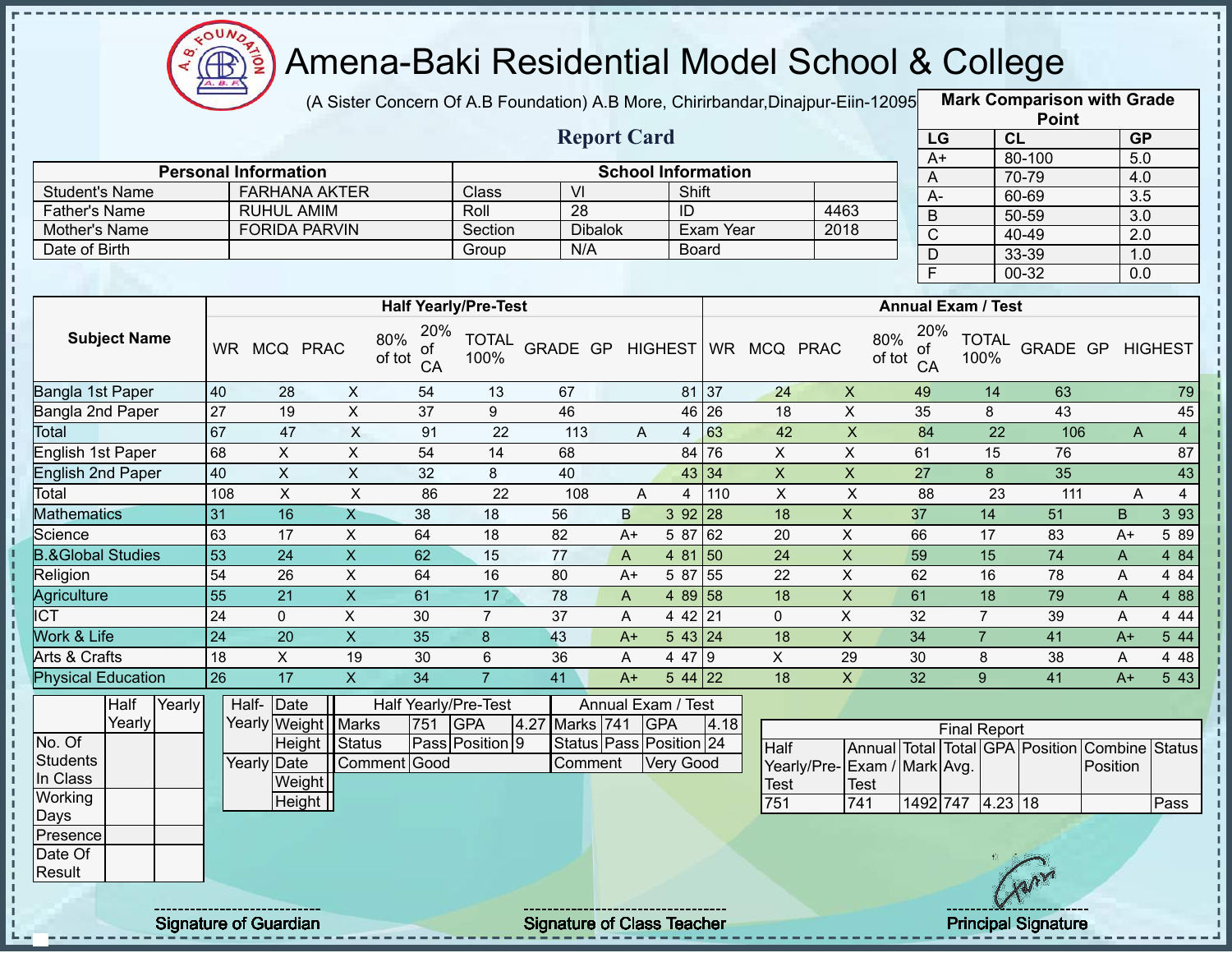# Amena-Baki Residential Model School & College

(A Sister Concern Of A.B Foundation) A.B More, Chirirbandar,Dinajpur-Eiin-120950

## Report Card

| Mark Comparison with Grade Point | | |
|---|---|---|
| LG | CL | GP |
| A+ | 80-100 | 5.0 |
| A | 70-79 | 4.0 |
| A- | 60-69 | 3.5 |
| B | 50-59 | 3.0 |
| C | 40-49 | 2.0 |
| D | 33-39 | 1.0 |
| F | 00-32 | 0.0 |

| Personal Information | | School Information | | | |
|---|---|---|---|---|---|
| Student's Name | FARHANA AKTER | Class | VI | Shift | |
| Father's Name | RUHUL AMIM | Roll | 28 | ID | 4463 |
| Mother's Name | FORIDA PARVIN | Section | Dibalok | Exam Year | 2018 |
| Date of Birth | | Group | N/A | Board | |

| Subject Name | Half Yearly/Pre-Test | | | | | | | | | Annual Exam / Test | | | | | | | | |
|---|---|---|---|---|---|---|---|---|---|---|---|---|---|---|---|---|---|---|
| | WR | MCQ | PRAC | 80% of tot | 20% of CA | TOTAL 100% | GRADE | GP | HIGHEST | WR | MCQ | PRAC | 80% of tot | 20% of CA | TOTAL 100% | GRADE | GP | HIGHEST |
| Bangla 1st Paper | 40 | 28 | X | 54 | 13 | 67 | | | 81 | 37 | 24 | X | 49 | 14 | 63 | | | 79 |
| Bangla 2nd Paper | 27 | 19 | X | 37 | 9 | 46 | | | 46 | 26 | 18 | X | 35 | 8 | 43 | | | 45 |
| Total | 67 | 47 | X | 91 | 22 | 113 | A | 4 | | 63 | 42 | X | 84 | 22 | 106 | A | 4 | |
| English 1st Paper | 68 | X | X | 54 | 14 | 68 | | | 84 | 76 | X | X | 61 | 15 | 76 | | | 87 |
| English 2nd Paper | 40 | X | X | 32 | 8 | 40 | | | 43 | 34 | X | X | 27 | 8 | 35 | | | 43 |
| Total | 108 | X | X | 86 | 22 | 108 | A | 4 | | 110 | X | X | 88 | 23 | 111 | A | 4 | |
| Mathematics | 31 | 16 | X | 38 | 18 | 56 | B | 3 | 92 | 28 | 18 | X | 37 | 14 | 51 | B | 3 | 93 |
| Science | 63 | 17 | X | 64 | 18 | 82 | A+ | 5 | 87 | 62 | 20 | X | 66 | 17 | 83 | A+ | 5 | 89 |
| B.&Global Studies | 53 | 24 | X | 62 | 15 | 77 | A | 4 | 81 | 50 | 24 | X | 59 | 15 | 74 | A | 4 | 84 |
| Religion | 54 | 26 | X | 64 | 16 | 80 | A+ | 5 | 87 | 55 | 22 | X | 62 | 16 | 78 | A | 4 | 84 |
| Agriculture | 55 | 21 | X | 61 | 17 | 78 | A | 4 | 89 | 58 | 18 | X | 61 | 18 | 79 | A | 4 | 88 |
| ICT | 24 | 0 | X | 30 | 7 | 37 | A | 4 | 42 | 21 | 0 | X | 32 | 7 | 39 | A | 4 | 44 |
| Work & Life | 24 | 20 | X | 35 | 8 | 43 | A+ | 5 | 43 | 24 | 18 | X | 34 | 7 | 41 | A+ | 5 | 44 |
| Arts & Crafts | 18 | X | 19 | 30 | 6 | 36 | A | 4 | 47 | 9 | X | 29 | 30 | 8 | 38 | A | 4 | 48 |
| Physical Education | 26 | 17 | X | 34 | 7 | 41 | A+ | 5 | 44 | 22 | 18 | X | 32 | 9 | 41 | A+ | 5 | 43 |

| | Half Yearly | Yearly |
|---|---|---|
| No. Of Students In Class | | |
| Working Days | | |
| Presence | | |
| Date Of Result | | |

| | | |
|---|---|---|
| Half-Yearly | Date | |
| | Weight | |
| | Height | |
| Yearly | Date | |
| | Weight | |
| | Height | |

| Half Yearly/Pre-Test | | | | Annual Exam / Test | | | |
|---|---|---|---|---|---|---|---|
| Marks | 751 | GPA | 4.27 | Marks | 741 | GPA | 4.18 |
| Status | Pass | Position | 9 | Status | Pass | Position | 24 |
| Comment | Good | | | Comment | Very Good | | |

| Final Report | | | | | | | |
|---|---|---|---|---|---|---|---|
| Half Yearly/Pre-Test | Annual Exam / Test | Total Mark | Total Avg. | GPA | Position | Combine Position | Status |
| 751 | 741 | 1492 | 747 | 4.23 | 18 | | Pass |

Signature of Guardian

Signature of Class Teacher

Principal Signature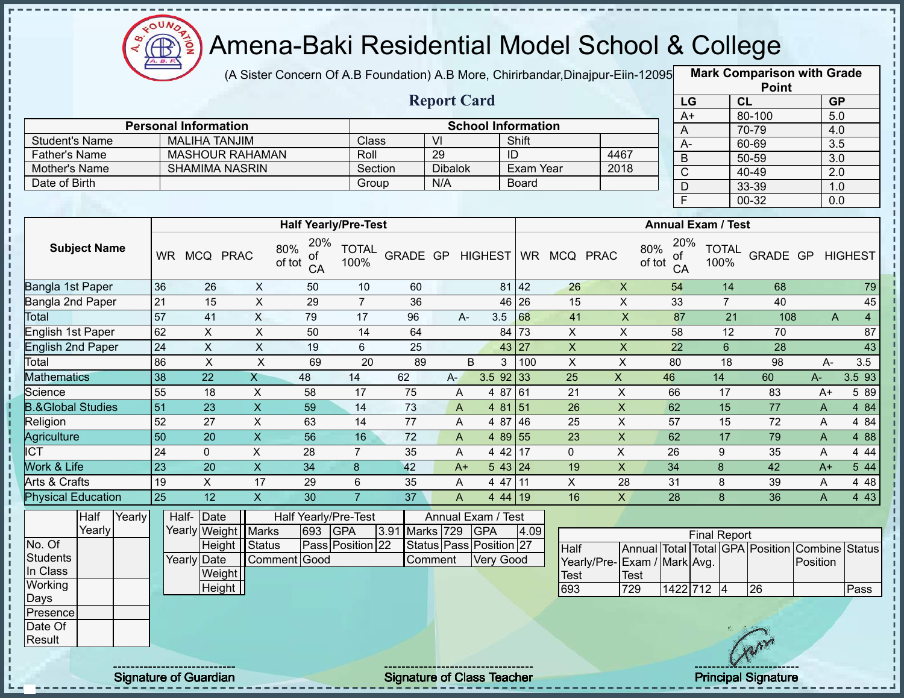# Amena-Baki Residential Model School & College

(A Sister Concern Of A.B Foundation) A.B More, Chirirbandar,Dinajpur-Eiin-120950

## Report Card

| Mark Comparison with Grade Point | | |
|---|---|---|
| LG | CL | GP |
| A+ | 80-100 | 5.0 |
| A | 70-79 | 4.0 |
| A- | 60-69 | 3.5 |
| B | 50-59 | 3.0 |
| C | 40-49 | 2.0 |
| D | 33-39 | 1.0 |
| F | 00-32 | 0.0 |

| Personal Information | | School Information | | | |
|---|---|---|---|---|---|
| Student's Name | MALIHA TANJIM | Class | VI | Shift | |
| Father's Name | MASHOUR RAHAMAN | Roll | 29 | ID | 4467 |
| Mother's Name | SHAMIMA NASRIN | Section | Dibalok | Exam Year | 2018 |
| Date of Birth | | Group | N/A | Board | |

| Subject Name | Half Yearly/Pre-Test | | | | | | | | | Annual Exam / Test | | | | | | | | |
|---|---|---|---|---|---|---|---|---|---|---|---|---|---|---|---|---|---|---|
| | WR | MCQ | PRAC | 80% of tot | 20% of CA | TOTAL 100% | GRADE | GP | HIGHEST | WR | MCQ | PRAC | 80% of tot | 20% of CA | TOTAL 100% | GRADE | GP | HIGHEST |
| Bangla 1st Paper | 36 | 26 | X | 50 | 10 | 60 | | | 81 | 42 | 26 | X | 54 | 14 | 68 | | | 79 |
| Bangla 2nd Paper | 21 | 15 | X | 29 | 7 | 36 | | | 46 | 26 | 15 | X | 33 | 7 | 40 | | | 45 |
| Total | 57 | 41 | X | 79 | 17 | 96 | A- | 3.5 | | 68 | 41 | X | 87 | 21 | 108 | A | 4 | |
| English 1st Paper | 62 | X | X | 50 | 14 | 64 | | | 84 | 73 | X | X | 58 | 12 | 70 | | | 87 |
| English 2nd Paper | 24 | X | X | 19 | 6 | 25 | | | 43 | 27 | X | X | 22 | 6 | 28 | | | 43 |
| Total | 86 | X | X | 69 | 20 | 89 | B | 3 | | 100 | X | X | 80 | 18 | 98 | A- | 3.5 | |
| Mathematics | 38 | 22 | X | 48 | 14 | 62 | A- | 3.5 | 92 | 33 | 25 | X | 46 | 14 | 60 | A- | 3.5 | 93 |
| Science | 55 | 18 | X | 58 | 17 | 75 | A | 4 | 87 | 61 | 21 | X | 66 | 17 | 83 | A+ | 5 | 89 |
| B.&Global Studies | 51 | 23 | X | 59 | 14 | 73 | A | 4 | 81 | 51 | 26 | X | 62 | 15 | 77 | A | 4 | 84 |
| Religion | 52 | 27 | X | 63 | 14 | 77 | A | 4 | 87 | 46 | 25 | X | 57 | 15 | 72 | A | 4 | 84 |
| Agriculture | 50 | 20 | X | 56 | 16 | 72 | A | 4 | 89 | 55 | 23 | X | 62 | 17 | 79 | A | 4 | 88 |
| ICT | 24 | 0 | X | 28 | 7 | 35 | A | 4 | 42 | 17 | 0 | X | 26 | 9 | 35 | A | 4 | 44 |
| Work & Life | 23 | 20 | X | 34 | 8 | 42 | A+ | 5 | 43 | 24 | 19 | X | 34 | 8 | 42 | A+ | 5 | 44 |
| Arts & Crafts | 19 | X | 17 | 29 | 6 | 35 | A | 4 | 47 | 11 | X | 28 | 31 | 8 | 39 | A | 4 | 48 |
| Physical Education | 25 | 12 | X | 30 | 7 | 37 | A | 4 | 44 | 19 | 16 | X | 28 | 8 | 36 | A | 4 | 43 |

| | Half Yearly | Yearly |
|---|---|---|
| No. Of Students In Class | | |
| Working Days | | |
| Presence | | |
| Date Of Result | | |

| | | |
|---|---|---|
| Half-Yearly | Date | |
| | Weight | |
| | Height | |
| Yearly | Date | |
| | Weight | |
| | Height | |

| Half Yearly/Pre-Test | | | | Annual Exam / Test | | | |
|---|---|---|---|---|---|---|---|
| Marks | 693 | GPA | 3.91 | Marks | 729 | GPA | 4.09 |
| Status | Pass | Position | 22 | Status | Pass | Position | 27 |
| Comment | Good | | | Comment | Very Good | | |

| Final Report | | | | | | | |
|---|---|---|---|---|---|---|---|
| Half Yearly/Pre-Test | Annual Exam / Test | Total Mark | Total Avg. | GPA | Position | Combine Position | Status |
| 693 | 729 | 1422 | 712 | 4 | 26 | | Pass |

Signature of Guardian

Signature of Class Teacher

Principal Signature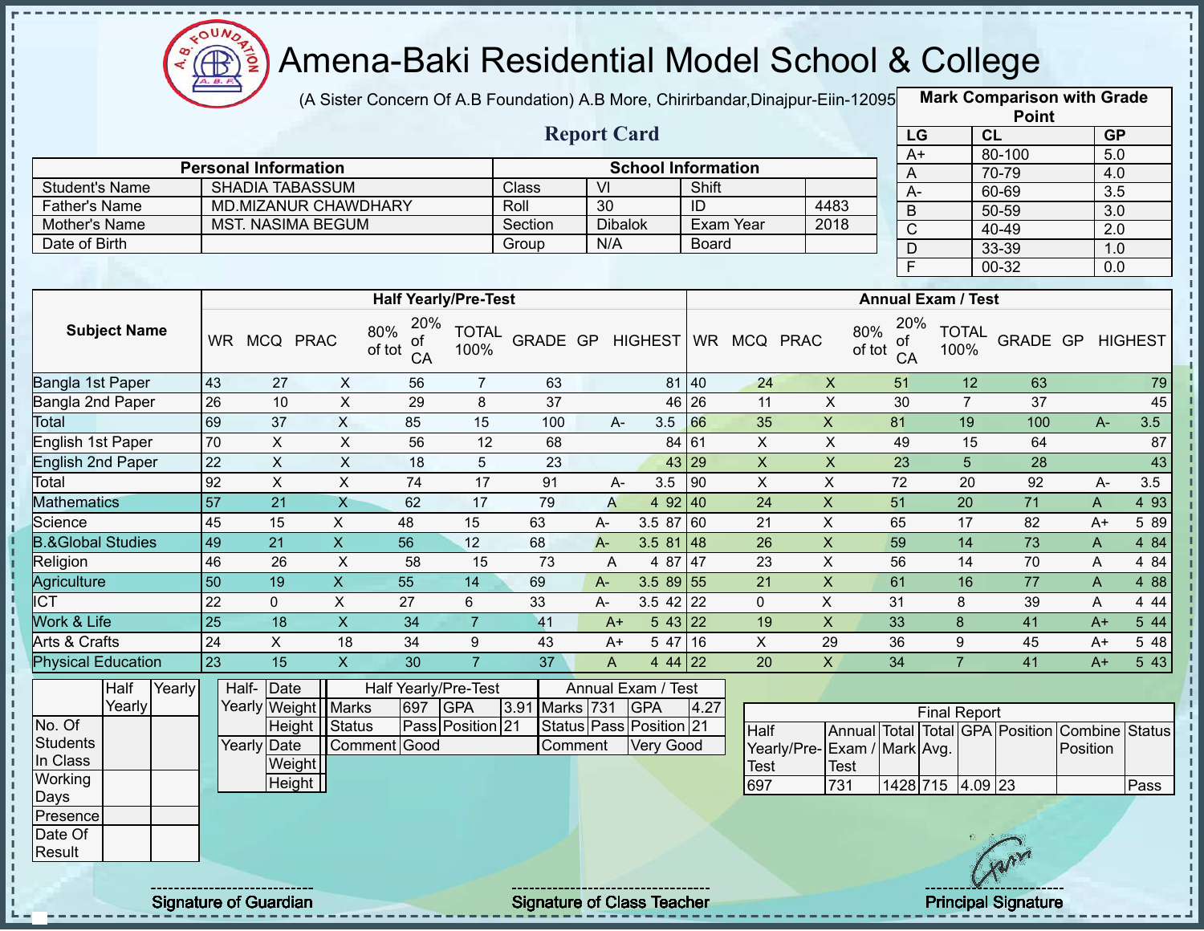# Amena-Baki Residential Model School & College

(A Sister Concern Of A.B Foundation) A.B More, Chirirbandar,Dinajpur-Eiin-120950

## Report Card

| Mark Comparison with Grade Point | | |
|---|---|---|
| LG | CL | GP |
| A+ | 80-100 | 5.0 |
| A | 70-79 | 4.0 |
| A- | 60-69 | 3.5 |
| B | 50-59 | 3.0 |
| C | 40-49 | 2.0 |
| D | 33-39 | 1.0 |
| F | 00-32 | 0.0 |

| Personal Information | | School Information | | | |
|---|---|---|---|---|---|
| Student's Name | SHADIA TABASSUM | Class | VI | Shift | |
| Father's Name | MD.MIZANUR CHAWDHARY | Roll | 30 | ID | 4483 |
| Mother's Name | MST. NASIMA BEGUM | Section | Dibalok | Exam Year | 2018 |
| Date of Birth | | Group | N/A | Board | |

| Subject Name | Half Yearly/Pre-Test | | | | | | | | | Annual Exam / Test | | | | | | | | |
|---|---|---|---|---|---|---|---|---|---|---|---|---|---|---|---|---|---|---|
| | WR | MCQ | PRAC | 80% of tot | 20% of CA | TOTAL 100% | GRADE | GP | HIGHEST | WR | MCQ | PRAC | 80% of tot | 20% of CA | TOTAL 100% | GRADE | GP | HIGHEST |
| Bangla 1st Paper | 43 | 27 | X | 56 | 7 | 63 | | | 81 | 40 | 24 | X | 51 | 12 | 63 | | | 79 |
| Bangla 2nd Paper | 26 | 10 | X | 29 | 8 | 37 | | | 46 | 26 | 11 | X | 30 | 7 | 37 | | | 45 |
| Total | 69 | 37 | X | 85 | 15 | 100 | A- | 3.5 | | 66 | 35 | X | 81 | 19 | 100 | A- | 3.5 | |
| English 1st Paper | 70 | X | X | 56 | 12 | 68 | | | 84 | 61 | X | X | 49 | 15 | 64 | | | 87 |
| English 2nd Paper | 22 | X | X | 18 | 5 | 23 | | | 43 | 29 | X | X | 23 | 5 | 28 | | | 43 |
| Total | 92 | X | X | 74 | 17 | 91 | A- | 3.5 | | 90 | X | X | 72 | 20 | 92 | A- | 3.5 | |
| Mathematics | 57 | 21 | X | 62 | 17 | 79 | A | 4 | 92 | 40 | 24 | X | 51 | 20 | 71 | A | 4 | 93 |
| Science | 45 | 15 | X | 48 | 15 | 63 | A- | 3.5 | 87 | 60 | 21 | X | 65 | 17 | 82 | A+ | 5 | 89 |
| B.&Global Studies | 49 | 21 | X | 56 | 12 | 68 | A- | 3.5 | 81 | 48 | 26 | X | 59 | 14 | 73 | A | 4 | 84 |
| Religion | 46 | 26 | X | 58 | 15 | 73 | A | 4 | 87 | 47 | 23 | X | 56 | 14 | 70 | A | 4 | 84 |
| Agriculture | 50 | 19 | X | 55 | 14 | 69 | A- | 3.5 | 89 | 55 | 21 | X | 61 | 16 | 77 | A | 4 | 88 |
| ICT | 22 | 0 | X | 27 | 6 | 33 | A- | 3.5 | 42 | 22 | 0 | X | 31 | 8 | 39 | A | 4 | 44 |
| Work & Life | 25 | 18 | X | 34 | 7 | 41 | A+ | 5 | 43 | 22 | 19 | X | 33 | 8 | 41 | A+ | 5 | 44 |
| Arts & Crafts | 24 | X | 18 | 34 | 9 | 43 | A+ | 5 | 47 | 16 | X | 29 | 36 | 9 | 45 | A+ | 5 | 48 |
| Physical Education | 23 | 15 | X | 30 | 7 | 37 | A | 4 | 44 | 22 | 20 | X | 34 | 7 | 41 | A+ | 5 | 43 |

| | Half Yearly | Yearly |
|---|---|---|
| No. Of Students In Class | | |
| Working Days | | |
| Presence | | |
| Date Of Result | | |

| | | |
|---|---|---|
| Half-Yearly | Date | |
| | Weight | |
| | Height | |
| Yearly | Date | |
| | Weight | |
| | Height | |

| Half Yearly/Pre-Test | | | | Annual Exam / Test | | | |
|---|---|---|---|---|---|---|---|
| Marks | 697 | GPA | 3.91 | Marks | 731 | GPA | 4.27 |
| Status | Pass | Position | 21 | Status | Pass | Position | 21 |
| Comment | Good | | | Comment | Very Good | | |

| Final Report | | | | | | | |
|---|---|---|---|---|---|---|---|
| Half Yearly/Pre-Test | Annual Exam / Test | Total Mark | Total Avg. | GPA | Position | Combine Position | Status |
| 697 | 731 | 1428 | 715 | 4.09 | 23 | | Pass |

Signature of Guardian

Signature of Class Teacher

Principal Signature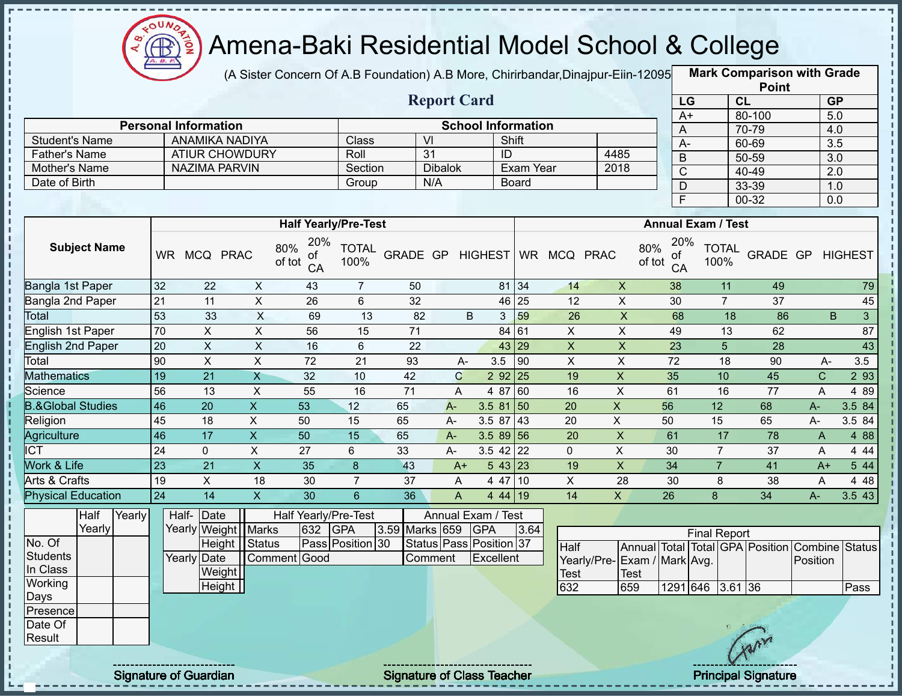# Amena-Baki Residential Model School & College

(A Sister Concern Of A.B Foundation) A.B More, Chirirbandar,Dinajpur-Eiin-120950

## Report Card

| Mark Comparison with Grade Point | | |
|---|---|---|
| LG | CL | GP |
| A+ | 80-100 | 5.0 |
| A | 70-79 | 4.0 |
| A- | 60-69 | 3.5 |
| B | 50-59 | 3.0 |
| C | 40-49 | 2.0 |
| D | 33-39 | 1.0 |
| F | 00-32 | 0.0 |

| Personal Information | | School Information | | | |
|---|---|---|---|---|---|
| Student's Name | ANAMIKA NADIYA | Class | VI | Shift | |
| Father's Name | ATIUR CHOWDURY | Roll | 31 | ID | 4485 |
| Mother's Name | NAZIMA PARVIN | Section | Dibalok | Exam Year | 2018 |
| Date of Birth | | Group | N/A | Board | |

| Subject Name | Half Yearly/Pre-Test | | | | | | | | | Annual Exam / Test | | | | | | | | |
|---|---|---|---|---|---|---|---|---|---|---|---|---|---|---|---|---|---|---|
| | WR | MCQ | PRAC | 80% of tot | 20% of CA | TOTAL 100% | GRADE | GP | HIGHEST | WR | MCQ | PRAC | 80% of tot | 20% of CA | TOTAL 100% | GRADE | GP | HIGHEST |
| Bangla 1st Paper | 32 | 22 | X | 43 | 7 | 50 | | | 81 | 34 | 14 | X | 38 | 11 | 49 | | | 79 |
| Bangla 2nd Paper | 21 | 11 | X | 26 | 6 | 32 | | | 46 | 25 | 12 | X | 30 | 7 | 37 | | | 45 |
| Total | 53 | 33 | X | 69 | 13 | 82 | B | 3 | | 59 | 26 | X | 68 | 18 | 86 | B | 3 | |
| English 1st Paper | 70 | X | X | 56 | 15 | 71 | | | 84 | 61 | X | X | 49 | 13 | 62 | | | 87 |
| English 2nd Paper | 20 | X | X | 16 | 6 | 22 | | | 43 | 29 | X | X | 23 | 5 | 28 | | | 43 |
| Total | 90 | X | X | 72 | 21 | 93 | A- | 3.5 | | 90 | X | X | 72 | 18 | 90 | A- | 3.5 | |
| Mathematics | 19 | 21 | X | 32 | 10 | 42 | C | 2 | 92 | 25 | 19 | X | 35 | 10 | 45 | C | 2 | 93 |
| Science | 56 | 13 | X | 55 | 16 | 71 | A | 4 | 87 | 60 | 16 | X | 61 | 16 | 77 | A | 4 | 89 |
| B.&Global Studies | 46 | 20 | X | 53 | 12 | 65 | A- | 3.5 | 81 | 50 | 20 | X | 56 | 12 | 68 | A- | 3.5 | 84 |
| Religion | 45 | 18 | X | 50 | 15 | 65 | A- | 3.5 | 87 | 43 | 20 | X | 50 | 15 | 65 | A- | 3.5 | 84 |
| Agriculture | 46 | 17 | X | 50 | 15 | 65 | A- | 3.5 | 89 | 56 | 20 | X | 61 | 17 | 78 | A | 4 | 88 |
| ICT | 24 | 0 | X | 27 | 6 | 33 | A- | 3.5 | 42 | 22 | 0 | X | 30 | 7 | 37 | A | 4 | 44 |
| Work & Life | 23 | 21 | X | 35 | 8 | 43 | A+ | 5 | 43 | 23 | 19 | X | 34 | 7 | 41 | A+ | 5 | 44 |
| Arts & Crafts | 19 | X | 18 | 30 | 7 | 37 | A | 4 | 47 | 10 | X | 28 | 30 | 8 | 38 | A | 4 | 48 |
| Physical Education | 24 | 14 | X | 30 | 6 | 36 | A | 4 | 44 | 19 | 14 | X | 26 | 8 | 34 | A- | 3.5 | 43 |

| | Half Yearly | Yearly |
|---|---|---|
| No. Of Students In Class | | |
| Working Days | | |
| Presence | | |
| Date Of Result | | |

| | | |
|---|---|---|
| Half-Yearly | Date | |
| | Weight | |
| | Height | |
| Yearly | Date | |
| | Weight | |
| | Height | |

| Half Yearly/Pre-Test | | | | Annual Exam / Test | | | |
|---|---|---|---|---|---|---|---|
| Marks | 632 | GPA | 3.59 | Marks | 659 | GPA | 3.64 |
| Status | Pass | Position | 30 | Status | Pass | Position | 37 |
| Comment | Good | | | Comment | Excellent | | |

| Final Report | | | | | | | |
|---|---|---|---|---|---|---|---|
| Half Yearly/Pre-Test | Annual Exam / Test | Total Mark | Total Avg. | GPA | Position | Combine Position | Status |
| 632 | 659 | 1291 | 646 | 3.61 | 36 | | Pass |

Signature of Guardian

Signature of Class Teacher

Principal Signature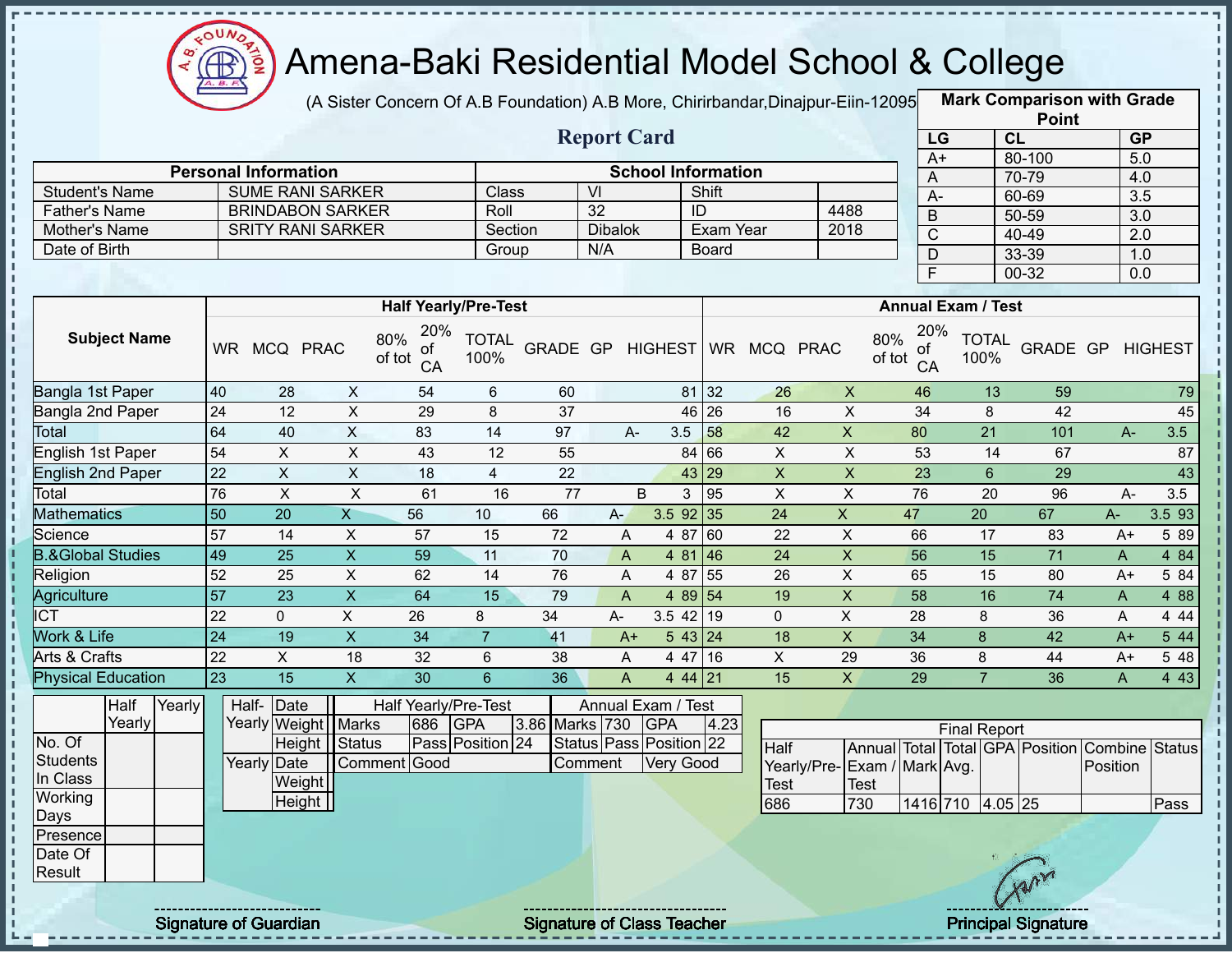# Amena-Baki Residential Model School & College

(A Sister Concern Of A.B Foundation) A.B More, Chirirbandar,Dinajpur-Eiin-120950

## Report Card

| Mark Comparison with Grade Point | | |
|---|---|---|
| LG | CL | GP |
| A+ | 80-100 | 5.0 |
| A | 70-79 | 4.0 |
| A- | 60-69 | 3.5 |
| B | 50-59 | 3.0 |
| C | 40-49 | 2.0 |
| D | 33-39 | 1.0 |
| F | 00-32 | 0.0 |

| Personal Information | | School Information | | | |
|---|---|---|---|---|---|
| Student's Name | SUME RANI SARKER | Class | VI | Shift | |
| Father's Name | BRINDABON SARKER | Roll | 32 | ID | 4488 |
| Mother's Name | SRITY RANI SARKER | Section | Dibalok | Exam Year | 2018 |
| Date of Birth | | Group | N/A | Board | |

| Subject Name | Half Yearly/Pre-Test | | | | | | | | | Annual Exam / Test | | | | | | | | |
|---|---|---|---|---|---|---|---|---|---|---|---|---|---|---|---|---|---|---|
| | WR | MCQ | PRAC | 80% of tot | 20% of CA | TOTAL 100% | GRADE | GP | HIGHEST | WR | MCQ | PRAC | 80% of tot | 20% of CA | TOTAL 100% | GRADE | GP | HIGHEST |
| Bangla 1st Paper | 40 | 28 | X | 54 | 6 | 60 | | | 81 | 32 | 26 | X | 46 | 13 | 59 | | | 79 |
| Bangla 2nd Paper | 24 | 12 | X | 29 | 8 | 37 | | | 46 | 26 | 16 | X | 34 | 8 | 42 | | | 45 |
| Total | 64 | 40 | X | 83 | 14 | 97 | A- | 3.5 | | 58 | 42 | X | 80 | 21 | 101 | A- | 3.5 | |
| English 1st Paper | 54 | X | X | 43 | 12 | 55 | | | 84 | 66 | X | X | 53 | 14 | 67 | | | 87 |
| English 2nd Paper | 22 | X | X | 18 | 4 | 22 | | | 43 | 29 | X | X | 23 | 6 | 29 | | | 43 |
| Total | 76 | X | X | 61 | 16 | 77 | B | 3 | | 95 | X | X | 76 | 20 | 96 | A- | 3.5 | |
| Mathematics | 50 | 20 | X | 56 | 10 | 66 | A- | 3.5 | 92 | 35 | 24 | X | 47 | 20 | 67 | A- | 3.5 | 93 |
| Science | 57 | 14 | X | 57 | 15 | 72 | A | 4 | 87 | 60 | 22 | X | 66 | 17 | 83 | A+ | 5 | 89 |
| B.&Global Studies | 49 | 25 | X | 59 | 11 | 70 | A | 4 | 81 | 46 | 24 | X | 56 | 15 | 71 | A | 4 | 84 |
| Religion | 52 | 25 | X | 62 | 14 | 76 | A | 4 | 87 | 55 | 26 | X | 65 | 15 | 80 | A+ | 5 | 84 |
| Agriculture | 57 | 23 | X | 64 | 15 | 79 | A | 4 | 89 | 54 | 19 | X | 58 | 16 | 74 | A | 4 | 88 |
| ICT | 22 | 0 | X | 26 | 8 | 34 | A- | 3.5 | 42 | 19 | 0 | X | 28 | 8 | 36 | A | 4 | 44 |
| Work & Life | 24 | 19 | X | 34 | 7 | 41 | A+ | 5 | 43 | 24 | 18 | X | 34 | 8 | 42 | A+ | 5 | 44 |
| Arts & Crafts | 22 | X | 18 | 32 | 6 | 38 | A | 4 | 47 | 16 | X | 29 | 36 | 8 | 44 | A+ | 5 | 48 |
| Physical Education | 23 | 15 | X | 30 | 6 | 36 | A | 4 | 44 | 21 | 15 | X | 29 | 7 | 36 | A | 4 | 43 |

| | Half Yearly | Yearly |
|---|---|---|
| No. Of Students In Class | | |
| Working Days | | |
| Presence | | |
| Date Of Result | | |

| | | |
|---|---|---|
| Half-Yearly | Date | |
| | Weight | |
| | Height | |
| Yearly | Date | |
| | Weight | |
| | Height | |

| Half Yearly/Pre-Test | | | | Annual Exam / Test | | | |
|---|---|---|---|---|---|---|---|
| Marks | 686 | GPA | 3.86 | Marks | 730 | GPA | 4.23 |
| Status | Pass | Position | 24 | Status | Pass | Position | 22 |
| Comment | Good | | | Comment | Very Good | | |

| Final Report | | | | | | | |
|---|---|---|---|---|---|---|---|
| Half Yearly/Pre-Test | Annual Exam / Test | Total Mark | Total Avg. | GPA | Position | Combine Position | Status |
| 686 | 730 | 1416 | 710 | 4.05 | 25 | | Pass |

Signature of Guardian

Signature of Class Teacher

Principal Signature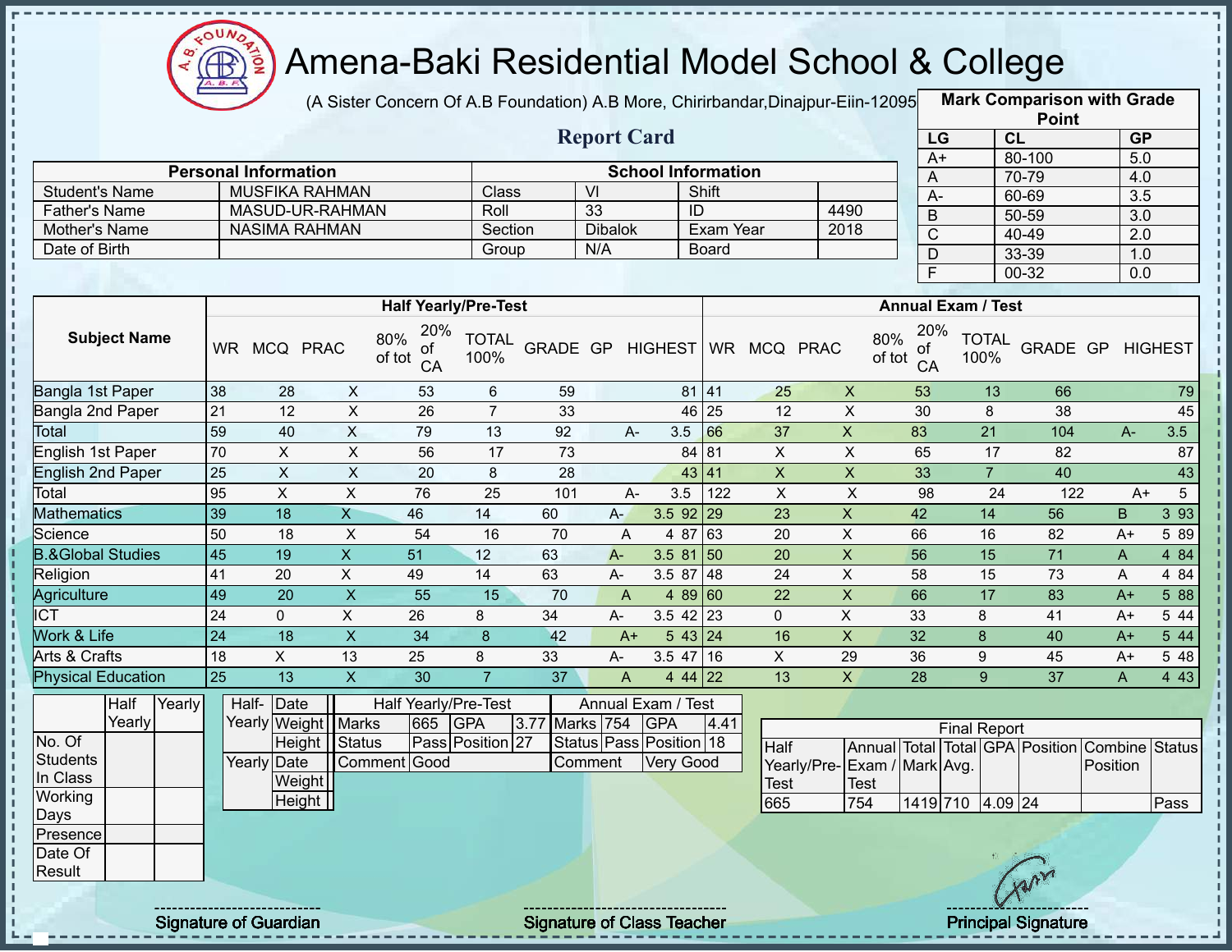# Amena-Baki Residential Model School & College

(A Sister Concern Of A.B Foundation) A.B More, Chirirbandar,Dinajpur-Eiin-120950

## Report Card

| Mark Comparison with Grade Point | | |
|---|---|---|
| LG | CL | GP |
| A+ | 80-100 | 5.0 |
| A | 70-79 | 4.0 |
| A- | 60-69 | 3.5 |
| B | 50-59 | 3.0 |
| C | 40-49 | 2.0 |
| D | 33-39 | 1.0 |
| F | 00-32 | 0.0 |

| Personal Information | | School Information | | | |
|---|---|---|---|---|---|
| Student's Name | MUSFIKA RAHMAN | Class | VI | Shift | |
| Father's Name | MASUD-UR-RAHMAN | Roll | 33 | ID | 4490 |
| Mother's Name | NASIMA RAHMAN | Section | Dibalok | Exam Year | 2018 |
| Date of Birth | | Group | N/A | Board | |

| Subject Name | Half Yearly/Pre-Test | | | | | | | | | Annual Exam / Test | | | | | | | | |
|---|---|---|---|---|---|---|---|---|---|---|---|---|---|---|---|---|---|---|
| | WR | MCQ | PRAC | 80% of tot | 20% of CA | TOTAL 100% | GRADE | GP | HIGHEST | WR | MCQ | PRAC | 80% of tot | 20% of CA | TOTAL 100% | GRADE | GP | HIGHEST |
| Bangla 1st Paper | 38 | 28 | X | 53 | 6 | 59 | | | 81 | 41 | 25 | X | 53 | 13 | 66 | | | 79 |
| Bangla 2nd Paper | 21 | 12 | X | 26 | 7 | 33 | | | 46 | 25 | 12 | X | 30 | 8 | 38 | | | 45 |
| Total | 59 | 40 | X | 79 | 13 | 92 | A- | 3.5 | | 66 | 37 | X | 83 | 21 | 104 | A- | 3.5 | |
| English 1st Paper | 70 | X | X | 56 | 17 | 73 | | | 84 | 81 | X | X | 65 | 17 | 82 | | | 87 |
| English 2nd Paper | 25 | X | X | 20 | 8 | 28 | | | 43 | 41 | X | X | 33 | 7 | 40 | | | 43 |
| Total | 95 | X | X | 76 | 25 | 101 | A- | 3.5 | | 122 | X | X | 98 | 24 | 122 | A+ | 5 | |
| Mathematics | 39 | 18 | X | 46 | 14 | 60 | A- | 3.5 | 92 | 29 | 23 | X | 42 | 14 | 56 | B | 3 | 93 |
| Science | 50 | 18 | X | 54 | 16 | 70 | A | 4 | 87 | 63 | 20 | X | 66 | 16 | 82 | A+ | 5 | 89 |
| B.&Global Studies | 45 | 19 | X | 51 | 12 | 63 | A- | 3.5 | 81 | 50 | 20 | X | 56 | 15 | 71 | A | 4 | 84 |
| Religion | 41 | 20 | X | 49 | 14 | 63 | A- | 3.5 | 87 | 48 | 24 | X | 58 | 15 | 73 | A | 4 | 84 |
| Agriculture | 49 | 20 | X | 55 | 15 | 70 | A | 4 | 89 | 60 | 22 | X | 66 | 17 | 83 | A+ | 5 | 88 |
| ICT | 24 | 0 | X | 26 | 8 | 34 | A- | 3.5 | 42 | 23 | 0 | X | 33 | 8 | 41 | A+ | 5 | 44 |
| Work & Life | 24 | 18 | X | 34 | 8 | 42 | A+ | 5 | 43 | 24 | 16 | X | 32 | 8 | 40 | A+ | 5 | 44 |
| Arts & Crafts | 18 | X | 13 | 25 | 8 | 33 | A- | 3.5 | 47 | 16 | X | 29 | 36 | 9 | 45 | A+ | 5 | 48 |
| Physical Education | 25 | 13 | X | 30 | 7 | 37 | A | 4 | 44 | 22 | 13 | X | 28 | 9 | 37 | A | 4 | 43 |

| | Half Yearly | Yearly |
|---|---|---|
| No. Of Students In Class | | |
| Working Days | | |
| Presence | | |
| Date Of Result | | |

| | | |
|---|---|---|
| Half-Yearly | Date | |
| | Weight | |
| | Height | |
| Yearly | Date | |
| | Weight | |
| | Height | |

| Half Yearly/Pre-Test | | | | Annual Exam / Test | | | |
|---|---|---|---|---|---|---|---|
| Marks | 665 | GPA | 3.77 | Marks | 754 | GPA | 4.41 |
| Status | Pass | Position | 27 | Status | Pass | Position | 18 |
| Comment | Good | | | Comment | Very Good | | |

| Final Report | | | | | | | |
|---|---|---|---|---|---|---|---|
| Half Yearly/Pre-Test | Annual Exam / Test | Total Mark | Total Avg. | GPA | Position | Combine Position | Status |
| 665 | 754 | 1419 | 710 | 4.09 | 24 | | Pass |

Signature of Guardian | Signature of Class Teacher | Principal Signature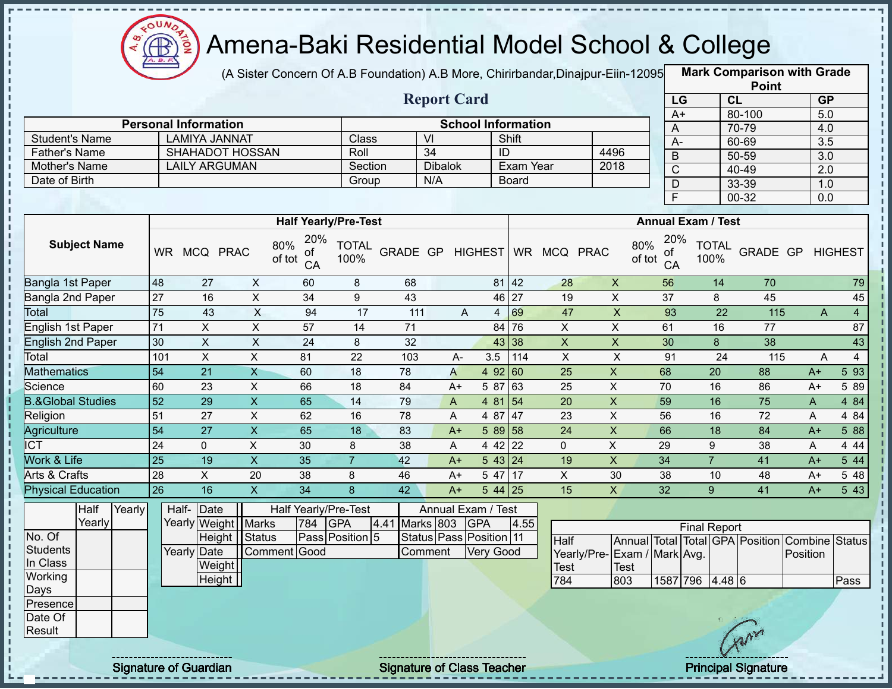# Amena-Baki Residential Model School & College

(A Sister Concern Of A.B Foundation) A.B More, Chirirbandar,Dinajpur-Eiin-120950

## Report Card

| Personal Information | | School Information | | | |
|---|---|---|---|---|---|
| Student's Name | LAMIYA JANNAT | Class | VI | Shift | |
| Father's Name | SHAHADOT HOSSAN | Roll | 34 | ID | 4496 |
| Mother's Name | LAILY ARGUMAN | Section | Dibalok | Exam Year | 2018 |
| Date of Birth | | Group | N/A | Board | |

**Mark Comparison with Grade Point**

| LG | CL | GP |
|---|---|---|
| A+ | 80-100 | 5.0 |
| A | 70-79 | 4.0 |
| A- | 60-69 | 3.5 |
| B | 50-59 | 3.0 |
| C | 40-49 | 2.0 |
| D | 33-39 | 1.0 |
| F | 00-32 | 0.0 |

| Subject Name | Half Yearly/Pre-Test | | | | | | | | | Annual Exam / Test | | | | | | | | |
|---|---|---|---|---|---|---|---|---|---|---|---|---|---|---|---|---|---|---|
| | WR | MCQ | PRAC | 80% of tot | 20% of CA | TOTAL 100% | GRADE | GP | HIGHEST | WR | MCQ | PRAC | 80% of tot | 20% of CA | TOTAL 100% | GRADE | GP | HIGHEST |
| Bangla 1st Paper | 48 | 27 | X | 60 | 8 | 68 | | | 81 | 42 | 28 | X | 56 | 14 | 70 | | | 79 |
| Bangla 2nd Paper | 27 | 16 | X | 34 | 9 | 43 | | | 46 | 27 | 19 | X | 37 | 8 | 45 | | | 45 |
| Total | 75 | 43 | X | 94 | 17 | 111 | A | 4 | | 69 | 47 | X | 93 | 22 | 115 | A | 4 | |
| English 1st Paper | 71 | X | X | 57 | 14 | 71 | | | 84 | 76 | X | X | 61 | 16 | 77 | | | 87 |
| English 2nd Paper | 30 | X | X | 24 | 8 | 32 | | | 43 | 38 | X | X | 30 | 8 | 38 | | | 43 |
| Total | 101 | X | X | 81 | 22 | 103 | A- | 3.5 | | 114 | X | X | 91 | 24 | 115 | A | 4 | |
| Mathematics | 54 | 21 | X | 60 | 18 | 78 | A | 4 | 92 | 60 | 25 | X | 68 | 20 | 88 | A+ | 5 | 93 |
| Science | 60 | 23 | X | 66 | 18 | 84 | A+ | 5 | 87 | 63 | 25 | X | 70 | 16 | 86 | A+ | 5 | 89 |
| B.&Global Studies | 52 | 29 | X | 65 | 14 | 79 | A | 4 | 81 | 54 | 20 | X | 59 | 16 | 75 | A | 4 | 84 |
| Religion | 51 | 27 | X | 62 | 16 | 78 | A | 4 | 87 | 47 | 23 | X | 56 | 16 | 72 | A | 4 | 84 |
| Agriculture | 54 | 27 | X | 65 | 18 | 83 | A+ | 5 | 89 | 58 | 24 | X | 66 | 18 | 84 | A+ | 5 | 88 |
| ICT | 24 | 0 | X | 30 | 8 | 38 | A | 4 | 42 | 22 | 0 | X | 29 | 9 | 38 | A | 4 | 44 |
| Work & Life | 25 | 19 | X | 35 | 7 | 42 | A+ | 5 | 43 | 24 | 19 | X | 34 | 7 | 41 | A+ | 5 | 44 |
| Arts & Crafts | 28 | X | 20 | 38 | 8 | 46 | A+ | 5 | 47 | 17 | X | 30 | 38 | 10 | 48 | A+ | 5 | 48 |
| Physical Education | 26 | 16 | X | 34 | 8 | 42 | A+ | 5 | 44 | 25 | 15 | X | 32 | 9 | 41 | A+ | 5 | 43 |

| | Half Yearly | Yearly |
|---|---|---|
| No. Of Students In Class | | |
| Working Days | | |
| Presence | | |
| Date Of Result | | |

| | | |
|---|---|---|
| Half-Yearly | Date | |
| | Weight | |
| | Height | |
| Yearly | Date | |
| | Weight | |
| | Height | |

| Half Yearly/Pre-Test | | | | Annual Exam / Test | | | |
|---|---|---|---|---|---|---|---|
| Marks | 784 | GPA | 4.41 | Marks | 803 | GPA | 4.55 |
| Status | Pass | Position | 5 | Status | Pass | Position | 11 |
| Comment | Good | | | Comment | Very Good | | |

**Final Report**

| Half Yearly/Pre-Test | Annual Exam / Test | Total Mark | Total Avg. | GPA | Position | Combine Position | Status |
|---|---|---|---|---|---|---|---|
| 784 | 803 | 1587 | 796 | 4.48 | 6 | | Pass |

Signature of Guardian

Signature of Class Teacher

Principal Signature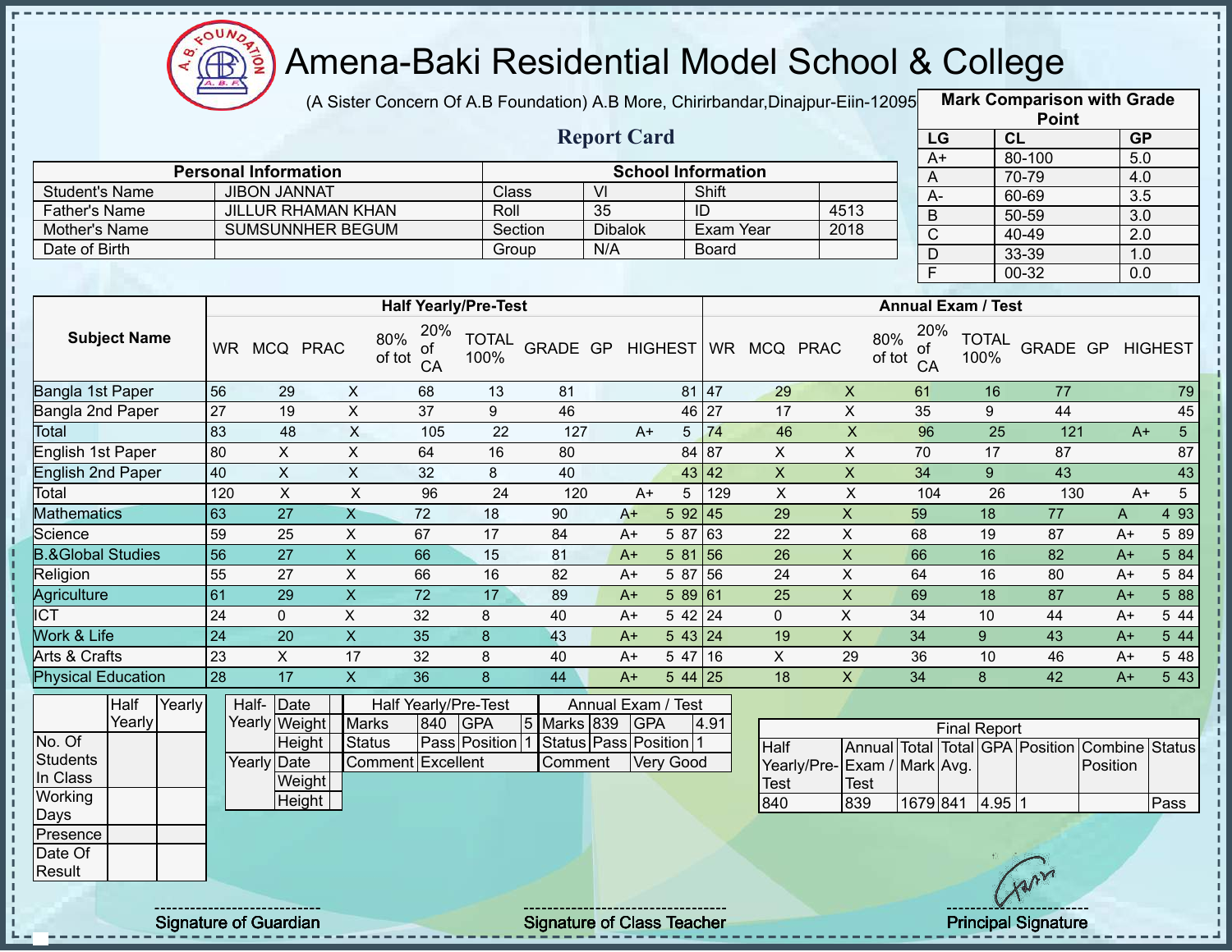# Amena-Baki Residential Model School & College

(A Sister Concern Of A.B Foundation) A.B More, Chirirbandar,Dinajpur-Eiin-120950

## Report Card

| Mark Comparison with Grade Point | | |
|---|---|---|
| LG | CL | GP |
| A+ | 80-100 | 5.0 |
| A | 70-79 | 4.0 |
| A- | 60-69 | 3.5 |
| B | 50-59 | 3.0 |
| C | 40-49 | 2.0 |
| D | 33-39 | 1.0 |
| F | 00-32 | 0.0 |

| Personal Information | | School Information | | | |
|---|---|---|---|---|---|
| Student's Name | JIBON JANNAT | Class | VI | Shift | |
| Father's Name | JILLUR RHAMAN KHAN | Roll | 35 | ID | 4513 |
| Mother's Name | SUMSUNNHER BEGUM | Section | Dibalok | Exam Year | 2018 |
| Date of Birth | | Group | N/A | Board | |

| Subject Name | Half Yearly/Pre-Test | | | | | | | | | Annual Exam / Test | | | | | | | | |
|---|---|---|---|---|---|---|---|---|---|---|---|---|---|---|---|---|---|---|
| | WR | MCQ | PRAC | 80% of tot | 20% of CA | TOTAL 100% | GRADE | GP | HIGHEST | WR | MCQ | PRAC | 80% of tot | 20% of CA | TOTAL 100% | GRADE | GP | HIGHEST |
| Bangla 1st Paper | 56 | 29 | X | 68 | 13 | 81 | | | 81 | 47 | 29 | X | 61 | 16 | 77 | | | 79 |
| Bangla 2nd Paper | 27 | 19 | X | 37 | 9 | 46 | | | 46 | 27 | 17 | X | 35 | 9 | 44 | | | 45 |
| Total | 83 | 48 | X | 105 | 22 | 127 | A+ | 5 | | 74 | 46 | X | 96 | 25 | 121 | A+ | 5 | |
| English 1st Paper | 80 | X | X | 64 | 16 | 80 | | | 84 | 87 | X | X | 70 | 17 | 87 | | | 87 |
| English 2nd Paper | 40 | X | X | 32 | 8 | 40 | | | 43 | 42 | X | X | 34 | 9 | 43 | | | 43 |
| Total | 120 | X | X | 96 | 24 | 120 | A+ | 5 | | 129 | X | X | 104 | 26 | 130 | A+ | 5 | |
| Mathematics | 63 | 27 | X | 72 | 18 | 90 | A+ | 5 | 92 | 45 | 29 | X | 59 | 18 | 77 | A | 4 | 93 |
| Science | 59 | 25 | X | 67 | 17 | 84 | A+ | 5 | 87 | 63 | 22 | X | 68 | 19 | 87 | A+ | 5 | 89 |
| B.&Global Studies | 56 | 27 | X | 66 | 15 | 81 | A+ | 5 | 81 | 56 | 26 | X | 66 | 16 | 82 | A+ | 5 | 84 |
| Religion | 55 | 27 | X | 66 | 16 | 82 | A+ | 5 | 87 | 56 | 24 | X | 64 | 16 | 80 | A+ | 5 | 84 |
| Agriculture | 61 | 29 | X | 72 | 17 | 89 | A+ | 5 | 89 | 61 | 25 | X | 69 | 18 | 87 | A+ | 5 | 88 |
| ICT | 24 | 0 | X | 32 | 8 | 40 | A+ | 5 | 42 | 24 | 0 | X | 34 | 10 | 44 | A+ | 5 | 44 |
| Work & Life | 24 | 20 | X | 35 | 8 | 43 | A+ | 5 | 43 | 24 | 19 | X | 34 | 9 | 43 | A+ | 5 | 44 |
| Arts & Crafts | 23 | X | 17 | 32 | 8 | 40 | A+ | 5 | 47 | 16 | X | 29 | 36 | 10 | 46 | A+ | 5 | 48 |
| Physical Education | 28 | 17 | X | 36 | 8 | 44 | A+ | 5 | 44 | 25 | 18 | X | 34 | 8 | 42 | A+ | 5 | 43 |

| | Half Yearly | Yearly |
|---|---|---|
| No. Of Students In Class | | |
| Working Days | | |
| Presence | | |
| Date Of Result | | |

| Half-Yearly | Date | |
|---|---|---|
| | Weight | |
| | Height | |
| Yearly | Date | |
| | Weight | |
| | Height | |

| Half Yearly/Pre-Test | | | | Annual Exam / Test | | | |
|---|---|---|---|---|---|---|---|
| Marks | 840 | GPA | 5 | Marks | 839 | GPA | 4.91 |
| Status | Pass | Position | 1 | Status | Pass | Position | 1 |
| Comment | Excellent | | | Comment | Very Good | | |

| Final Report | | | | | | | |
|---|---|---|---|---|---|---|---|
| Half Yearly/Pre-Test | Annual Exam / Test | Total Mark | Total Avg. | GPA | Position | Combine Position | Status |
| 840 | 839 | 1679 | 841 | 4.95 | 1 | | Pass |

Signature of Guardian

Signature of Class Teacher

Principal Signature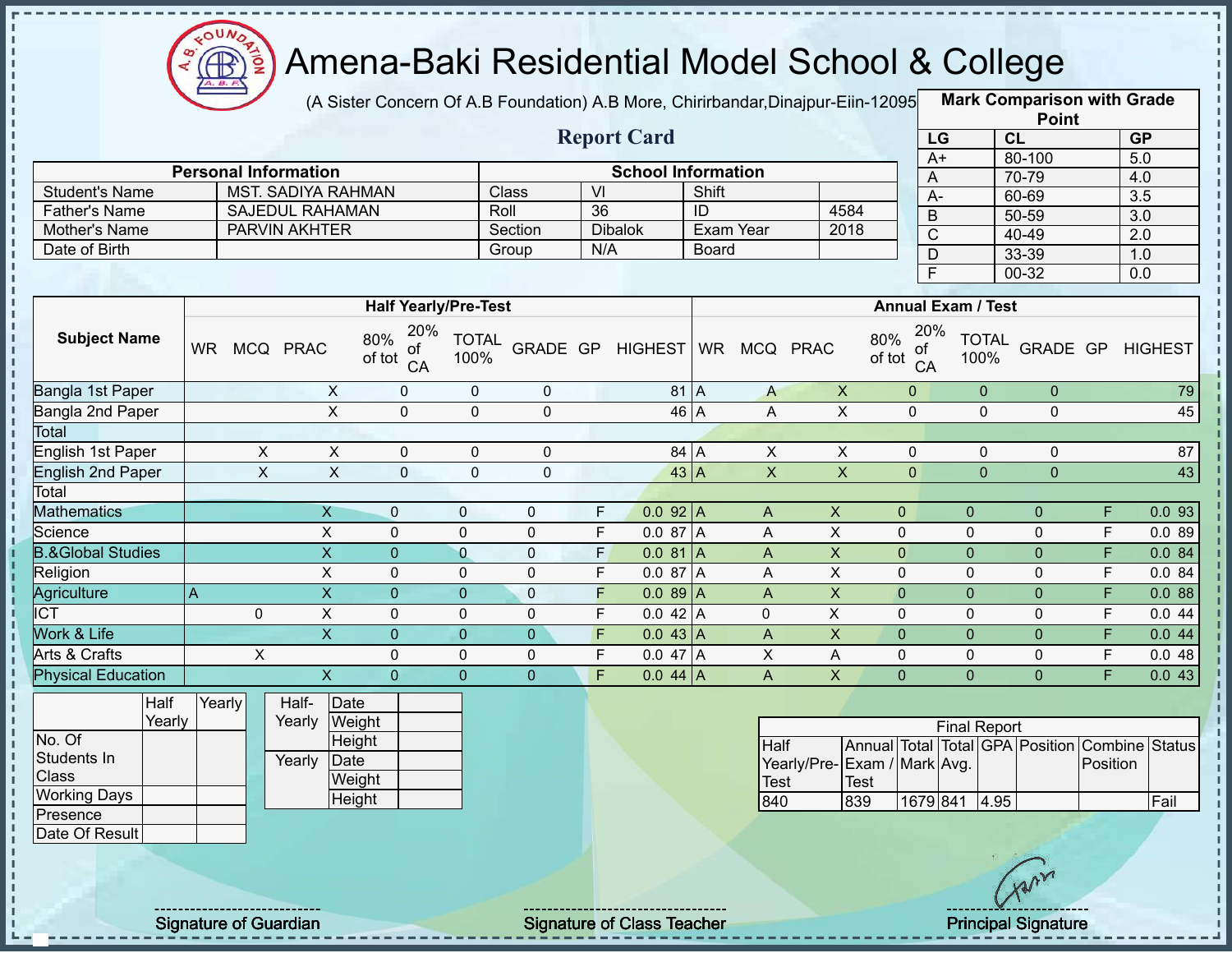# Amena-Baki Residential Model School & College

(A Sister Concern Of A.B Foundation) A.B More, Chirirbandar,Dinajpur-Eiin-12095

## Report Card

| Mark Comparison with Grade Point | | |
|---|---|---|
| LG | CL | GP |
| A+ | 80-100 | 5.0 |
| A | 70-79 | 4.0 |
| A- | 60-69 | 3.5 |
| B | 50-59 | 3.0 |
| C | 40-49 | 2.0 |
| D | 33-39 | 1.0 |
| F | 00-32 | 0.0 |

| Personal Information | | School Information | | | |
|---|---|---|---|---|---|
| Student's Name | MST. SADIYA RAHMAN | Class | VI | Shift | |
| Father's Name | SAJEDUL RAHAMAN | Roll | 36 | ID | 4584 |
| Mother's Name | PARVIN AKHTER | Section | Dibalok | Exam Year | 2018 |
| Date of Birth | | Group | N/A | Board | |

| Subject Name | Half Yearly/Pre-Test | | | | | | | | | | Annual Exam / Test | | | | | | | | | |
|---|---|---|---|---|---|---|---|---|---|---|---|---|---|---|---|---|---|---|---|---|
| | WR | MCQ | PRAC | 80% of tot | 20% of CA | TOTAL 100% | GRADE | GP | HIGHEST | WR | MCQ | PRAC | 80% of tot | 20% of CA | TOTAL 100% | GRADE | GP | HIGHEST |
| Bangla 1st Paper | | | X | 0 | 0 | 0 | | | 81 | A | A | X | 0 | 0 | 0 | | | 79 |
| Bangla 2nd Paper | | | X | 0 | 0 | 0 | | | 46 | A | A | X | 0 | 0 | 0 | | | 45 |
| Total | | | | | | | | | | | | | | | | | | |
| English 1st Paper | | X | X | 0 | 0 | 0 | | | 84 | A | X | X | 0 | 0 | 0 | | | 87 |
| English 2nd Paper | | X | X | 0 | 0 | 0 | | | 43 | A | X | X | 0 | 0 | 0 | | | 43 |
| Total | | | | | | | | | | | | | | | | | | |
| Mathematics | | | X | 0 | 0 | 0 | F | 0.0 | 92 | A | A | X | 0 | 0 | 0 | F | 0.0 | 93 |
| Science | | | X | 0 | 0 | 0 | F | 0.0 | 87 | A | A | X | 0 | 0 | 0 | F | 0.0 | 89 |
| B.&Global Studies | | | X | 0 | 0 | 0 | F | 0.0 | 81 | A | A | X | 0 | 0 | 0 | F | 0.0 | 84 |
| Religion | | | X | 0 | 0 | 0 | F | 0.0 | 87 | A | A | X | 0 | 0 | 0 | F | 0.0 | 84 |
| Agriculture | A | | X | 0 | 0 | 0 | F | 0.0 | 89 | A | A | X | 0 | 0 | 0 | F | 0.0 | 88 |
| ICT | | 0 | X | 0 | 0 | 0 | F | 0.0 | 42 | A | 0 | X | 0 | 0 | 0 | F | 0.0 | 44 |
| Work & Life | | | X | 0 | 0 | 0 | F | 0.0 | 43 | A | A | X | 0 | 0 | 0 | F | 0.0 | 44 |
| Arts & Crafts | | X | | 0 | 0 | 0 | F | 0.0 | 47 | A | X | A | 0 | 0 | 0 | F | 0.0 | 48 |
| Physical Education | | | X | 0 | 0 | 0 | F | 0.0 | 44 | A | A | X | 0 | 0 | 0 | F | 0.0 | 43 |

| | Half Yearly | Yearly |
|---|---|---|
| No. Of Students In Class | | |
| Working Days | | |
| Presence | | |
| Date Of Result | | |

| | | |
|---|---|---|
| Half-Yearly | Date | |
| | Weight | |
| | Height | |
| Yearly | Date | |
| | Weight | |
| | Height | |

| Final Report | | | | | | | |
|---|---|---|---|---|---|---|---|
| Half Yearly/Pre-Test | Annual Exam / Test | Total Mark | Total Avg. | GPA | Position | Combine Position | Status |
| 840 | 839 | 1679 | 841 | 4.95 | | | Fail |

Signature of Guardian

Signature of Class Teacher

Principal Signature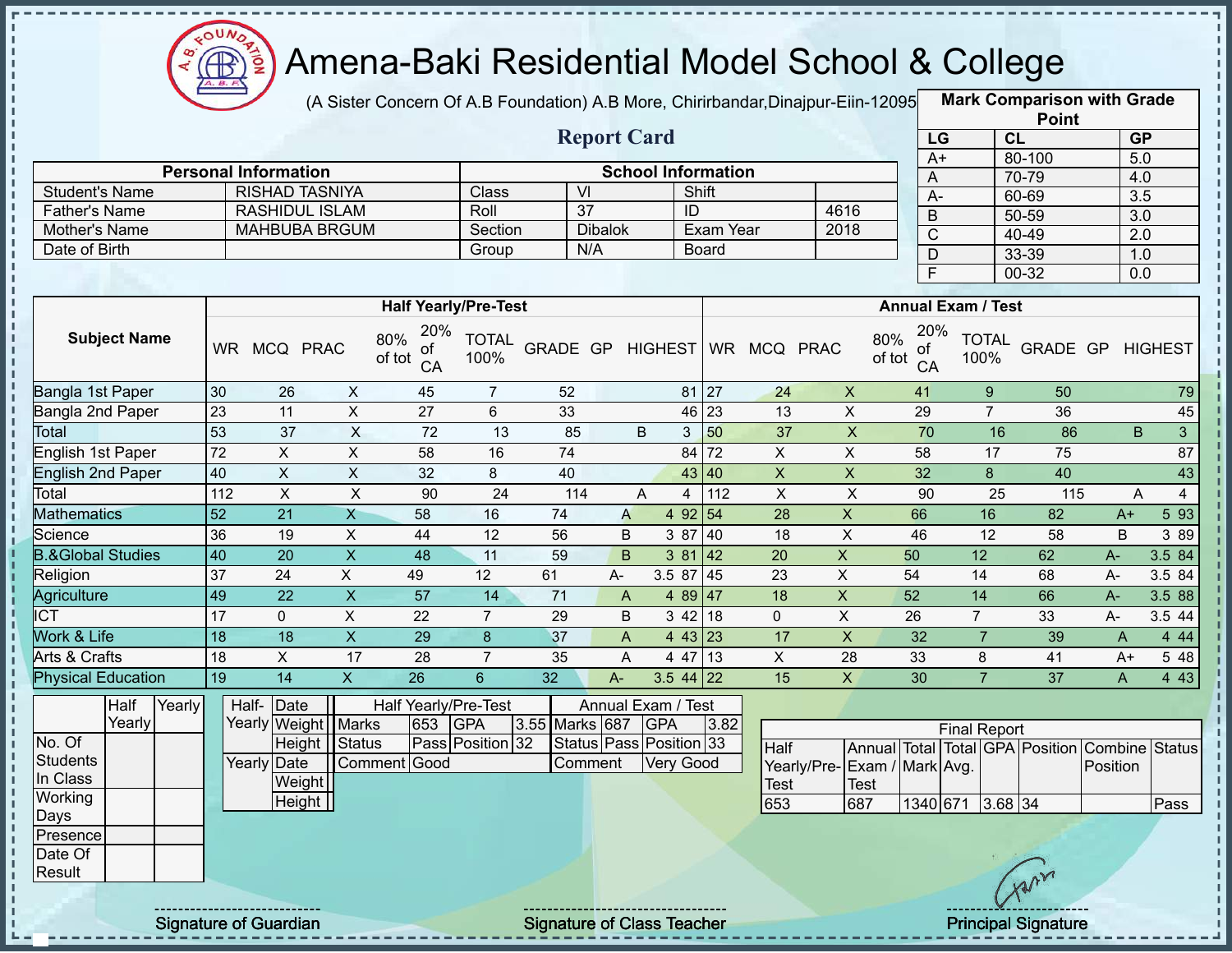# Amena-Baki Residential Model School & College

(A Sister Concern Of A.B Foundation) A.B More, Chirirbandar,Dinajpur-Eiin-120950

## Report Card

| Mark Comparison with Grade Point | | |
|---|---|---|
| LG | CL | GP |
| A+ | 80-100 | 5.0 |
| A | 70-79 | 4.0 |
| A- | 60-69 | 3.5 |
| B | 50-59 | 3.0 |
| C | 40-49 | 2.0 |
| D | 33-39 | 1.0 |
| F | 00-32 | 0.0 |

| Personal Information | | School Information | | | |
|---|---|---|---|---|---|
| Student's Name | RISHAD TASNIYA | Class | VI | Shift | |
| Father's Name | RASHIDUL ISLAM | Roll | 37 | ID | 4616 |
| Mother's Name | MAHBUBA BRGUM | Section | Dibalok | Exam Year | 2018 |
| Date of Birth | | Group | N/A | Board | |

| Subject Name | Half Yearly/Pre-Test | | | | | | | | | Annual Exam / Test | | | | | | | | |
|---|---|---|---|---|---|---|---|---|---|---|---|---|---|---|---|---|---|---|
| | WR | MCQ | PRAC | 80% of tot | 20% of CA | TOTAL 100% | GRADE | GP | HIGHEST | WR | MCQ | PRAC | 80% of tot | 20% of CA | TOTAL 100% | GRADE | GP | HIGHEST |
| Bangla 1st Paper | 30 | 26 | X | 45 | 7 | 52 | | | 81 | 27 | 24 | X | 41 | 9 | 50 | | | 79 |
| Bangla 2nd Paper | 23 | 11 | X | 27 | 6 | 33 | | | 46 | 23 | 13 | X | 29 | 7 | 36 | | | 45 |
| Total | 53 | 37 | X | 72 | 13 | 85 | B | 3 | | 50 | 37 | X | 70 | 16 | 86 | B | 3 | |
| English 1st Paper | 72 | X | X | 58 | 16 | 74 | | | 84 | 72 | X | X | 58 | 17 | 75 | | | 87 |
| English 2nd Paper | 40 | X | X | 32 | 8 | 40 | | | 43 | 40 | X | X | 32 | 8 | 40 | | | 43 |
| Total | 112 | X | X | 90 | 24 | 114 | A | 4 | | 112 | X | X | 90 | 25 | 115 | A | 4 | |
| Mathematics | 52 | 21 | X | 58 | 16 | 74 | A | 4 | 92 | 54 | 28 | X | 66 | 16 | 82 | A+ | 5 | 93 |
| Science | 36 | 19 | X | 44 | 12 | 56 | B | 3 | 87 | 40 | 18 | X | 46 | 12 | 58 | B | 3 | 89 |
| B.&Global Studies | 40 | 20 | X | 48 | 11 | 59 | B | 3 | 81 | 42 | 20 | X | 50 | 12 | 62 | A- | 3.5 | 84 |
| Religion | 37 | 24 | X | 49 | 12 | 61 | A- | 3.5 | 87 | 45 | 23 | X | 54 | 14 | 68 | A- | 3.5 | 84 |
| Agriculture | 49 | 22 | X | 57 | 14 | 71 | A | 4 | 89 | 47 | 18 | X | 52 | 14 | 66 | A- | 3.5 | 88 |
| ICT | 17 | 0 | X | 22 | 7 | 29 | B | 3 | 42 | 18 | 0 | X | 26 | 7 | 33 | A- | 3.5 | 44 |
| Work & Life | 18 | 18 | X | 29 | 8 | 37 | A | 4 | 43 | 23 | 17 | X | 32 | 7 | 39 | A | 4 | 44 |
| Arts & Crafts | 18 | X | 17 | 28 | 7 | 35 | A | 4 | 47 | 13 | X | 28 | 33 | 8 | 41 | A+ | 5 | 48 |
| Physical Education | 19 | 14 | X | 26 | 6 | 32 | A- | 3.5 | 44 | 22 | 15 | X | 30 | 7 | 37 | A | 4 | 43 |

| | Half Yearly | Yearly |
|---|---|---|
| No. Of Students In Class | | |
| Working Days | | |
| Presence | | |
| Date Of Result | | |

| | | |
|---|---|---|
| Half-Yearly | Date | |
| | Weight | |
| | Height | |
| Yearly | Date | |
| | Weight | |
| | Height | |

| Half Yearly/Pre-Test | | | | Annual Exam / Test | | | |
|---|---|---|---|---|---|---|---|
| Marks | 653 | GPA | 3.55 | Marks | 687 | GPA | 3.82 |
| Status | Pass | Position | 32 | Status | Pass | Position | 33 |
| Comment | Good | | | Comment | Very Good | | |

| Final Report | | | | | | | |
|---|---|---|---|---|---|---|---|
| Half Yearly/Pre-Test | Annual Exam / Test | Total Mark | Total Avg. | GPA | Position | Combine Position | Status |
| 653 | 687 | 1340 | 671 | 3.68 | 34 | | Pass |

Signature of Guardian

Signature of Class Teacher

Principal Signature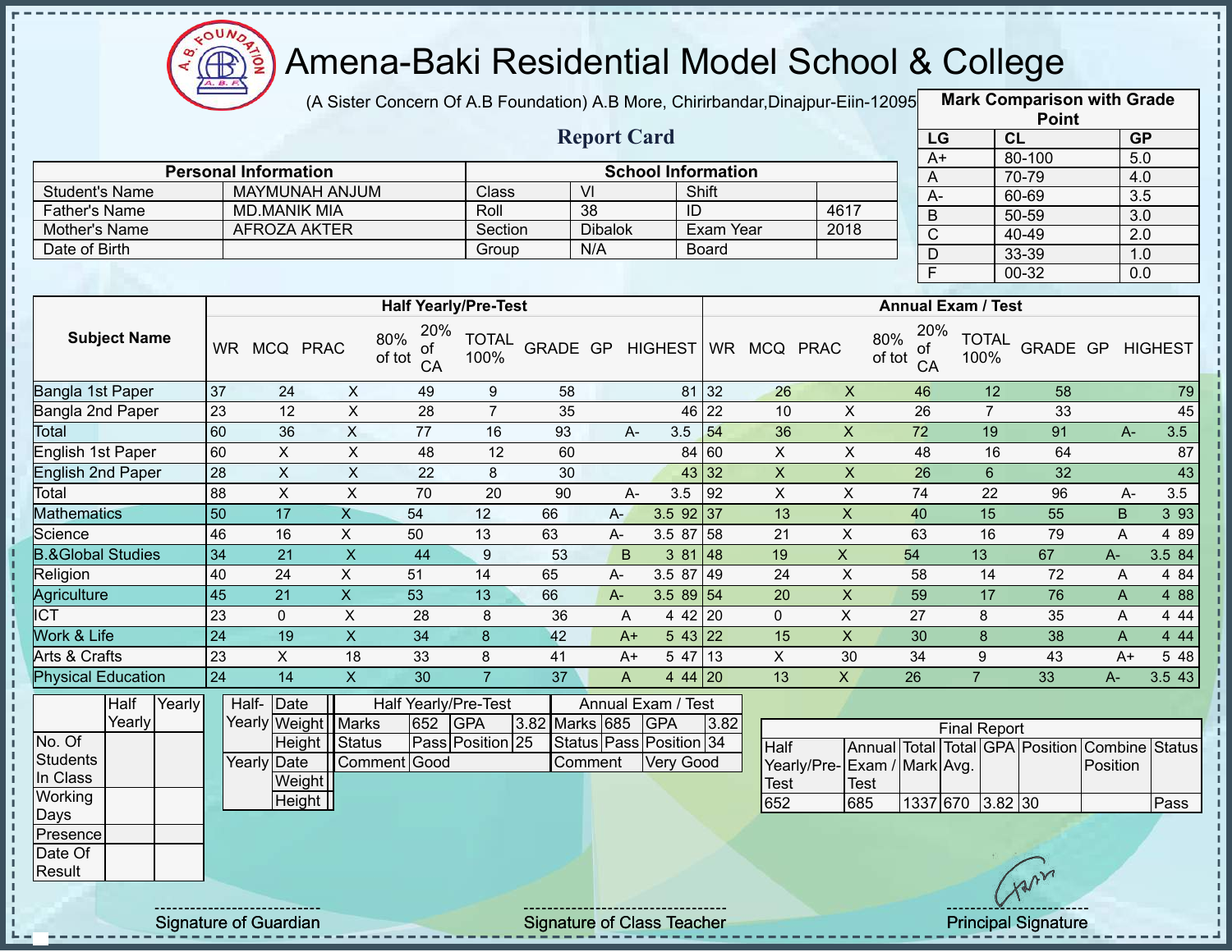# Amena-Baki Residential Model School & College

(A Sister Concern Of A.B Foundation) A.B More, Chirirbandar,Dinajpur-Eiin-120950

## Report Card

| Mark Comparison with Grade Point | | |
|---|---|---|
| LG | CL | GP |
| A+ | 80-100 | 5.0 |
| A | 70-79 | 4.0 |
| A- | 60-69 | 3.5 |
| B | 50-59 | 3.0 |
| C | 40-49 | 2.0 |
| D | 33-39 | 1.0 |
| F | 00-32 | 0.0 |

| Personal Information | | School Information | | | |
|---|---|---|---|---|---|
| Student's Name | MAYMUNAH ANJUM | Class | VI | Shift | |
| Father's Name | MD.MANIK MIA | Roll | 38 | ID | 4617 |
| Mother's Name | AFROZA AKTER | Section | Dibalok | Exam Year | 2018 |
| Date of Birth | | Group | N/A | Board | |

| Subject Name | Half Yearly/Pre-Test | | | | | | | | | Annual Exam / Test | | | | | | | | |
|---|---|---|---|---|---|---|---|---|---|---|---|---|---|---|---|---|---|---|
| | WR | MCQ | PRAC | 80% of tot | 20% of CA | TOTAL 100% | GRADE | GP | HIGHEST | WR | MCQ | PRAC | 80% of tot | 20% of CA | TOTAL 100% | GRADE | GP | HIGHEST |
| Bangla 1st Paper | 37 | 24 | X | 49 | 9 | 58 | | | 81 | 32 | 26 | X | 46 | 12 | 58 | | | 79 |
| Bangla 2nd Paper | 23 | 12 | X | 28 | 7 | 35 | | | 46 | 22 | 10 | X | 26 | 7 | 33 | | | 45 |
| Total | 60 | 36 | X | 77 | 16 | 93 | A- | 3.5 | | 54 | 36 | X | 72 | 19 | 91 | A- | 3.5 | |
| English 1st Paper | 60 | X | X | 48 | 12 | 60 | | | 84 | 60 | X | X | 48 | 16 | 64 | | | 87 |
| English 2nd Paper | 28 | X | X | 22 | 8 | 30 | | | 43 | 32 | X | X | 26 | 6 | 32 | | | 43 |
| Total | 88 | X | X | 70 | 20 | 90 | A- | 3.5 | | 92 | X | X | 74 | 22 | 96 | A- | 3.5 | |
| Mathematics | 50 | 17 | X | 54 | 12 | 66 | A- | 3.5 | 92 | 37 | 13 | X | 40 | 15 | 55 | B | 3 | 93 |
| Science | 46 | 16 | X | 50 | 13 | 63 | A- | 3.5 | 87 | 58 | 21 | X | 63 | 16 | 79 | A | 4 | 89 |
| B.&Global Studies | 34 | 21 | X | 44 | 9 | 53 | B | 3 | 81 | 48 | 19 | X | 54 | 13 | 67 | A- | 3.5 | 84 |
| Religion | 40 | 24 | X | 51 | 14 | 65 | A- | 3.5 | 87 | 49 | 24 | X | 58 | 14 | 72 | A | 4 | 84 |
| Agriculture | 45 | 21 | X | 53 | 13 | 66 | A- | 3.5 | 89 | 54 | 20 | X | 59 | 17 | 76 | A | 4 | 88 |
| ICT | 23 | 0 | X | 28 | 8 | 36 | A | 4 | 42 | 20 | 0 | X | 27 | 8 | 35 | A | 4 | 44 |
| Work & Life | 24 | 19 | X | 34 | 8 | 42 | A+ | 5 | 43 | 22 | 15 | X | 30 | 8 | 38 | A | 4 | 44 |
| Arts & Crafts | 23 | X | 18 | 33 | 8 | 41 | A+ | 5 | 47 | 13 | X | 30 | 34 | 9 | 43 | A+ | 5 | 48 |
| Physical Education | 24 | 14 | X | 30 | 7 | 37 | A | 4 | 44 | 20 | 13 | X | 26 | 7 | 33 | A- | 3.5 | 43 |

| | Half Yearly | Yearly |
|---|---|---|
| No. Of Students In Class | | |
| Working Days | | |
| Presence | | |
| Date Of Result | | |

| Half-Yearly | Date | |
|---|---|---|
| | Weight | |
| | Height | |
| Yearly | Date | |
| | Weight | |
| | Height | |

| Half Yearly/Pre-Test | | | | Annual Exam / Test | | | |
|---|---|---|---|---|---|---|---|
| Marks | 652 | GPA | 3.82 | Marks | 685 | GPA | 3.82 |
| Status | Pass | Position | 25 | Status | Pass | Position | 34 |
| Comment | Good | | | Comment | Very Good | | |

| Final Report | | | | | | | |
|---|---|---|---|---|---|---|---|
| Half Yearly/Pre-Test | Annual Exam / Test | Total Mark | Total Avg. | GPA | Position | Combine Position | Status |
| 652 | 685 | 1337 | 670 | 3.82 | 30 | | Pass |

Signature of Guardian — Signature of Class Teacher — Principal Signature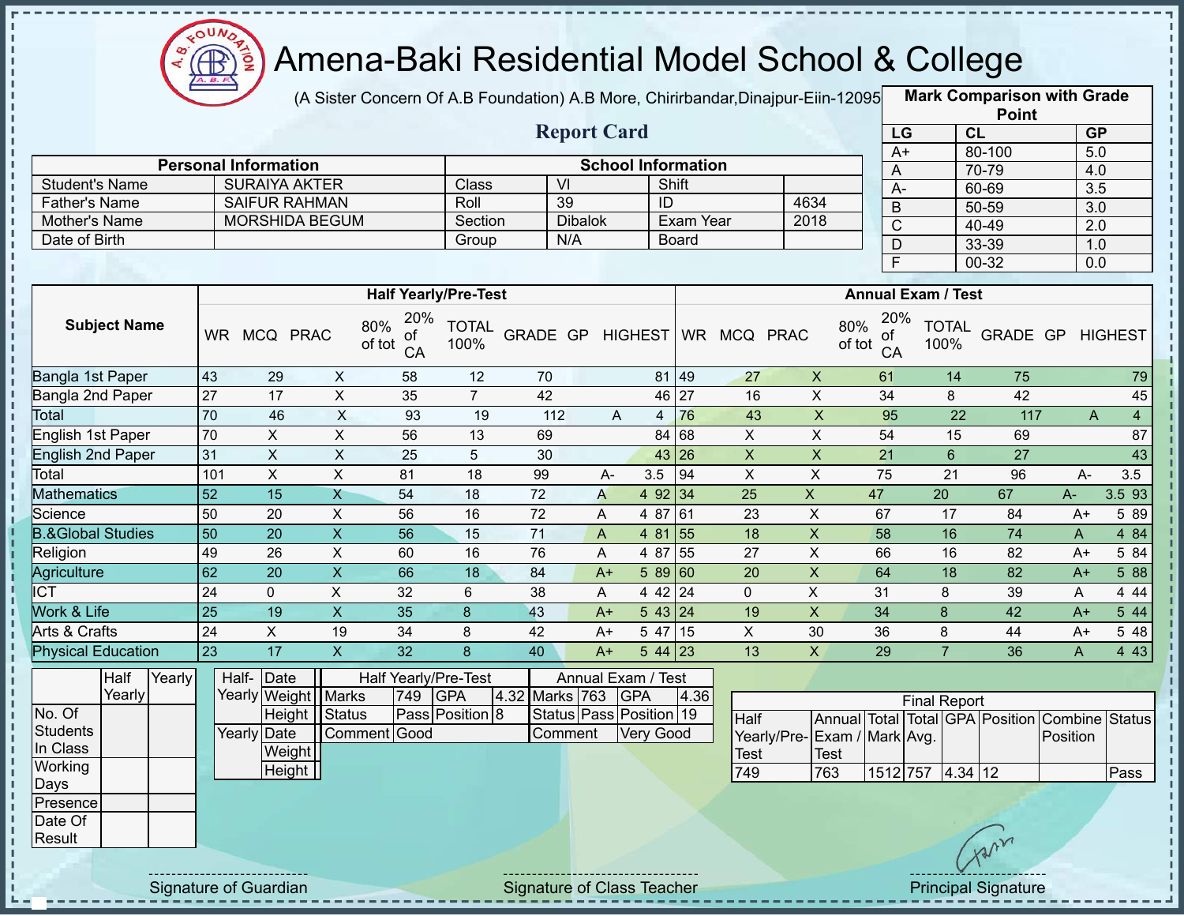# Amena-Baki Residential Model School & College

(A Sister Concern Of A.B Foundation) A.B More, Chirirbandar,Dinajpur-Eiin-120950

**Report Card**

| Mark Comparison with Grade Point | | |
|---|---|---|
| LG | CL | GP |
| A+ | 80-100 | 5.0 |
| A | 70-79 | 4.0 |
| A- | 60-69 | 3.5 |
| B | 50-59 | 3.0 |
| C | 40-49 | 2.0 |
| D | 33-39 | 1.0 |
| F | 00-32 | 0.0 |

| Personal Information | | School Information | | | |
|---|---|---|---|---|---|
| Student's Name | SURAIYA AKTER | Class | VI | Shift | |
| Father's Name | SAIFUR RAHMAN | Roll | 39 | ID | 4634 |
| Mother's Name | MORSHIDA BEGUM | Section | Dibalok | Exam Year | 2018 |
| Date of Birth | | Group | N/A | Board | |

| Subject Name | Half Yearly/Pre-Test | | | | | | | | | Annual Exam / Test | | | | | | | | |
|---|---|---|---|---|---|---|---|---|---|---|---|---|---|---|---|---|---|---|
| | WR | MCQ | PRAC | 80% of tot | 20% of CA | TOTAL 100% | GRADE | GP | HIGHEST | WR | MCQ | PRAC | 80% of tot | 20% of CA | TOTAL 100% | GRADE | GP | HIGHEST |
| Bangla 1st Paper | 43 | 29 | X | 58 | 12 | 70 | | | 81 | 49 | 27 | X | 61 | 14 | 75 | | | 79 |
| Bangla 2nd Paper | 27 | 17 | X | 35 | 7 | 42 | | | 46 | 27 | 16 | X | 34 | 8 | 42 | | | 45 |
| Total | 70 | 46 | X | 93 | 19 | 112 | A | 4 | | 76 | 43 | X | 95 | 22 | 117 | A | 4 | |
| English 1st Paper | 70 | X | X | 56 | 13 | 69 | | | 84 | 68 | X | X | 54 | 15 | 69 | | | 87 |
| English 2nd Paper | 31 | X | X | 25 | 5 | 30 | | | 43 | 26 | X | X | 21 | 6 | 27 | | | 43 |
| Total | 101 | X | X | 81 | 18 | 99 | A- | 3.5 | | 94 | X | X | 75 | 21 | 96 | A- | 3.5 | |
| Mathematics | 52 | 15 | X | 54 | 18 | 72 | A | 4 | 92 | 34 | 25 | X | 47 | 20 | 67 | A- | 3.5 | 93 |
| Science | 50 | 20 | X | 56 | 16 | 72 | A | 4 | 87 | 61 | 23 | X | 67 | 17 | 84 | A+ | 5 | 89 |
| B.&Global Studies | 50 | 20 | X | 56 | 15 | 71 | A | 4 | 81 | 55 | 18 | X | 58 | 16 | 74 | A | 4 | 84 |
| Religion | 49 | 26 | X | 60 | 16 | 76 | A | 4 | 87 | 55 | 27 | X | 66 | 16 | 82 | A+ | 5 | 84 |
| Agriculture | 62 | 20 | X | 66 | 18 | 84 | A+ | 5 | 89 | 60 | 20 | X | 64 | 18 | 82 | A+ | 5 | 88 |
| ICT | 24 | 0 | X | 32 | 6 | 38 | A | 4 | 42 | 24 | 0 | X | 31 | 8 | 39 | A | 4 | 44 |
| Work & Life | 25 | 19 | X | 35 | 8 | 43 | A+ | 5 | 43 | 24 | 19 | X | 34 | 8 | 42 | A+ | 5 | 44 |
| Arts & Crafts | 24 | X | 19 | 34 | 8 | 42 | A+ | 5 | 47 | 15 | X | 30 | 36 | 8 | 44 | A+ | 5 | 48 |
| Physical Education | 23 | 17 | X | 32 | 8 | 40 | A+ | 5 | 44 | 23 | 13 | X | 29 | 7 | 36 | A | 4 | 43 |

| | Half Yearly | Yearly |
|---|---|---|
| No. Of Students In Class | | |
| Working Days | | |
| Presence | | |
| Date Of Result | | |

| | | |
|---|---|---|
| Half-Yearly | Date | |
| | Weight | |
| | Height | |
| Yearly | Date | |
| | Weight | |
| | Height | |

| Half Yearly/Pre-Test | | | | Annual Exam / Test | | | |
|---|---|---|---|---|---|---|---|
| Marks | 749 | GPA | 4.32 | Marks | 763 | GPA | 4.36 |
| Status | Pass | Position | 8 | Status | Pass | Position | 19 |
| Comment | Good | | | Comment | Very Good | | |

| Final Report | | | | | | | |
|---|---|---|---|---|---|---|---|
| Half Yearly/Pre-Test | Annual Exam / Test | Total Mark | Total Avg. | GPA | Position | Combine Position | Status |
| 749 | 763 | 1512 | 757 | 4.34 | 12 | | Pass |

Signature of Guardian

Signature of Class Teacher

Principal Signature